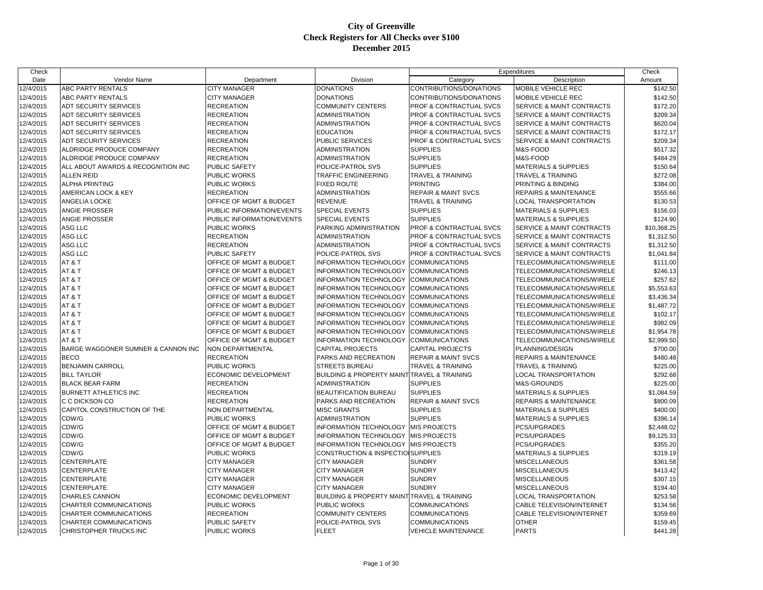# City of Greenville
## Check Registers for All Checks over $100
## December 2015

| Check Date | Vendor Name | Department | Division | Expenditures Category | Expenditures Description | Check Amount |
|---|---|---|---|---|---|---|
| 12/4/2015 | ABC PARTY RENTALS | CITY MANAGER | DONATIONS | CONTRIBUTIONS/DONATIONS | MOBILE VEHICLE REC | $142.50 |
| 12/4/2015 | ABC PARTY RENTALS | CITY MANAGER | DONATIONS | CONTRIBUTIONS/DONATIONS | MOBILE VEHICLE REC | $142.50 |
| 12/4/2015 | ADT SECURITY SERVICES | RECREATION | COMMUNITY CENTERS | PROF & CONTRACTUAL SVCS | SERVICE & MAINT CONTRACTS | $172.20 |
| 12/4/2015 | ADT SECURITY SERVICES | RECREATION | ADMINISTRATION | PROF & CONTRACTUAL SVCS | SERVICE & MAINT CONTRACTS | $209.34 |
| 12/4/2015 | ADT SECURITY SERVICES | RECREATION | ADMINISTRATION | PROF & CONTRACTUAL SVCS | SERVICE & MAINT CONTRACTS | $620.04 |
| 12/4/2015 | ADT SECURITY SERVICES | RECREATION | EDUCATION | PROF & CONTRACTUAL SVCS | SERVICE & MAINT CONTRACTS | $172.17 |
| 12/4/2015 | ADT SECURITY SERVICES | RECREATION | PUBLIC SERVICES | PROF & CONTRACTUAL SVCS | SERVICE & MAINT CONTRACTS | $209.34 |
| 12/4/2015 | ALDRIDGE PRODUCE COMPANY | RECREATION | ADMINISTRATION | SUPPLIES | M&S-FOOD | $517.32 |
| 12/4/2015 | ALDRIDGE PRODUCE COMPANY | RECREATION | ADMINISTRATION | SUPPLIES | M&S-FOOD | $484.29 |
| 12/4/2015 | ALL ABOUT AWARDS & RECOGNITION INC | PUBLIC SAFETY | POLICE-PATROL SVS | SUPPLIES | MATERIALS & SUPPLIES | $150.64 |
| 12/4/2015 | ALLEN REID | PUBLIC WORKS | TRAFFIC ENGINEERING | TRAVEL & TRAINING | TRAVEL & TRAINING | $272.08 |
| 12/4/2015 | ALPHA PRINTING | PUBLIC WORKS | FIXED ROUTE | PRINTING | PRINTING & BINDING | $384.00 |
| 12/4/2015 | AMERICAN LOCK & KEY | RECREATION | ADMINISTRATION | REPAIR & MAINT SVCS | REPAIRS & MAINTENANCE | $555.66 |
| 12/4/2015 | ANGELIA LOCKE | OFFICE OF MGMT & BUDGET | REVENUE | TRAVEL & TRAINING | LOCAL TRANSPORTATION | $130.53 |
| 12/4/2015 | ANGIE PROSSER | PUBLIC INFORMATION/EVENTS | SPECIAL EVENTS | SUPPLIES | MATERIALS & SUPPLIES | $156.03 |
| 12/4/2015 | ANGIE PROSSER | PUBLIC INFORMATION/EVENTS | SPECIAL EVENTS | SUPPLIES | MATERIALS & SUPPLIES | $124.90 |
| 12/4/2015 | ASG LLC | PUBLIC WORKS | PARKING ADMINISTRATION | PROF & CONTRACTUAL SVCS | SERVICE & MAINT CONTRACTS | $10,368.25 |
| 12/4/2015 | ASG LLC | RECREATION | ADMINISTRATION | PROF & CONTRACTUAL SVCS | SERVICE & MAINT CONTRACTS | $1,312.50 |
| 12/4/2015 | ASG LLC | RECREATION | ADMINISTRATION | PROF & CONTRACTUAL SVCS | SERVICE & MAINT CONTRACTS | $1,312.50 |
| 12/4/2015 | ASG LLC | PUBLIC SAFETY | POLICE-PATROL SVS | PROF & CONTRACTUAL SVCS | SERVICE & MAINT CONTRACTS | $1,041.84 |
| 12/4/2015 | AT & T | OFFICE OF MGMT & BUDGET | INFORMATION TECHNOLOGY | COMMUNICATIONS | TELECOMMUNICATIONS/WIRELE | $111.00 |
| 12/4/2015 | AT & T | OFFICE OF MGMT & BUDGET | INFORMATION TECHNOLOGY | COMMUNICATIONS | TELECOMMUNICATIONS/WIRELE | $246.13 |
| 12/4/2015 | AT & T | OFFICE OF MGMT & BUDGET | INFORMATION TECHNOLOGY | COMMUNICATIONS | TELECOMMUNICATIONS/WIRELE | $257.62 |
| 12/4/2015 | AT & T | OFFICE OF MGMT & BUDGET | INFORMATION TECHNOLOGY | COMMUNICATIONS | TELECOMMUNICATIONS/WIRELE | $5,553.63 |
| 12/4/2015 | AT & T | OFFICE OF MGMT & BUDGET | INFORMATION TECHNOLOGY | COMMUNICATIONS | TELECOMMUNICATIONS/WIRELE | $3,436.34 |
| 12/4/2015 | AT & T | OFFICE OF MGMT & BUDGET | INFORMATION TECHNOLOGY | COMMUNICATIONS | TELECOMMUNICATIONS/WIRELE | $1,487.72 |
| 12/4/2015 | AT & T | OFFICE OF MGMT & BUDGET | INFORMATION TECHNOLOGY | COMMUNICATIONS | TELECOMMUNICATIONS/WIRELE | $102.17 |
| 12/4/2015 | AT & T | OFFICE OF MGMT & BUDGET | INFORMATION TECHNOLOGY | COMMUNICATIONS | TELECOMMUNICATIONS/WIRELE | $982.09 |
| 12/4/2015 | AT & T | OFFICE OF MGMT & BUDGET | INFORMATION TECHNOLOGY | COMMUNICATIONS | TELECOMMUNICATIONS/WIRELE | $1,954.78 |
| 12/4/2015 | AT & T | OFFICE OF MGMT & BUDGET | INFORMATION TECHNOLOGY | COMMUNICATIONS | TELECOMMUNICATIONS/WIRELE | $2,999.50 |
| 12/4/2015 | BARGE WAGGONER SUMNER & CANNON INC | NON DEPARTMENTAL | CAPITAL PROJECTS | CAPITAL PROJECTS | PLANNING/DESIGN | $700.00 |
| 12/4/2015 | BECO | RECREATION | PARKS AND RECREATION | REPAIR & MAINT SVCS | REPAIRS & MAINTENANCE | $480.48 |
| 12/4/2015 | BENJAMIN CARROLL | PUBLIC WORKS | STREETS BUREAU | TRAVEL & TRAINING | TRAVEL & TRAINING | $225.00 |
| 12/4/2015 | BILL TAYLOR | ECONOMIC DEVELOPMENT | BUILDING & PROPERTY MAINT | TRAVEL & TRAINING | LOCAL TRANSPORTATION | $292.68 |
| 12/4/2015 | BLACK BEAR FARM | RECREATION | ADMINISTRATION | SUPPLIES | M&S-GROUNDS | $225.00 |
| 12/4/2015 | BURNETT ATHLETICS INC | RECREATION | BEAUTIFICATION BUREAU | SUPPLIES | MATERIALS & SUPPLIES | $1,084.59 |
| 12/4/2015 | C C DICKSON CO | RECREATION | PARKS AND RECREATION | REPAIR & MAINT SVCS | REPAIRS & MAINTENANCE | $800.09 |
| 12/4/2015 | CAPITOL CONSTRUCTION OF THE | NON DEPARTMENTAL | MISC GRANTS | SUPPLIES | MATERIALS & SUPPLIES | $400.00 |
| 12/4/2015 | CDW/G | PUBLIC WORKS | ADMINISTRATION | SUPPLIES | MATERIALS & SUPPLIES | $396.14 |
| 12/4/2015 | CDW/G | OFFICE OF MGMT & BUDGET | INFORMATION TECHNOLOGY | MIS PROJECTS | PCS/UPGRADES | $2,448.02 |
| 12/4/2015 | CDW/G | OFFICE OF MGMT & BUDGET | INFORMATION TECHNOLOGY | MIS PROJECTS | PCS/UPGRADES | $9,125.33 |
| 12/4/2015 | CDW/G | OFFICE OF MGMT & BUDGET | INFORMATION TECHNOLOGY | MIS PROJECTS | PCS/UPGRADES | $355.20 |
| 12/4/2015 | CDW/G | PUBLIC WORKS | CONSTRUCTION & INSPECTIO | SUPPLIES | MATERIALS & SUPPLIES | $319.19 |
| 12/4/2015 | CENTERPLATE | CITY MANAGER | CITY MANAGER | SUNDRY | MISCELLANEOUS | $361.58 |
| 12/4/2015 | CENTERPLATE | CITY MANAGER | CITY MANAGER | SUNDRY | MISCELLANEOUS | $413.42 |
| 12/4/2015 | CENTERPLATE | CITY MANAGER | CITY MANAGER | SUNDRY | MISCELLANEOUS | $307.15 |
| 12/4/2015 | CENTERPLATE | CITY MANAGER | CITY MANAGER | SUNDRY | MISCELLANEOUS | $194.40 |
| 12/4/2015 | CHARLES CANNON | ECONOMIC DEVELOPMENT | BUILDING & PROPERTY MAINT | TRAVEL & TRAINING | LOCAL TRANSPORTATION | $253.58 |
| 12/4/2015 | CHARTER COMMUNICATIONS | PUBLIC WORKS | PUBLIC WORKS | COMMUNICATIONS | CABLE TELEVISION/INTERNET | $134.56 |
| 12/4/2015 | CHARTER COMMUNICATIONS | RECREATION | COMMUNITY CENTERS | COMMUNICATIONS | CABLE TELEVISION/INTERNET | $359.69 |
| 12/4/2015 | CHARTER COMMUNICATIONS | PUBLIC SAFETY | POLICE-PATROL SVS | COMMUNICATIONS | OTHER | $159.45 |
| 12/4/2015 | CHRISTOPHER TRUCKS INC | PUBLIC WORKS | FLEET | VEHICLE MAINTENANCE | PARTS | $441.28 |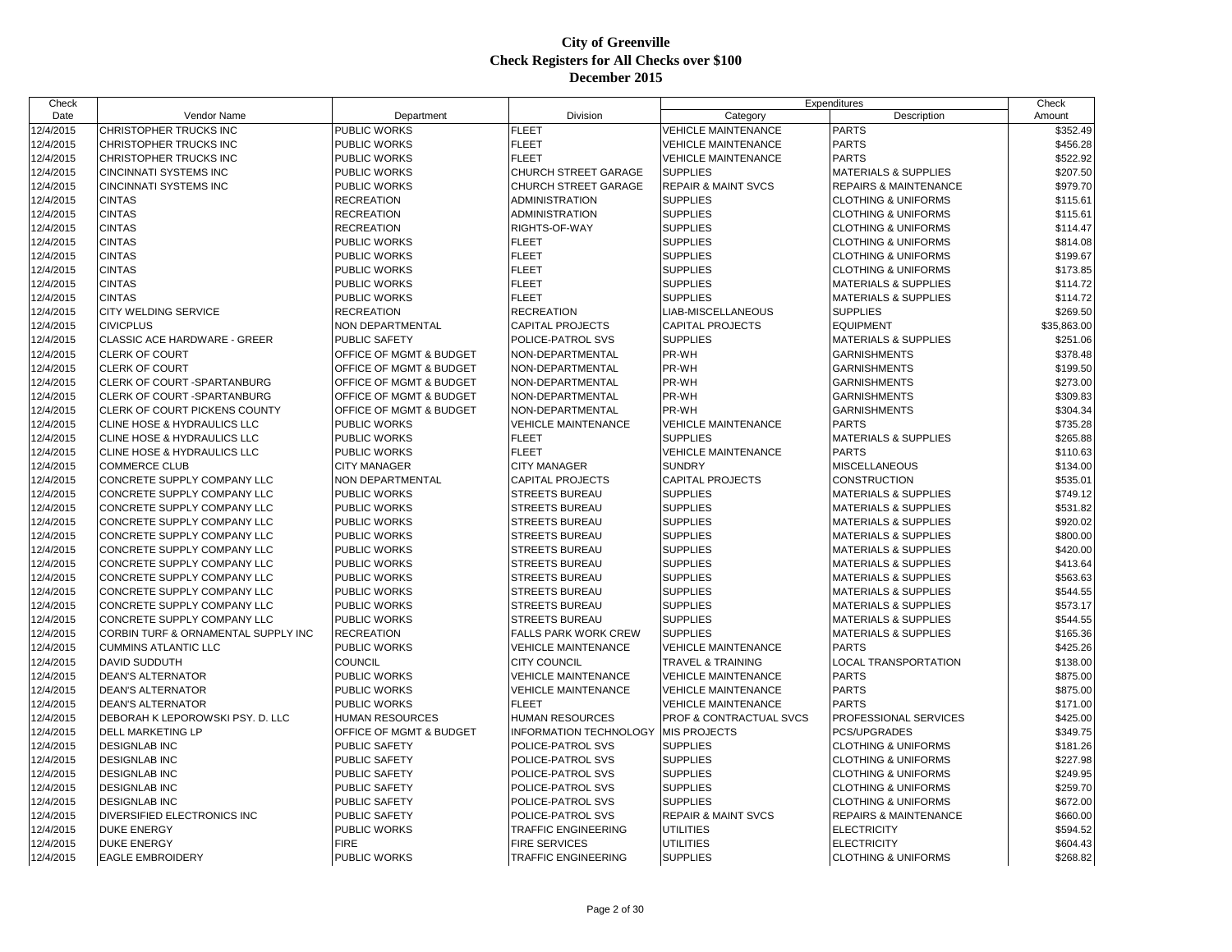# City of Greenville
## Check Registers for All Checks over $100
## December 2015

| Check Date | Vendor Name | Department | Division | Expenditures Category | Expenditures Description | Check Amount |
|---|---|---|---|---|---|---|
| 12/4/2015 | CHRISTOPHER TRUCKS INC | PUBLIC WORKS | FLEET | VEHICLE MAINTENANCE | PARTS | $352.49 |
| 12/4/2015 | CHRISTOPHER TRUCKS INC | PUBLIC WORKS | FLEET | VEHICLE MAINTENANCE | PARTS | $456.28 |
| 12/4/2015 | CHRISTOPHER TRUCKS INC | PUBLIC WORKS | FLEET | VEHICLE MAINTENANCE | PARTS | $522.92 |
| 12/4/2015 | CINCINNATI SYSTEMS INC | PUBLIC WORKS | CHURCH STREET GARAGE | SUPPLIES | MATERIALS & SUPPLIES | $207.50 |
| 12/4/2015 | CINCINNATI SYSTEMS INC | PUBLIC WORKS | CHURCH STREET GARAGE | REPAIR & MAINT SVCS | REPAIRS & MAINTENANCE | $979.70 |
| 12/4/2015 | CINTAS | RECREATION | ADMINISTRATION | SUPPLIES | CLOTHING & UNIFORMS | $115.61 |
| 12/4/2015 | CINTAS | RECREATION | ADMINISTRATION | SUPPLIES | CLOTHING & UNIFORMS | $115.61 |
| 12/4/2015 | CINTAS | RECREATION | RIGHTS-OF-WAY | SUPPLIES | CLOTHING & UNIFORMS | $114.47 |
| 12/4/2015 | CINTAS | PUBLIC WORKS | FLEET | SUPPLIES | CLOTHING & UNIFORMS | $814.08 |
| 12/4/2015 | CINTAS | PUBLIC WORKS | FLEET | SUPPLIES | CLOTHING & UNIFORMS | $199.67 |
| 12/4/2015 | CINTAS | PUBLIC WORKS | FLEET | SUPPLIES | CLOTHING & UNIFORMS | $173.85 |
| 12/4/2015 | CINTAS | PUBLIC WORKS | FLEET | SUPPLIES | MATERIALS & SUPPLIES | $114.72 |
| 12/4/2015 | CINTAS | PUBLIC WORKS | FLEET | SUPPLIES | MATERIALS & SUPPLIES | $114.72 |
| 12/4/2015 | CITY WELDING SERVICE | RECREATION | RECREATION | LIAB-MISCELLANEOUS | SUPPLIES | $269.50 |
| 12/4/2015 | CIVICPLUS | NON DEPARTMENTAL | CAPITAL PROJECTS | CAPITAL PROJECTS | EQUIPMENT | $35,863.00 |
| 12/4/2015 | CLASSIC ACE HARDWARE - GREER | PUBLIC SAFETY | POLICE-PATROL SVS | SUPPLIES | MATERIALS & SUPPLIES | $251.06 |
| 12/4/2015 | CLERK OF COURT | OFFICE OF MGMT & BUDGET | NON-DEPARTMENTAL | PR-WH | GARNISHMENTS | $378.48 |
| 12/4/2015 | CLERK OF COURT | OFFICE OF MGMT & BUDGET | NON-DEPARTMENTAL | PR-WH | GARNISHMENTS | $199.50 |
| 12/4/2015 | CLERK OF COURT -SPARTANBURG | OFFICE OF MGMT & BUDGET | NON-DEPARTMENTAL | PR-WH | GARNISHMENTS | $273.00 |
| 12/4/2015 | CLERK OF COURT -SPARTANBURG | OFFICE OF MGMT & BUDGET | NON-DEPARTMENTAL | PR-WH | GARNISHMENTS | $309.83 |
| 12/4/2015 | CLERK OF COURT PICKENS COUNTY | OFFICE OF MGMT & BUDGET | NON-DEPARTMENTAL | PR-WH | GARNISHMENTS | $304.34 |
| 12/4/2015 | CLINE HOSE & HYDRAULICS LLC | PUBLIC WORKS | VEHICLE MAINTENANCE | VEHICLE MAINTENANCE | PARTS | $735.28 |
| 12/4/2015 | CLINE HOSE & HYDRAULICS LLC | PUBLIC WORKS | FLEET | SUPPLIES | MATERIALS & SUPPLIES | $265.88 |
| 12/4/2015 | CLINE HOSE & HYDRAULICS LLC | PUBLIC WORKS | FLEET | VEHICLE MAINTENANCE | PARTS | $110.63 |
| 12/4/2015 | COMMERCE CLUB | CITY MANAGER | CITY MANAGER | SUNDRY | MISCELLANEOUS | $134.00 |
| 12/4/2015 | CONCRETE SUPPLY COMPANY LLC | NON DEPARTMENTAL | CAPITAL PROJECTS | CAPITAL PROJECTS | CONSTRUCTION | $535.01 |
| 12/4/2015 | CONCRETE SUPPLY COMPANY LLC | PUBLIC WORKS | STREETS BUREAU | SUPPLIES | MATERIALS & SUPPLIES | $749.12 |
| 12/4/2015 | CONCRETE SUPPLY COMPANY LLC | PUBLIC WORKS | STREETS BUREAU | SUPPLIES | MATERIALS & SUPPLIES | $531.82 |
| 12/4/2015 | CONCRETE SUPPLY COMPANY LLC | PUBLIC WORKS | STREETS BUREAU | SUPPLIES | MATERIALS & SUPPLIES | $920.02 |
| 12/4/2015 | CONCRETE SUPPLY COMPANY LLC | PUBLIC WORKS | STREETS BUREAU | SUPPLIES | MATERIALS & SUPPLIES | $800.00 |
| 12/4/2015 | CONCRETE SUPPLY COMPANY LLC | PUBLIC WORKS | STREETS BUREAU | SUPPLIES | MATERIALS & SUPPLIES | $420.00 |
| 12/4/2015 | CONCRETE SUPPLY COMPANY LLC | PUBLIC WORKS | STREETS BUREAU | SUPPLIES | MATERIALS & SUPPLIES | $413.64 |
| 12/4/2015 | CONCRETE SUPPLY COMPANY LLC | PUBLIC WORKS | STREETS BUREAU | SUPPLIES | MATERIALS & SUPPLIES | $563.63 |
| 12/4/2015 | CONCRETE SUPPLY COMPANY LLC | PUBLIC WORKS | STREETS BUREAU | SUPPLIES | MATERIALS & SUPPLIES | $544.55 |
| 12/4/2015 | CONCRETE SUPPLY COMPANY LLC | PUBLIC WORKS | STREETS BUREAU | SUPPLIES | MATERIALS & SUPPLIES | $573.17 |
| 12/4/2015 | CONCRETE SUPPLY COMPANY LLC | PUBLIC WORKS | STREETS BUREAU | SUPPLIES | MATERIALS & SUPPLIES | $544.55 |
| 12/4/2015 | CORBIN TURF & ORNAMENTAL SUPPLY INC | RECREATION | FALLS PARK WORK CREW | SUPPLIES | MATERIALS & SUPPLIES | $165.36 |
| 12/4/2015 | CUMMINS ATLANTIC LLC | PUBLIC WORKS | VEHICLE MAINTENANCE | VEHICLE MAINTENANCE | PARTS | $425.26 |
| 12/4/2015 | DAVID SUDDUTH | COUNCIL | CITY COUNCIL | TRAVEL & TRAINING | LOCAL TRANSPORTATION | $138.00 |
| 12/4/2015 | DEAN'S ALTERNATOR | PUBLIC WORKS | VEHICLE MAINTENANCE | VEHICLE MAINTENANCE | PARTS | $875.00 |
| 12/4/2015 | DEAN'S ALTERNATOR | PUBLIC WORKS | VEHICLE MAINTENANCE | VEHICLE MAINTENANCE | PARTS | $875.00 |
| 12/4/2015 | DEAN'S ALTERNATOR | PUBLIC WORKS | FLEET | VEHICLE MAINTENANCE | PARTS | $171.00 |
| 12/4/2015 | DEBORAH K LEPOROWSKI PSY. D. LLC | HUMAN RESOURCES | HUMAN RESOURCES | PROF & CONTRACTUAL SVCS | PROFESSIONAL SERVICES | $425.00 |
| 12/4/2015 | DELL MARKETING LP | OFFICE OF MGMT & BUDGET | INFORMATION TECHNOLOGY | MIS PROJECTS | PCS/UPGRADES | $349.75 |
| 12/4/2015 | DESIGNLAB INC | PUBLIC SAFETY | POLICE-PATROL SVS | SUPPLIES | CLOTHING & UNIFORMS | $181.26 |
| 12/4/2015 | DESIGNLAB INC | PUBLIC SAFETY | POLICE-PATROL SVS | SUPPLIES | CLOTHING & UNIFORMS | $227.98 |
| 12/4/2015 | DESIGNLAB INC | PUBLIC SAFETY | POLICE-PATROL SVS | SUPPLIES | CLOTHING & UNIFORMS | $249.95 |
| 12/4/2015 | DESIGNLAB INC | PUBLIC SAFETY | POLICE-PATROL SVS | SUPPLIES | CLOTHING & UNIFORMS | $259.70 |
| 12/4/2015 | DESIGNLAB INC | PUBLIC SAFETY | POLICE-PATROL SVS | SUPPLIES | CLOTHING & UNIFORMS | $672.00 |
| 12/4/2015 | DIVERSIFIED ELECTRONICS INC | PUBLIC SAFETY | POLICE-PATROL SVS | REPAIR & MAINT SVCS | REPAIRS & MAINTENANCE | $660.00 |
| 12/4/2015 | DUKE ENERGY | PUBLIC WORKS | TRAFFIC ENGINEERING | UTILITIES | ELECTRICITY | $594.52 |
| 12/4/2015 | DUKE ENERGY | FIRE | FIRE SERVICES | UTILITIES | ELECTRICITY | $604.43 |
| 12/4/2015 | EAGLE EMBROIDERY | PUBLIC WORKS | TRAFFIC ENGINEERING | SUPPLIES | CLOTHING & UNIFORMS | $268.82 |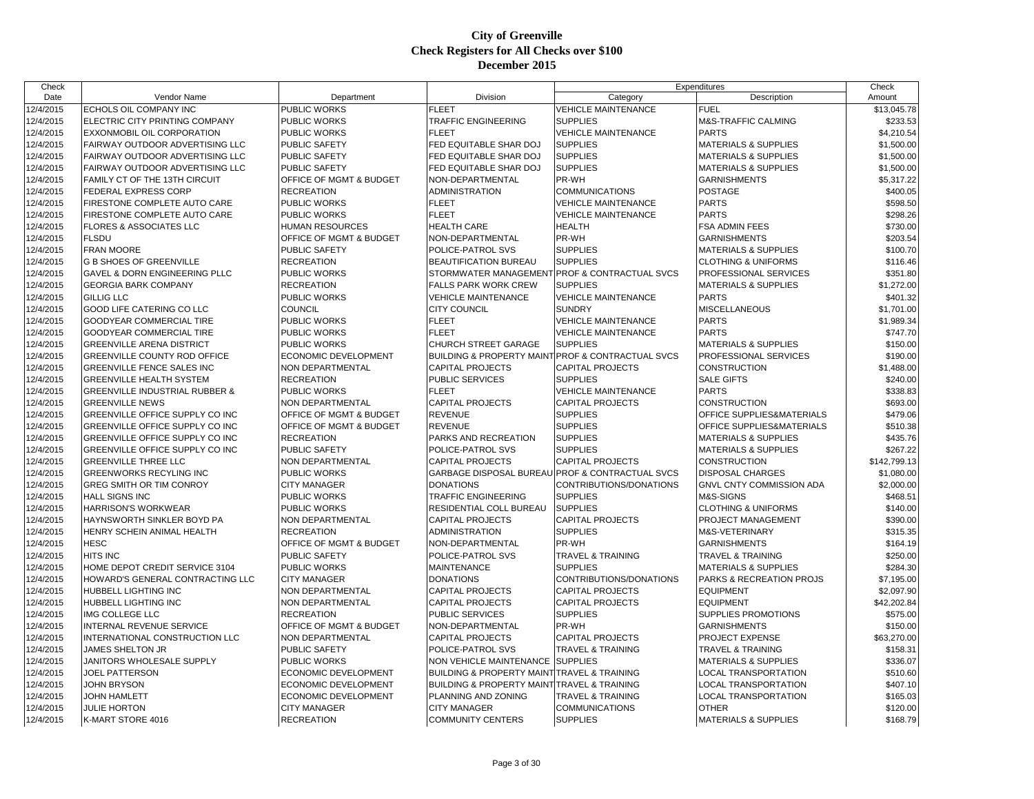# City of Greenville
## Check Registers for All Checks over $100
## December 2015

| Check Date | Vendor Name | Department | Division | Expenditures Category | Description | Check Amount |
|---|---|---|---|---|---|---|
| 12/4/2015 | ECHOLS OIL COMPANY INC | PUBLIC WORKS | FLEET | VEHICLE MAINTENANCE | FUEL | $13,045.78 |
| 12/4/2015 | ELECTRIC CITY PRINTING COMPANY | PUBLIC WORKS | TRAFFIC ENGINEERING | SUPPLIES | M&S-TRAFFIC CALMING | $233.53 |
| 12/4/2015 | EXXONMOBIL OIL CORPORATION | PUBLIC WORKS | FLEET | VEHICLE MAINTENANCE | PARTS | $4,210.54 |
| 12/4/2015 | FAIRWAY OUTDOOR ADVERTISING LLC | PUBLIC SAFETY | FED EQUITABLE SHAR DOJ | SUPPLIES | MATERIALS & SUPPLIES | $1,500.00 |
| 12/4/2015 | FAIRWAY OUTDOOR ADVERTISING LLC | PUBLIC SAFETY | FED EQUITABLE SHAR DOJ | SUPPLIES | MATERIALS & SUPPLIES | $1,500.00 |
| 12/4/2015 | FAIRWAY OUTDOOR ADVERTISING LLC | PUBLIC SAFETY | FED EQUITABLE SHAR DOJ | SUPPLIES | MATERIALS & SUPPLIES | $1,500.00 |
| 12/4/2015 | FAMILY CT OF THE 13TH CIRCUIT | OFFICE OF MGMT & BUDGET | NON-DEPARTMENTAL | PR-WH | GARNISHMENTS | $5,317.22 |
| 12/4/2015 | FEDERAL EXPRESS CORP | RECREATION | ADMINISTRATION | COMMUNICATIONS | POSTAGE | $400.05 |
| 12/4/2015 | FIRESTONE COMPLETE AUTO CARE | PUBLIC WORKS | FLEET | VEHICLE MAINTENANCE | PARTS | $598.50 |
| 12/4/2015 | FIRESTONE COMPLETE AUTO CARE | PUBLIC WORKS | FLEET | VEHICLE MAINTENANCE | PARTS | $298.26 |
| 12/4/2015 | FLORES & ASSOCIATES LLC | HUMAN RESOURCES | HEALTH CARE | HEALTH | FSA ADMIN FEES | $730.00 |
| 12/4/2015 | FLSDU | OFFICE OF MGMT & BUDGET | NON-DEPARTMENTAL | PR-WH | GARNISHMENTS | $203.54 |
| 12/4/2015 | FRAN MOORE | PUBLIC SAFETY | POLICE-PATROL SVS | SUPPLIES | MATERIALS & SUPPLIES | $100.70 |
| 12/4/2015 | G B SHOES OF GREENVILLE | RECREATION | BEAUTIFICATION BUREAU | SUPPLIES | CLOTHING & UNIFORMS | $116.46 |
| 12/4/2015 | GAVEL & DORN ENGINEERING PLLC | PUBLIC WORKS | STORMWATER MANAGEMENT | PROF & CONTRACTUAL SVCS | PROFESSIONAL SERVICES | $351.80 |
| 12/4/2015 | GEORGIA BARK COMPANY | RECREATION | FALLS PARK WORK CREW | SUPPLIES | MATERIALS & SUPPLIES | $1,272.00 |
| 12/4/2015 | GILLIG LLC | PUBLIC WORKS | VEHICLE MAINTENANCE | VEHICLE MAINTENANCE | PARTS | $401.32 |
| 12/4/2015 | GOOD LIFE CATERING CO LLC | COUNCIL | CITY COUNCIL | SUNDRY | MISCELLANEOUS | $1,701.00 |
| 12/4/2015 | GOODYEAR COMMERCIAL TIRE | PUBLIC WORKS | FLEET | VEHICLE MAINTENANCE | PARTS | $1,989.34 |
| 12/4/2015 | GOODYEAR COMMERCIAL TIRE | PUBLIC WORKS | FLEET | VEHICLE MAINTENANCE | PARTS | $747.70 |
| 12/4/2015 | GREENVILLE ARENA DISTRICT | PUBLIC WORKS | CHURCH STREET GARAGE | SUPPLIES | MATERIALS & SUPPLIES | $150.00 |
| 12/4/2015 | GREENVILLE COUNTY ROD OFFICE | ECONOMIC DEVELOPMENT | BUILDING & PROPERTY MAINT | PROF & CONTRACTUAL SVCS | PROFESSIONAL SERVICES | $190.00 |
| 12/4/2015 | GREENVILLE FENCE SALES INC | NON DEPARTMENTAL | CAPITAL PROJECTS | CAPITAL PROJECTS | CONSTRUCTION | $1,488.00 |
| 12/4/2015 | GREENVILLE HEALTH SYSTEM | RECREATION | PUBLIC SERVICES | SUPPLIES | SALE GIFTS | $240.00 |
| 12/4/2015 | GREENVILLE INDUSTRIAL RUBBER & | PUBLIC WORKS | FLEET | VEHICLE MAINTENANCE | PARTS | $338.83 |
| 12/4/2015 | GREENVILLE NEWS | NON DEPARTMENTAL | CAPITAL PROJECTS | CAPITAL PROJECTS | CONSTRUCTION | $693.00 |
| 12/4/2015 | GREENVILLE OFFICE SUPPLY CO INC | OFFICE OF MGMT & BUDGET | REVENUE | SUPPLIES | OFFICE SUPPLIES&MATERIALS | $479.06 |
| 12/4/2015 | GREENVILLE OFFICE SUPPLY CO INC | OFFICE OF MGMT & BUDGET | REVENUE | SUPPLIES | OFFICE SUPPLIES&MATERIALS | $510.38 |
| 12/4/2015 | GREENVILLE OFFICE SUPPLY CO INC | RECREATION | PARKS AND RECREATION | SUPPLIES | MATERIALS & SUPPLIES | $435.76 |
| 12/4/2015 | GREENVILLE OFFICE SUPPLY CO INC | PUBLIC SAFETY | POLICE-PATROL SVS | SUPPLIES | MATERIALS & SUPPLIES | $267.22 |
| 12/4/2015 | GREENVILLE THREE LLC | NON DEPARTMENTAL | CAPITAL PROJECTS | CAPITAL PROJECTS | CONSTRUCTION | $142,799.13 |
| 12/4/2015 | GREENWORKS RECYLING INC | PUBLIC WORKS | GARBAGE DISPOSAL BUREAU | PROF & CONTRACTUAL SVCS | DISPOSAL CHARGES | $1,080.00 |
| 12/4/2015 | GREG SMITH OR TIM CONROY | CITY MANAGER | DONATIONS | CONTRIBUTIONS/DONATIONS | GNVL CNTY COMMISSION ADA | $2,000.00 |
| 12/4/2015 | HALL SIGNS INC | PUBLIC WORKS | TRAFFIC ENGINEERING | SUPPLIES | M&S-SIGNS | $468.51 |
| 12/4/2015 | HARRISON'S WORKWEAR | PUBLIC WORKS | RESIDENTIAL COLL BUREAU | SUPPLIES | CLOTHING & UNIFORMS | $140.00 |
| 12/4/2015 | HAYNSWORTH SINKLER BOYD PA | NON DEPARTMENTAL | CAPITAL PROJECTS | CAPITAL PROJECTS | PROJECT MANAGEMENT | $390.00 |
| 12/4/2015 | HENRY SCHEIN ANIMAL HEALTH | RECREATION | ADMINISTRATION | SUPPLIES | M&S-VETERINARY | $315.35 |
| 12/4/2015 | HESC | OFFICE OF MGMT & BUDGET | NON-DEPARTMENTAL | PR-WH | GARNISHMENTS | $164.19 |
| 12/4/2015 | HITS INC | PUBLIC SAFETY | POLICE-PATROL SVS | TRAVEL & TRAINING | TRAVEL & TRAINING | $250.00 |
| 12/4/2015 | HOME DEPOT CREDIT SERVICE 3104 | PUBLIC WORKS | MAINTENANCE | SUPPLIES | MATERIALS & SUPPLIES | $284.30 |
| 12/4/2015 | HOWARD'S GENERAL CONTRACTING LLC | CITY MANAGER | DONATIONS | CONTRIBUTIONS/DONATIONS | PARKS & RECREATION PROJS | $7,195.00 |
| 12/4/2015 | HUBBELL LIGHTING INC | NON DEPARTMENTAL | CAPITAL PROJECTS | CAPITAL PROJECTS | EQUIPMENT | $2,097.90 |
| 12/4/2015 | HUBBELL LIGHTING INC | NON DEPARTMENTAL | CAPITAL PROJECTS | CAPITAL PROJECTS | EQUIPMENT | $42,202.84 |
| 12/4/2015 | IMG COLLEGE LLC | RECREATION | PUBLIC SERVICES | SUPPLIES | SUPPLIES PROMOTIONS | $575.00 |
| 12/4/2015 | INTERNAL REVENUE SERVICE | OFFICE OF MGMT & BUDGET | NON-DEPARTMENTAL | PR-WH | GARNISHMENTS | $150.00 |
| 12/4/2015 | INTERNATIONAL CONSTRUCTION LLC | NON DEPARTMENTAL | CAPITAL PROJECTS | CAPITAL PROJECTS | PROJECT EXPENSE | $63,270.00 |
| 12/4/2015 | JAMES SHELTON JR | PUBLIC SAFETY | POLICE-PATROL SVS | TRAVEL & TRAINING | TRAVEL & TRAINING | $158.31 |
| 12/4/2015 | JANITORS WHOLESALE SUPPLY | PUBLIC WORKS | NON VEHICLE MAINTENANCE | SUPPLIES | MATERIALS & SUPPLIES | $336.07 |
| 12/4/2015 | JOEL PATTERSON | ECONOMIC DEVELOPMENT | BUILDING & PROPERTY MAINT | TRAVEL & TRAINING | LOCAL TRANSPORTATION | $510.60 |
| 12/4/2015 | JOHN BRYSON | ECONOMIC DEVELOPMENT | BUILDING & PROPERTY MAINT | TRAVEL & TRAINING | LOCAL TRANSPORTATION | $407.10 |
| 12/4/2015 | JOHN HAMLETT | ECONOMIC DEVELOPMENT | PLANNING AND ZONING | TRAVEL & TRAINING | LOCAL TRANSPORTATION | $165.03 |
| 12/4/2015 | JULIE HORTON | CITY MANAGER | CITY MANAGER | COMMUNICATIONS | OTHER | $120.00 |
| 12/4/2015 | K-MART STORE 4016 | RECREATION | COMMUNITY CENTERS | SUPPLIES | MATERIALS & SUPPLIES | $168.79 |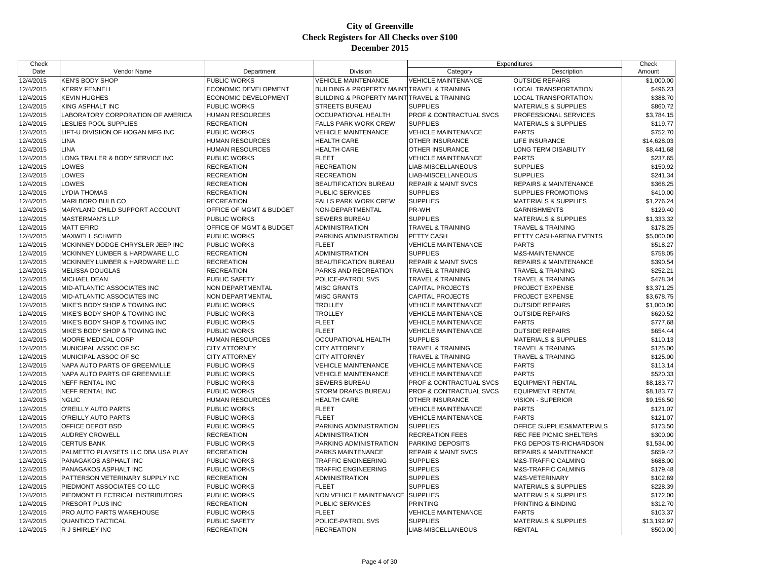# City of Greenville
## Check Registers for All Checks over $100
## December 2015

| Check Date | Vendor Name | Department | Division | Expenditures Category | Expenditures Description | Check Amount |
|---|---|---|---|---|---|---|
| 12/4/2015 | KEN'S BODY SHOP | PUBLIC WORKS | VEHICLE MAINTENANCE | VEHICLE MAINTENANCE | OUTSIDE REPAIRS | $1,000.00 |
| 12/4/2015 | KERRY FENNELL | ECONOMIC DEVELOPMENT | BUILDING & PROPERTY MAINT | TRAVEL & TRAINING | LOCAL TRANSPORTATION | $496.23 |
| 12/4/2015 | KEVIN HUGHES | ECONOMIC DEVELOPMENT | BUILDING & PROPERTY MAINT | TRAVEL & TRAINING | LOCAL TRANSPORTATION | $388.70 |
| 12/4/2015 | KING ASPHALT INC | PUBLIC WORKS | STREETS BUREAU | SUPPLIES | MATERIALS & SUPPLIES | $860.72 |
| 12/4/2015 | LABORATORY CORPORATION OF AMERICA | HUMAN RESOURCES | OCCUPATIONAL HEALTH | PROF & CONTRACTUAL SVCS | PROFESSIONAL SERVICES | $3,784.15 |
| 12/4/2015 | LESLIES POOL SUPPLIES | RECREATION | FALLS PARK WORK CREW | SUPPLIES | MATERIALS & SUPPLIES | $119.77 |
| 12/4/2015 | LIFT-U DIVISIION OF HOGAN MFG INC | PUBLIC WORKS | VEHICLE MAINTENANCE | VEHICLE MAINTENANCE | PARTS | $752.70 |
| 12/4/2015 | LINA | HUMAN RESOURCES | HEALTH CARE | OTHER INSURANCE | LIFE INSURANCE | $14,628.03 |
| 12/4/2015 | LINA | HUMAN RESOURCES | HEALTH CARE | OTHER INSURANCE | LONG TERM DISABILITY | $8,441.68 |
| 12/4/2015 | LONG TRAILER & BODY SERVICE INC | PUBLIC WORKS | FLEET | VEHICLE MAINTENANCE | PARTS | $237.65 |
| 12/4/2015 | LOWES | RECREATION | RECREATION | LIAB-MISCELLANEOUS | SUPPLIES | $150.92 |
| 12/4/2015 | LOWES | RECREATION | RECREATION | LIAB-MISCELLANEOUS | SUPPLIES | $241.34 |
| 12/4/2015 | LOWES | RECREATION | BEAUTIFICATION BUREAU | REPAIR & MAINT SVCS | REPAIRS & MAINTENANCE | $368.25 |
| 12/4/2015 | LYDIA THOMAS | RECREATION | PUBLIC SERVICES | SUPPLIES | SUPPLIES PROMOTIONS | $410.00 |
| 12/4/2015 | MARLBORO BULB CO | RECREATION | FALLS PARK WORK CREW | SUPPLIES | MATERIALS & SUPPLIES | $1,276.24 |
| 12/4/2015 | MARYLAND CHILD SUPPORT ACCOUNT | OFFICE OF MGMT & BUDGET | NON-DEPARTMENTAL | PR-WH | GARNISHMENTS | $129.40 |
| 12/4/2015 | MASTERMAN'S LLP | PUBLIC WORKS | SEWERS BUREAU | SUPPLIES | MATERIALS & SUPPLIES | $1,333.32 |
| 12/4/2015 | MATT EFIRD | OFFICE OF MGMT & BUDGET | ADMINISTRATION | TRAVEL & TRAINING | TRAVEL & TRAINING | $178.25 |
| 12/4/2015 | MAXWELL SCHWED | PUBLIC WORKS | PARKING ADMINISTRATION | PETTY CASH | PETTY CASH-ARENA EVENTS | $5,000.00 |
| 12/4/2015 | MCKINNEY DODGE CHRYSLER JEEP INC | PUBLIC WORKS | FLEET | VEHICLE MAINTENANCE | PARTS | $518.27 |
| 12/4/2015 | MCKINNEY LUMBER & HARDWARE LLC | RECREATION | ADMINISTRATION | SUPPLIES | M&S-MAINTENANCE | $758.05 |
| 12/4/2015 | MCKINNEY LUMBER & HARDWARE LLC | RECREATION | BEAUTIFICATION BUREAU | REPAIR & MAINT SVCS | REPAIRS & MAINTENANCE | $390.54 |
| 12/4/2015 | MELISSA DOUGLAS | RECREATION | PARKS AND RECREATION | TRAVEL & TRAINING | TRAVEL & TRAINING | $252.21 |
| 12/4/2015 | MICHAEL DEAN | PUBLIC SAFETY | POLICE-PATROL SVS | TRAVEL & TRAINING | TRAVEL & TRAINING | $478.34 |
| 12/4/2015 | MID-ATLANTIC ASSOCIATES INC | NON DEPARTMENTAL | MISC GRANTS | CAPITAL PROJECTS | PROJECT EXPENSE | $3,371.25 |
| 12/4/2015 | MID-ATLANTIC ASSOCIATES INC | NON DEPARTMENTAL | MISC GRANTS | CAPITAL PROJECTS | PROJECT EXPENSE | $3,678.75 |
| 12/4/2015 | MIKE'S BODY SHOP & TOWING INC | PUBLIC WORKS | TROLLEY | VEHICLE MAINTENANCE | OUTSIDE REPAIRS | $1,000.00 |
| 12/4/2015 | MIKE'S BODY SHOP & TOWING INC | PUBLIC WORKS | TROLLEY | VEHICLE MAINTENANCE | OUTSIDE REPAIRS | $620.52 |
| 12/4/2015 | MIKE'S BODY SHOP & TOWING INC | PUBLIC WORKS | FLEET | VEHICLE MAINTENANCE | PARTS | $777.68 |
| 12/4/2015 | MIKE'S BODY SHOP & TOWING INC | PUBLIC WORKS | FLEET | VEHICLE MAINTENANCE | OUTSIDE REPAIRS | $654.44 |
| 12/4/2015 | MOORE MEDICAL CORP | HUMAN RESOURCES | OCCUPATIONAL HEALTH | SUPPLIES | MATERIALS & SUPPLIES | $110.13 |
| 12/4/2015 | MUNICIPAL ASSOC OF SC | CITY ATTORNEY | CITY ATTORNEY | TRAVEL & TRAINING | TRAVEL & TRAINING | $125.00 |
| 12/4/2015 | MUNICIPAL ASSOC OF SC | CITY ATTORNEY | CITY ATTORNEY | TRAVEL & TRAINING | TRAVEL & TRAINING | $125.00 |
| 12/4/2015 | NAPA AUTO PARTS OF GREENVILLE | PUBLIC WORKS | VEHICLE MAINTENANCE | VEHICLE MAINTENANCE | PARTS | $113.14 |
| 12/4/2015 | NAPA AUTO PARTS OF GREENVILLE | PUBLIC WORKS | VEHICLE MAINTENANCE | VEHICLE MAINTENANCE | PARTS | $520.33 |
| 12/4/2015 | NEFF RENTAL INC | PUBLIC WORKS | SEWERS BUREAU | PROF & CONTRACTUAL SVCS | EQUIPMENT RENTAL | $8,183.77 |
| 12/4/2015 | NEFF RENTAL INC | PUBLIC WORKS | STORM DRAINS BUREAU | PROF & CONTRACTUAL SVCS | EQUIPMENT RENTAL | $8,183.77 |
| 12/4/2015 | NGLIC | HUMAN RESOURCES | HEALTH CARE | OTHER INSURANCE | VISION - SUPERIOR | $9,156.50 |
| 12/4/2015 | O'REILLY AUTO PARTS | PUBLIC WORKS | FLEET | VEHICLE MAINTENANCE | PARTS | $121.07 |
| 12/4/2015 | O'REILLY AUTO PARTS | PUBLIC WORKS | FLEET | VEHICLE MAINTENANCE | PARTS | $121.07 |
| 12/4/2015 | OFFICE DEPOT BSD | PUBLIC WORKS | PARKING ADMINISTRATION | SUPPLIES | OFFICE SUPPLIES&MATERIALS | $173.50 |
| 12/4/2015 | AUDREY CROWELL | RECREATION | ADMINISTRATION | RECREATION FEES | REC FEE PICNIC SHELTERS | $300.00 |
| 12/4/2015 | CERTUS BANK | PUBLIC WORKS | PARKING ADMINISTRATION | PARKING DEPOSITS | PKG DEPOSITS-RICHARDSON | $1,534.00 |
| 12/4/2015 | PALMETTO PLAYSETS LLC DBA USA PLAY | RECREATION | PARKS MAINTENANCE | REPAIR & MAINT SVCS | REPAIRS & MAINTENANCE | $659.42 |
| 12/4/2015 | PANAGAKOS ASPHALT INC | PUBLIC WORKS | TRAFFIC ENGINEERING | SUPPLIES | M&S-TRAFFIC CALMING | $688.00 |
| 12/4/2015 | PANAGAKOS ASPHALT INC | PUBLIC WORKS | TRAFFIC ENGINEERING | SUPPLIES | M&S-TRAFFIC CALMING | $179.48 |
| 12/4/2015 | PATTERSON VETERINARY SUPPLY INC | RECREATION | ADMINISTRATION | SUPPLIES | M&S-VETERINARY | $102.69 |
| 12/4/2015 | PIEDMONT ASSOCIATES CO LLC | PUBLIC WORKS | FLEET | SUPPLIES | MATERIALS & SUPPLIES | $228.39 |
| 12/4/2015 | PIEDMONT ELECTRICAL DISTRIBUTORS | PUBLIC WORKS | NON VEHICLE MAINTENANCE | SUPPLIES | MATERIALS & SUPPLIES | $172.00 |
| 12/4/2015 | PRESORT PLUS INC | RECREATION | PUBLIC SERVICES | PRINTING | PRINTING & BINDING | $312.70 |
| 12/4/2015 | PRO AUTO PARTS WAREHOUSE | PUBLIC WORKS | FLEET | VEHICLE MAINTENANCE | PARTS | $103.37 |
| 12/4/2015 | QUANTICO TACTICAL | PUBLIC SAFETY | POLICE-PATROL SVS | SUPPLIES | MATERIALS & SUPPLIES | $13,192.97 |
| 12/4/2015 | R J SHIRLEY INC | RECREATION | RECREATION | LIAB-MISCELLANEOUS | RENTAL | $500.00 |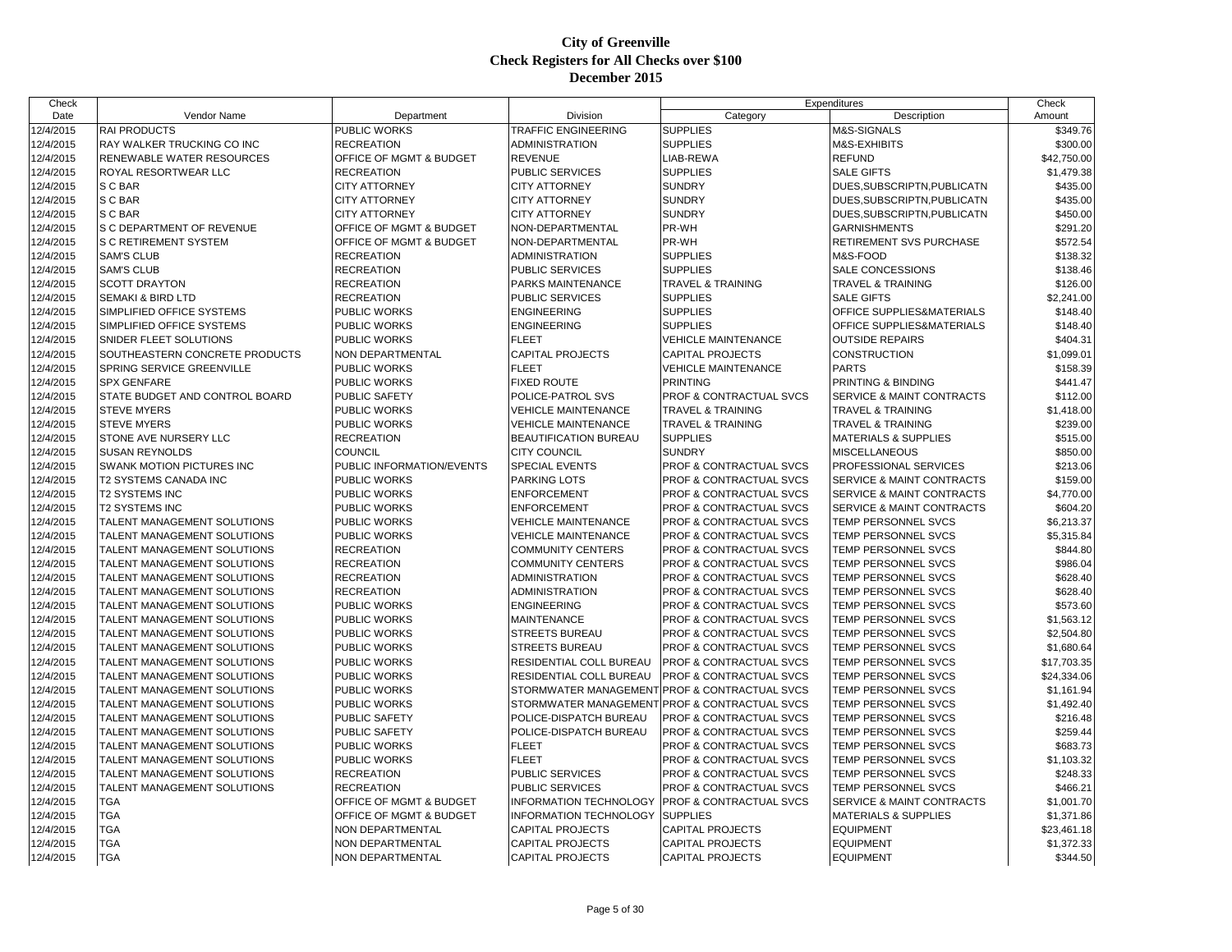# City of Greenville
## Check Registers for All Checks over $100
## December 2015

| Check Date | Vendor Name | Department | Division | Expenditures Category | Expenditures Description | Check Amount |
|---|---|---|---|---|---|---|
| 12/4/2015 | RAI PRODUCTS | PUBLIC WORKS | TRAFFIC ENGINEERING | SUPPLIES | M&S-SIGNALS | $349.76 |
| 12/4/2015 | RAY WALKER TRUCKING CO INC | RECREATION | ADMINISTRATION | SUPPLIES | M&S-EXHIBITS | $300.00 |
| 12/4/2015 | RENEWABLE WATER RESOURCES | OFFICE OF MGMT & BUDGET | REVENUE | LIAB-REWA | REFUND | $42,750.00 |
| 12/4/2015 | ROYAL RESORTWEAR LLC | RECREATION | PUBLIC SERVICES | SUPPLIES | SALE GIFTS | $1,479.38 |
| 12/4/2015 | S C BAR | CITY ATTORNEY | CITY ATTORNEY | SUNDRY | DUES,SUBSCRIPTN,PUBLICATN | $435.00 |
| 12/4/2015 | S C BAR | CITY ATTORNEY | CITY ATTORNEY | SUNDRY | DUES,SUBSCRIPTN,PUBLICATN | $435.00 |
| 12/4/2015 | S C BAR | CITY ATTORNEY | CITY ATTORNEY | SUNDRY | DUES,SUBSCRIPTN,PUBLICATN | $450.00 |
| 12/4/2015 | S C DEPARTMENT OF REVENUE | OFFICE OF MGMT & BUDGET | NON-DEPARTMENTAL | PR-WH | GARNISHMENTS | $291.20 |
| 12/4/2015 | S C RETIREMENT SYSTEM | OFFICE OF MGMT & BUDGET | NON-DEPARTMENTAL | PR-WH | RETIREMENT SVS PURCHASE | $572.54 |
| 12/4/2015 | SAM'S CLUB | RECREATION | ADMINISTRATION | SUPPLIES | M&S-FOOD | $138.32 |
| 12/4/2015 | SAM'S CLUB | RECREATION | PUBLIC SERVICES | SUPPLIES | SALE CONCESSIONS | $138.46 |
| 12/4/2015 | SCOTT DRAYTON | RECREATION | PARKS MAINTENANCE | TRAVEL & TRAINING | TRAVEL & TRAINING | $126.00 |
| 12/4/2015 | SEMAKI & BIRD LTD | RECREATION | PUBLIC SERVICES | SUPPLIES | SALE GIFTS | $2,241.00 |
| 12/4/2015 | SIMPLIFIED OFFICE SYSTEMS | PUBLIC WORKS | ENGINEERING | SUPPLIES | OFFICE SUPPLIES&MATERIALS | $148.40 |
| 12/4/2015 | SIMPLIFIED OFFICE SYSTEMS | PUBLIC WORKS | ENGINEERING | SUPPLIES | OFFICE SUPPLIES&MATERIALS | $148.40 |
| 12/4/2015 | SNIDER FLEET SOLUTIONS | PUBLIC WORKS | FLEET | VEHICLE MAINTENANCE | OUTSIDE REPAIRS | $404.31 |
| 12/4/2015 | SOUTHEASTERN CONCRETE PRODUCTS | NON DEPARTMENTAL | CAPITAL PROJECTS | CAPITAL PROJECTS | CONSTRUCTION | $1,099.01 |
| 12/4/2015 | SPRING SERVICE GREENVILLE | PUBLIC WORKS | FLEET | VEHICLE MAINTENANCE | PARTS | $158.39 |
| 12/4/2015 | SPX GENFARE | PUBLIC WORKS | FIXED ROUTE | PRINTING | PRINTING & BINDING | $441.47 |
| 12/4/2015 | STATE BUDGET AND CONTROL BOARD | PUBLIC SAFETY | POLICE-PATROL SVS | PROF & CONTRACTUAL SVCS | SERVICE & MAINT CONTRACTS | $112.00 |
| 12/4/2015 | STEVE MYERS | PUBLIC WORKS | VEHICLE MAINTENANCE | TRAVEL & TRAINING | TRAVEL & TRAINING | $1,418.00 |
| 12/4/2015 | STEVE MYERS | PUBLIC WORKS | VEHICLE MAINTENANCE | TRAVEL & TRAINING | TRAVEL & TRAINING | $239.00 |
| 12/4/2015 | STONE AVE NURSERY LLC | RECREATION | BEAUTIFICATION BUREAU | SUPPLIES | MATERIALS & SUPPLIES | $515.00 |
| 12/4/2015 | SUSAN REYNOLDS | COUNCIL | CITY COUNCIL | SUNDRY | MISCELLANEOUS | $850.00 |
| 12/4/2015 | SWANK MOTION PICTURES INC | PUBLIC INFORMATION/EVENTS | SPECIAL EVENTS | PROF & CONTRACTUAL SVCS | PROFESSIONAL SERVICES | $213.06 |
| 12/4/2015 | T2 SYSTEMS CANADA INC | PUBLIC WORKS | PARKING LOTS | PROF & CONTRACTUAL SVCS | SERVICE & MAINT CONTRACTS | $159.00 |
| 12/4/2015 | T2 SYSTEMS INC | PUBLIC WORKS | ENFORCEMENT | PROF & CONTRACTUAL SVCS | SERVICE & MAINT CONTRACTS | $4,770.00 |
| 12/4/2015 | T2 SYSTEMS INC | PUBLIC WORKS | ENFORCEMENT | PROF & CONTRACTUAL SVCS | SERVICE & MAINT CONTRACTS | $604.20 |
| 12/4/2015 | TALENT MANAGEMENT SOLUTIONS | PUBLIC WORKS | VEHICLE MAINTENANCE | PROF & CONTRACTUAL SVCS | TEMP PERSONNEL SVCS | $6,213.37 |
| 12/4/2015 | TALENT MANAGEMENT SOLUTIONS | PUBLIC WORKS | VEHICLE MAINTENANCE | PROF & CONTRACTUAL SVCS | TEMP PERSONNEL SVCS | $5,315.84 |
| 12/4/2015 | TALENT MANAGEMENT SOLUTIONS | RECREATION | COMMUNITY CENTERS | PROF & CONTRACTUAL SVCS | TEMP PERSONNEL SVCS | $844.80 |
| 12/4/2015 | TALENT MANAGEMENT SOLUTIONS | RECREATION | COMMUNITY CENTERS | PROF & CONTRACTUAL SVCS | TEMP PERSONNEL SVCS | $986.04 |
| 12/4/2015 | TALENT MANAGEMENT SOLUTIONS | RECREATION | ADMINISTRATION | PROF & CONTRACTUAL SVCS | TEMP PERSONNEL SVCS | $628.40 |
| 12/4/2015 | TALENT MANAGEMENT SOLUTIONS | RECREATION | ADMINISTRATION | PROF & CONTRACTUAL SVCS | TEMP PERSONNEL SVCS | $628.40 |
| 12/4/2015 | TALENT MANAGEMENT SOLUTIONS | PUBLIC WORKS | ENGINEERING | PROF & CONTRACTUAL SVCS | TEMP PERSONNEL SVCS | $573.60 |
| 12/4/2015 | TALENT MANAGEMENT SOLUTIONS | PUBLIC WORKS | MAINTENANCE | PROF & CONTRACTUAL SVCS | TEMP PERSONNEL SVCS | $1,563.12 |
| 12/4/2015 | TALENT MANAGEMENT SOLUTIONS | PUBLIC WORKS | STREETS BUREAU | PROF & CONTRACTUAL SVCS | TEMP PERSONNEL SVCS | $2,504.80 |
| 12/4/2015 | TALENT MANAGEMENT SOLUTIONS | PUBLIC WORKS | STREETS BUREAU | PROF & CONTRACTUAL SVCS | TEMP PERSONNEL SVCS | $1,680.64 |
| 12/4/2015 | TALENT MANAGEMENT SOLUTIONS | PUBLIC WORKS | RESIDENTIAL COLL BUREAU | PROF & CONTRACTUAL SVCS | TEMP PERSONNEL SVCS | $17,703.35 |
| 12/4/2015 | TALENT MANAGEMENT SOLUTIONS | PUBLIC WORKS | RESIDENTIAL COLL BUREAU | PROF & CONTRACTUAL SVCS | TEMP PERSONNEL SVCS | $24,334.06 |
| 12/4/2015 | TALENT MANAGEMENT SOLUTIONS | PUBLIC WORKS | STORMWATER MANAGEMENT | PROF & CONTRACTUAL SVCS | TEMP PERSONNEL SVCS | $1,161.94 |
| 12/4/2015 | TALENT MANAGEMENT SOLUTIONS | PUBLIC WORKS | STORMWATER MANAGEMENT | PROF & CONTRACTUAL SVCS | TEMP PERSONNEL SVCS | $1,492.40 |
| 12/4/2015 | TALENT MANAGEMENT SOLUTIONS | PUBLIC SAFETY | POLICE-DISPATCH BUREAU | PROF & CONTRACTUAL SVCS | TEMP PERSONNEL SVCS | $216.48 |
| 12/4/2015 | TALENT MANAGEMENT SOLUTIONS | PUBLIC SAFETY | POLICE-DISPATCH BUREAU | PROF & CONTRACTUAL SVCS | TEMP PERSONNEL SVCS | $259.44 |
| 12/4/2015 | TALENT MANAGEMENT SOLUTIONS | PUBLIC WORKS | FLEET | PROF & CONTRACTUAL SVCS | TEMP PERSONNEL SVCS | $683.73 |
| 12/4/2015 | TALENT MANAGEMENT SOLUTIONS | PUBLIC WORKS | FLEET | PROF & CONTRACTUAL SVCS | TEMP PERSONNEL SVCS | $1,103.32 |
| 12/4/2015 | TALENT MANAGEMENT SOLUTIONS | RECREATION | PUBLIC SERVICES | PROF & CONTRACTUAL SVCS | TEMP PERSONNEL SVCS | $248.33 |
| 12/4/2015 | TALENT MANAGEMENT SOLUTIONS | RECREATION | PUBLIC SERVICES | PROF & CONTRACTUAL SVCS | TEMP PERSONNEL SVCS | $466.21 |
| 12/4/2015 | TGA | OFFICE OF MGMT & BUDGET | INFORMATION TECHNOLOGY | PROF & CONTRACTUAL SVCS | SERVICE & MAINT CONTRACTS | $1,001.70 |
| 12/4/2015 | TGA | OFFICE OF MGMT & BUDGET | INFORMATION TECHNOLOGY | SUPPLIES | MATERIALS & SUPPLIES | $1,371.86 |
| 12/4/2015 | TGA | NON DEPARTMENTAL | CAPITAL PROJECTS | CAPITAL PROJECTS | EQUIPMENT | $23,461.18 |
| 12/4/2015 | TGA | NON DEPARTMENTAL | CAPITAL PROJECTS | CAPITAL PROJECTS | EQUIPMENT | $1,372.33 |
| 12/4/2015 | TGA | NON DEPARTMENTAL | CAPITAL PROJECTS | CAPITAL PROJECTS | EQUIPMENT | $344.50 |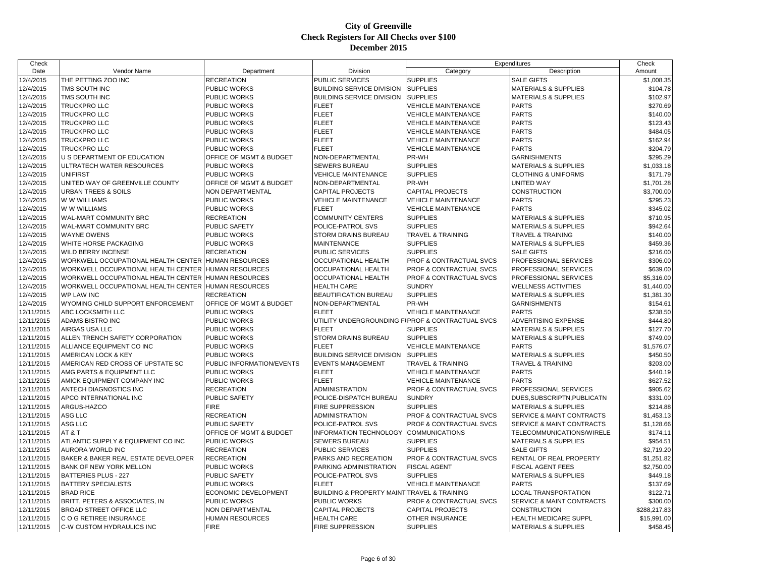# City of Greenville
## Check Registers for All Checks over $100
### December 2015

| Check Date | Vendor Name | Department | Division | Expenditures Category | Expenditures Description | Check Amount |
|---|---|---|---|---|---|---|
| 12/4/2015 | THE PETTING ZOO INC | RECREATION | PUBLIC SERVICES | SUPPLIES | SALE GIFTS | $1,008.35 |
| 12/4/2015 | TMS SOUTH INC | PUBLIC WORKS | BUILDING SERVICE DIVISION | SUPPLIES | MATERIALS & SUPPLIES | $104.78 |
| 12/4/2015 | TMS SOUTH INC | PUBLIC WORKS | BUILDING SERVICE DIVISION | SUPPLIES | MATERIALS & SUPPLIES | $102.97 |
| 12/4/2015 | TRUCKPRO LLC | PUBLIC WORKS | FLEET | VEHICLE MAINTENANCE | PARTS | $270.69 |
| 12/4/2015 | TRUCKPRO LLC | PUBLIC WORKS | FLEET | VEHICLE MAINTENANCE | PARTS | $140.00 |
| 12/4/2015 | TRUCKPRO LLC | PUBLIC WORKS | FLEET | VEHICLE MAINTENANCE | PARTS | $123.43 |
| 12/4/2015 | TRUCKPRO LLC | PUBLIC WORKS | FLEET | VEHICLE MAINTENANCE | PARTS | $484.05 |
| 12/4/2015 | TRUCKPRO LLC | PUBLIC WORKS | FLEET | VEHICLE MAINTENANCE | PARTS | $162.94 |
| 12/4/2015 | TRUCKPRO LLC | PUBLIC WORKS | FLEET | VEHICLE MAINTENANCE | PARTS | $204.79 |
| 12/4/2015 | U S DEPARTMENT OF EDUCATION | OFFICE OF MGMT & BUDGET | NON-DEPARTMENTAL | PR-WH | GARNISHMENTS | $295.29 |
| 12/4/2015 | ULTRATECH WATER RESOURCES | PUBLIC WORKS | SEWERS BUREAU | SUPPLIES | MATERIALS & SUPPLIES | $1,033.18 |
| 12/4/2015 | UNIFIRST | PUBLIC WORKS | VEHICLE MAINTENANCE | SUPPLIES | CLOTHING & UNIFORMS | $171.79 |
| 12/4/2015 | UNITED WAY OF GREENVILLE COUNTY | OFFICE OF MGMT & BUDGET | NON-DEPARTMENTAL | PR-WH | UNITED WAY | $1,701.28 |
| 12/4/2015 | URBAN TREES & SOILS | NON DEPARTMENTAL | CAPITAL PROJECTS | CAPITAL PROJECTS | CONSTRUCTION | $3,700.00 |
| 12/4/2015 | W W WILLIAMS | PUBLIC WORKS | VEHICLE MAINTENANCE | VEHICLE MAINTENANCE | PARTS | $295.23 |
| 12/4/2015 | W W WILLIAMS | PUBLIC WORKS | FLEET | VEHICLE MAINTENANCE | PARTS | $345.02 |
| 12/4/2015 | WAL-MART COMMUNITY BRC | RECREATION | COMMUNITY CENTERS | SUPPLIES | MATERIALS & SUPPLIES | $710.95 |
| 12/4/2015 | WAL-MART COMMUNITY BRC | PUBLIC SAFETY | POLICE-PATROL SVS | SUPPLIES | MATERIALS & SUPPLIES | $942.64 |
| 12/4/2015 | WAYNE OWENS | PUBLIC WORKS | STORM DRAINS BUREAU | TRAVEL & TRAINING | TRAVEL & TRAINING | $140.00 |
| 12/4/2015 | WHITE HORSE PACKAGING | PUBLIC WORKS | MAINTENANCE | SUPPLIES | MATERIALS & SUPPLIES | $459.36 |
| 12/4/2015 | WILD BERRY INCENSE | RECREATION | PUBLIC SERVICES | SUPPLIES | SALE GIFTS | $216.00 |
| 12/4/2015 | WORKWELL OCCUPATIONAL HEALTH CENTER | HUMAN RESOURCES | OCCUPATIONAL HEALTH | PROF & CONTRACTUAL SVCS | PROFESSIONAL SERVICES | $306.00 |
| 12/4/2015 | WORKWELL OCCUPATIONAL HEALTH CENTER | HUMAN RESOURCES | OCCUPATIONAL HEALTH | PROF & CONTRACTUAL SVCS | PROFESSIONAL SERVICES | $639.00 |
| 12/4/2015 | WORKWELL OCCUPATIONAL HEALTH CENTER | HUMAN RESOURCES | OCCUPATIONAL HEALTH | PROF & CONTRACTUAL SVCS | PROFESSIONAL SERVICES | $5,316.00 |
| 12/4/2015 | WORKWELL OCCUPATIONAL HEALTH CENTER | HUMAN RESOURCES | HEALTH CARE | SUNDRY | WELLNESS ACTIVITIES | $1,440.00 |
| 12/4/2015 | WP LAW INC | RECREATION | BEAUTIFICATION BUREAU | SUPPLIES | MATERIALS & SUPPLIES | $1,381.30 |
| 12/4/2015 | WYOMING CHILD SUPPORT ENFORCEMENT | OFFICE OF MGMT & BUDGET | NON-DEPARTMENTAL | PR-WH | GARNISHMENTS | $154.61 |
| 12/11/2015 | ABC LOCKSMITH LLC | PUBLIC WORKS | FLEET | VEHICLE MAINTENANCE | PARTS | $238.50 |
| 12/11/2015 | ADAMS BISTRO INC | PUBLIC WORKS | UTILITY UNDERGROUNDING F | PROF & CONTRACTUAL SVCS | ADVERTISING EXPENSE | $444.80 |
| 12/11/2015 | AIRGAS USA LLC | PUBLIC WORKS | FLEET | SUPPLIES | MATERIALS & SUPPLIES | $127.70 |
| 12/11/2015 | ALLEN TRENCH SAFETY CORPORATION | PUBLIC WORKS | STORM DRAINS BUREAU | SUPPLIES | MATERIALS & SUPPLIES | $749.00 |
| 12/11/2015 | ALLIANCE EQUIPMENT CO INC | PUBLIC WORKS | FLEET | VEHICLE MAINTENANCE | PARTS | $1,576.07 |
| 12/11/2015 | AMERICAN LOCK & KEY | PUBLIC WORKS | BUILDING SERVICE DIVISION | SUPPLIES | MATERIALS & SUPPLIES | $450.50 |
| 12/11/2015 | AMERICAN RED CROSS OF UPSTATE SC | PUBLIC INFORMATION/EVENTS | EVENTS MANAGEMENT | TRAVEL & TRAINING | TRAVEL & TRAINING | $203.00 |
| 12/11/2015 | AMG PARTS & EQUIPMENT LLC | PUBLIC WORKS | FLEET | VEHICLE MAINTENANCE | PARTS | $440.19 |
| 12/11/2015 | AMICK EQUIPMENT COMPANY INC | PUBLIC WORKS | FLEET | VEHICLE MAINTENANCE | PARTS | $627.52 |
| 12/11/2015 | ANTECH DIAGNOSTICS INC | RECREATION | ADMINISTRATION | PROF & CONTRACTUAL SVCS | PROFESSIONAL SERVICES | $905.62 |
| 12/11/2015 | APCO INTERNATIONAL INC | PUBLIC SAFETY | POLICE-DISPATCH BUREAU | SUNDRY | DUES,SUBSCRIPTN,PUBLICATN | $331.00 |
| 12/11/2015 | ARGUS-HAZCO | FIRE | FIRE SUPPRESSION | SUPPLIES | MATERIALS & SUPPLIES | $214.88 |
| 12/11/2015 | ASG LLC | RECREATION | ADMINISTRATION | PROF & CONTRACTUAL SVCS | SERVICE & MAINT CONTRACTS | $1,453.13 |
| 12/11/2015 | ASG LLC | PUBLIC SAFETY | POLICE-PATROL SVS | PROF & CONTRACTUAL SVCS | SERVICE & MAINT CONTRACTS | $1,128.66 |
| 12/11/2015 | AT & T | OFFICE OF MGMT & BUDGET | INFORMATION TECHNOLOGY | COMMUNICATIONS | TELECOMMUNICATIONS/WIRELE | $174.11 |
| 12/11/2015 | ATLANTIC SUPPLY & EQUIPMENT CO INC | PUBLIC WORKS | SEWERS BUREAU | SUPPLIES | MATERIALS & SUPPLIES | $954.51 |
| 12/11/2015 | AURORA WORLD INC | RECREATION | PUBLIC SERVICES | SUPPLIES | SALE GIFTS | $2,719.20 |
| 12/11/2015 | BAKER & BAKER REAL ESTATE DEVELOPER | RECREATION | PARKS AND RECREATION | PROF & CONTRACTUAL SVCS | RENTAL OF REAL PROPERTY | $1,251.82 |
| 12/11/2015 | BANK OF NEW YORK MELLON | PUBLIC WORKS | PARKING ADMINISTRATION | FISCAL AGENT | FISCAL AGENT FEES | $2,750.00 |
| 12/11/2015 | BATTERIES PLUS - 227 | PUBLIC SAFETY | POLICE-PATROL SVS | SUPPLIES | MATERIALS & SUPPLIES | $449.18 |
| 12/11/2015 | BATTERY SPECIALISTS | PUBLIC WORKS | FLEET | VEHICLE MAINTENANCE | PARTS | $137.69 |
| 12/11/2015 | BRAD RICE | ECONOMIC DEVELOPMENT | BUILDING & PROPERTY MAINT | TRAVEL & TRAINING | LOCAL TRANSPORTATION | $122.71 |
| 12/11/2015 | BRITT, PETERS & ASSOCIATES, IN | PUBLIC WORKS | PUBLIC WORKS | PROF & CONTRACTUAL SVCS | SERVICE & MAINT CONTRACTS | $300.00 |
| 12/11/2015 | BROAD STREET OFFICE LLC | NON DEPARTMENTAL | CAPITAL PROJECTS | CAPITAL PROJECTS | CONSTRUCTION | $288,217.83 |
| 12/11/2015 | C O G RETIREE INSURANCE | HUMAN RESOURCES | HEALTH CARE | OTHER INSURANCE | HEALTH MEDICARE SUPPL | $15,991.00 |
| 12/11/2015 | C-W CUSTOM HYDRAULICS INC | FIRE | FIRE SUPPRESSION | SUPPLIES | MATERIALS & SUPPLIES | $458.45 |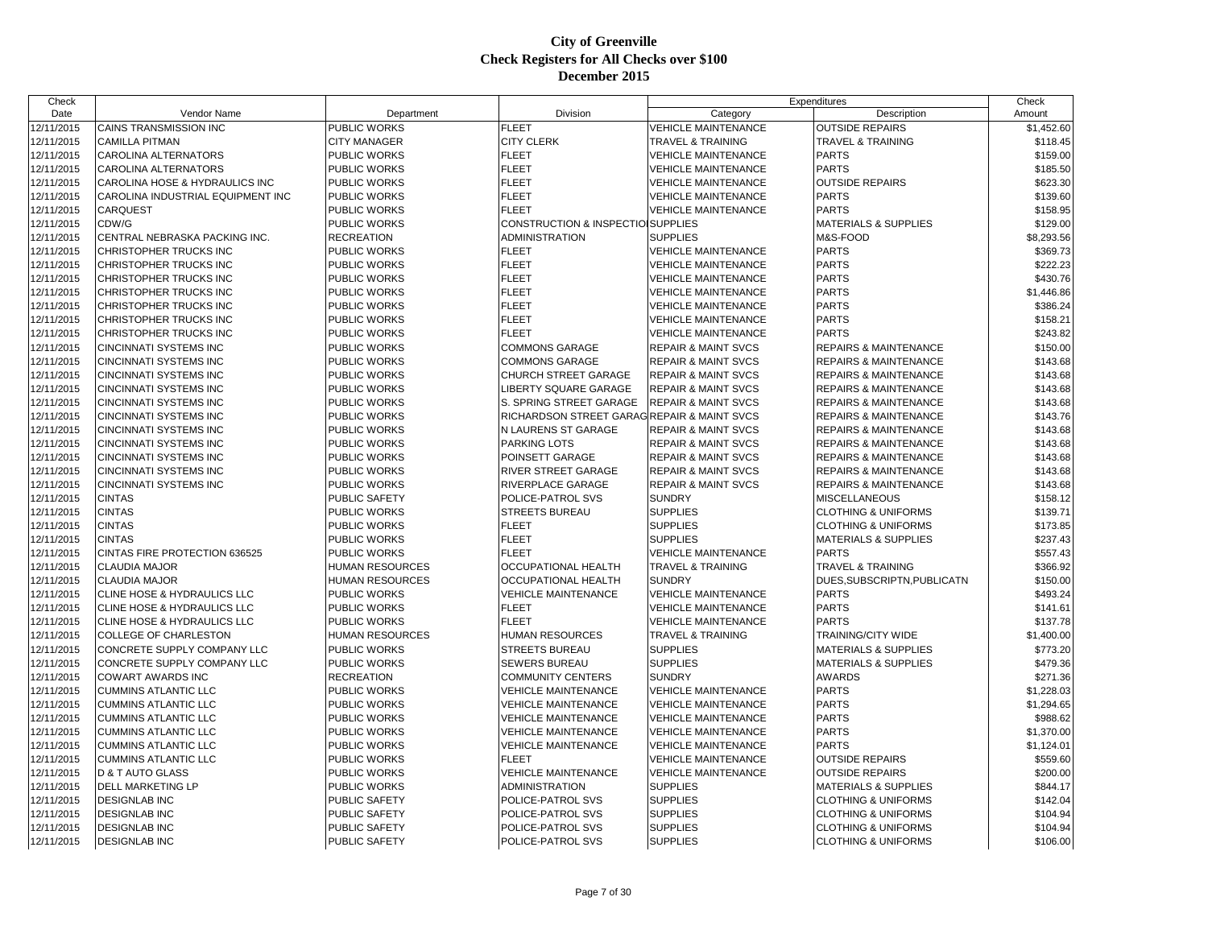# City of Greenville
## Check Registers for All Checks over $100
### December 2015

| Check Date | Vendor Name | Department | Division | Expenditures Category | Expenditures Description | Check Amount |
|---|---|---|---|---|---|---|
| 12/11/2015 | CAINS TRANSMISSION INC | PUBLIC WORKS | FLEET | VEHICLE MAINTENANCE | OUTSIDE REPAIRS | $1,452.60 |
| 12/11/2015 | CAMILLA PITMAN | CITY MANAGER | CITY CLERK | TRAVEL & TRAINING | TRAVEL & TRAINING | $118.45 |
| 12/11/2015 | CAROLINA ALTERNATORS | PUBLIC WORKS | FLEET | VEHICLE MAINTENANCE | PARTS | $159.00 |
| 12/11/2015 | CAROLINA ALTERNATORS | PUBLIC WORKS | FLEET | VEHICLE MAINTENANCE | PARTS | $185.50 |
| 12/11/2015 | CAROLINA HOSE & HYDRAULICS INC | PUBLIC WORKS | FLEET | VEHICLE MAINTENANCE | OUTSIDE REPAIRS | $623.30 |
| 12/11/2015 | CAROLINA INDUSTRIAL EQUIPMENT INC | PUBLIC WORKS | FLEET | VEHICLE MAINTENANCE | PARTS | $139.60 |
| 12/11/2015 | CARQUEST | PUBLIC WORKS | FLEET | VEHICLE MAINTENANCE | PARTS | $158.95 |
| 12/11/2015 | CDW/G | PUBLIC WORKS | CONSTRUCTION & INSPECTIO | SUPPLIES | MATERIALS & SUPPLIES | $129.00 |
| 12/11/2015 | CENTRAL NEBRASKA PACKING INC. | RECREATION | ADMINISTRATION | SUPPLIES | M&S-FOOD | $8,293.56 |
| 12/11/2015 | CHRISTOPHER TRUCKS INC | PUBLIC WORKS | FLEET | VEHICLE MAINTENANCE | PARTS | $369.73 |
| 12/11/2015 | CHRISTOPHER TRUCKS INC | PUBLIC WORKS | FLEET | VEHICLE MAINTENANCE | PARTS | $222.23 |
| 12/11/2015 | CHRISTOPHER TRUCKS INC | PUBLIC WORKS | FLEET | VEHICLE MAINTENANCE | PARTS | $430.76 |
| 12/11/2015 | CHRISTOPHER TRUCKS INC | PUBLIC WORKS | FLEET | VEHICLE MAINTENANCE | PARTS | $1,446.86 |
| 12/11/2015 | CHRISTOPHER TRUCKS INC | PUBLIC WORKS | FLEET | VEHICLE MAINTENANCE | PARTS | $386.24 |
| 12/11/2015 | CHRISTOPHER TRUCKS INC | PUBLIC WORKS | FLEET | VEHICLE MAINTENANCE | PARTS | $158.21 |
| 12/11/2015 | CHRISTOPHER TRUCKS INC | PUBLIC WORKS | FLEET | VEHICLE MAINTENANCE | PARTS | $243.82 |
| 12/11/2015 | CINCINNATI SYSTEMS INC | PUBLIC WORKS | COMMONS GARAGE | REPAIR & MAINT SVCS | REPAIRS & MAINTENANCE | $150.00 |
| 12/11/2015 | CINCINNATI SYSTEMS INC | PUBLIC WORKS | COMMONS GARAGE | REPAIR & MAINT SVCS | REPAIRS & MAINTENANCE | $143.68 |
| 12/11/2015 | CINCINNATI SYSTEMS INC | PUBLIC WORKS | CHURCH STREET GARAGE | REPAIR & MAINT SVCS | REPAIRS & MAINTENANCE | $143.68 |
| 12/11/2015 | CINCINNATI SYSTEMS INC | PUBLIC WORKS | LIBERTY SQUARE GARAGE | REPAIR & MAINT SVCS | REPAIRS & MAINTENANCE | $143.68 |
| 12/11/2015 | CINCINNATI SYSTEMS INC | PUBLIC WORKS | S. SPRING STREET GARAGE | REPAIR & MAINT SVCS | REPAIRS & MAINTENANCE | $143.68 |
| 12/11/2015 | CINCINNATI SYSTEMS INC | PUBLIC WORKS | RICHARDSON STREET GARAG | REPAIR & MAINT SVCS | REPAIRS & MAINTENANCE | $143.76 |
| 12/11/2015 | CINCINNATI SYSTEMS INC | PUBLIC WORKS | N LAURENS ST GARAGE | REPAIR & MAINT SVCS | REPAIRS & MAINTENANCE | $143.68 |
| 12/11/2015 | CINCINNATI SYSTEMS INC | PUBLIC WORKS | PARKING LOTS | REPAIR & MAINT SVCS | REPAIRS & MAINTENANCE | $143.68 |
| 12/11/2015 | CINCINNATI SYSTEMS INC | PUBLIC WORKS | POINSETT GARAGE | REPAIR & MAINT SVCS | REPAIRS & MAINTENANCE | $143.68 |
| 12/11/2015 | CINCINNATI SYSTEMS INC | PUBLIC WORKS | RIVER STREET GARAGE | REPAIR & MAINT SVCS | REPAIRS & MAINTENANCE | $143.68 |
| 12/11/2015 | CINCINNATI SYSTEMS INC | PUBLIC WORKS | RIVERPLACE GARAGE | REPAIR & MAINT SVCS | REPAIRS & MAINTENANCE | $143.68 |
| 12/11/2015 | CINTAS | PUBLIC SAFETY | POLICE-PATROL SVS | SUNDRY | MISCELLANEOUS | $158.12 |
| 12/11/2015 | CINTAS | PUBLIC WORKS | STREETS BUREAU | SUPPLIES | CLOTHING & UNIFORMS | $139.71 |
| 12/11/2015 | CINTAS | PUBLIC WORKS | FLEET | SUPPLIES | CLOTHING & UNIFORMS | $173.85 |
| 12/11/2015 | CINTAS | PUBLIC WORKS | FLEET | SUPPLIES | MATERIALS & SUPPLIES | $237.43 |
| 12/11/2015 | CINTAS FIRE PROTECTION 636525 | PUBLIC WORKS | FLEET | VEHICLE MAINTENANCE | PARTS | $557.43 |
| 12/11/2015 | CLAUDIA MAJOR | HUMAN RESOURCES | OCCUPATIONAL HEALTH | TRAVEL & TRAINING | TRAVEL & TRAINING | $366.92 |
| 12/11/2015 | CLAUDIA MAJOR | HUMAN RESOURCES | OCCUPATIONAL HEALTH | SUNDRY | DUES,SUBSCRIPTN,PUBLICATN | $150.00 |
| 12/11/2015 | CLINE HOSE & HYDRAULICS LLC | PUBLIC WORKS | VEHICLE MAINTENANCE | VEHICLE MAINTENANCE | PARTS | $493.24 |
| 12/11/2015 | CLINE HOSE & HYDRAULICS LLC | PUBLIC WORKS | FLEET | VEHICLE MAINTENANCE | PARTS | $141.61 |
| 12/11/2015 | CLINE HOSE & HYDRAULICS LLC | PUBLIC WORKS | FLEET | VEHICLE MAINTENANCE | PARTS | $137.78 |
| 12/11/2015 | COLLEGE OF CHARLESTON | HUMAN RESOURCES | HUMAN RESOURCES | TRAVEL & TRAINING | TRAINING/CITY WIDE | $1,400.00 |
| 12/11/2015 | CONCRETE SUPPLY COMPANY LLC | PUBLIC WORKS | STREETS BUREAU | SUPPLIES | MATERIALS & SUPPLIES | $773.20 |
| 12/11/2015 | CONCRETE SUPPLY COMPANY LLC | PUBLIC WORKS | SEWERS BUREAU | SUPPLIES | MATERIALS & SUPPLIES | $479.36 |
| 12/11/2015 | COWART AWARDS INC | RECREATION | COMMUNITY CENTERS | SUNDRY | AWARDS | $271.36 |
| 12/11/2015 | CUMMINS ATLANTIC LLC | PUBLIC WORKS | VEHICLE MAINTENANCE | VEHICLE MAINTENANCE | PARTS | $1,228.03 |
| 12/11/2015 | CUMMINS ATLANTIC LLC | PUBLIC WORKS | VEHICLE MAINTENANCE | VEHICLE MAINTENANCE | PARTS | $1,294.65 |
| 12/11/2015 | CUMMINS ATLANTIC LLC | PUBLIC WORKS | VEHICLE MAINTENANCE | VEHICLE MAINTENANCE | PARTS | $988.62 |
| 12/11/2015 | CUMMINS ATLANTIC LLC | PUBLIC WORKS | VEHICLE MAINTENANCE | VEHICLE MAINTENANCE | PARTS | $1,370.00 |
| 12/11/2015 | CUMMINS ATLANTIC LLC | PUBLIC WORKS | VEHICLE MAINTENANCE | VEHICLE MAINTENANCE | PARTS | $1,124.01 |
| 12/11/2015 | CUMMINS ATLANTIC LLC | PUBLIC WORKS | FLEET | VEHICLE MAINTENANCE | OUTSIDE REPAIRS | $559.60 |
| 12/11/2015 | D & T AUTO GLASS | PUBLIC WORKS | VEHICLE MAINTENANCE | VEHICLE MAINTENANCE | OUTSIDE REPAIRS | $200.00 |
| 12/11/2015 | DELL MARKETING LP | PUBLIC WORKS | ADMINISTRATION | SUPPLIES | MATERIALS & SUPPLIES | $844.17 |
| 12/11/2015 | DESIGNLAB INC | PUBLIC SAFETY | POLICE-PATROL SVS | SUPPLIES | CLOTHING & UNIFORMS | $142.04 |
| 12/11/2015 | DESIGNLAB INC | PUBLIC SAFETY | POLICE-PATROL SVS | SUPPLIES | CLOTHING & UNIFORMS | $104.94 |
| 12/11/2015 | DESIGNLAB INC | PUBLIC SAFETY | POLICE-PATROL SVS | SUPPLIES | CLOTHING & UNIFORMS | $104.94 |
| 12/11/2015 | DESIGNLAB INC | PUBLIC SAFETY | POLICE-PATROL SVS | SUPPLIES | CLOTHING & UNIFORMS | $106.00 |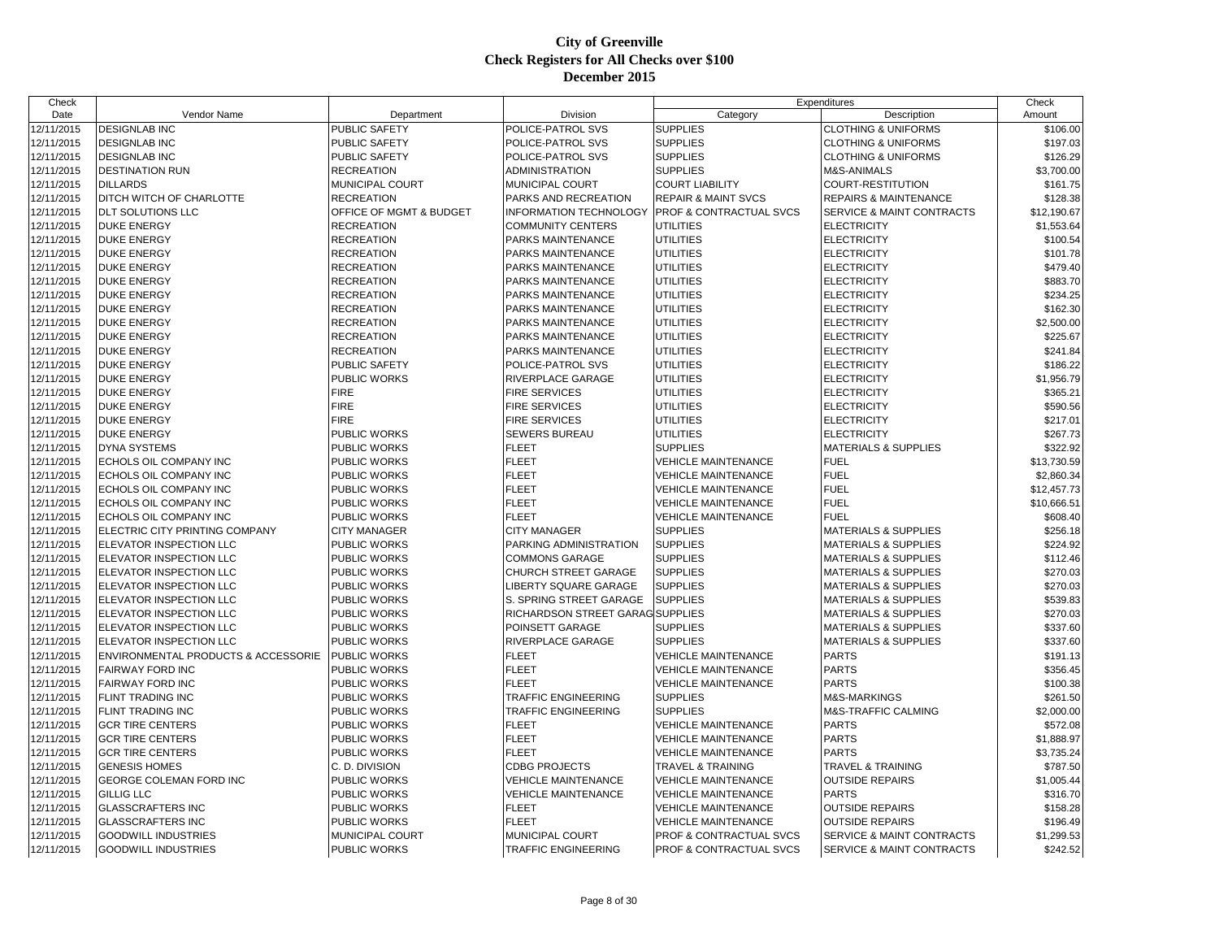# City of Greenville
## Check Registers for All Checks over $100
## December 2015

| Check Date | Vendor Name | Department | Division | Expenditures Category | Expenditures Description | Check Amount |
|---|---|---|---|---|---|---|
| 12/11/2015 | DESIGNLAB INC | PUBLIC SAFETY | POLICE-PATROL SVS | SUPPLIES | CLOTHING & UNIFORMS | $106.00 |
| 12/11/2015 | DESIGNLAB INC | PUBLIC SAFETY | POLICE-PATROL SVS | SUPPLIES | CLOTHING & UNIFORMS | $197.03 |
| 12/11/2015 | DESIGNLAB INC | PUBLIC SAFETY | POLICE-PATROL SVS | SUPPLIES | CLOTHING & UNIFORMS | $126.29 |
| 12/11/2015 | DESTINATION RUN | RECREATION | ADMINISTRATION | SUPPLIES | M&S-ANIMALS | $3,700.00 |
| 12/11/2015 | DILLARDS | MUNICIPAL COURT | MUNICIPAL COURT | COURT LIABILITY | COURT-RESTITUTION | $161.75 |
| 12/11/2015 | DITCH WITCH OF CHARLOTTE | RECREATION | PARKS AND RECREATION | REPAIR & MAINT SVCS | REPAIRS & MAINTENANCE | $128.38 |
| 12/11/2015 | DLT SOLUTIONS LLC | OFFICE OF MGMT & BUDGET | INFORMATION TECHNOLOGY | PROF & CONTRACTUAL SVCS | SERVICE & MAINT CONTRACTS | $12,190.67 |
| 12/11/2015 | DUKE ENERGY | RECREATION | COMMUNITY CENTERS | UTILITIES | ELECTRICITY | $1,553.64 |
| 12/11/2015 | DUKE ENERGY | RECREATION | PARKS MAINTENANCE | UTILITIES | ELECTRICITY | $100.54 |
| 12/11/2015 | DUKE ENERGY | RECREATION | PARKS MAINTENANCE | UTILITIES | ELECTRICITY | $101.78 |
| 12/11/2015 | DUKE ENERGY | RECREATION | PARKS MAINTENANCE | UTILITIES | ELECTRICITY | $479.40 |
| 12/11/2015 | DUKE ENERGY | RECREATION | PARKS MAINTENANCE | UTILITIES | ELECTRICITY | $883.70 |
| 12/11/2015 | DUKE ENERGY | RECREATION | PARKS MAINTENANCE | UTILITIES | ELECTRICITY | $234.25 |
| 12/11/2015 | DUKE ENERGY | RECREATION | PARKS MAINTENANCE | UTILITIES | ELECTRICITY | $162.30 |
| 12/11/2015 | DUKE ENERGY | RECREATION | PARKS MAINTENANCE | UTILITIES | ELECTRICITY | $2,500.00 |
| 12/11/2015 | DUKE ENERGY | RECREATION | PARKS MAINTENANCE | UTILITIES | ELECTRICITY | $225.67 |
| 12/11/2015 | DUKE ENERGY | RECREATION | PARKS MAINTENANCE | UTILITIES | ELECTRICITY | $241.84 |
| 12/11/2015 | DUKE ENERGY | PUBLIC SAFETY | POLICE-PATROL SVS | UTILITIES | ELECTRICITY | $186.22 |
| 12/11/2015 | DUKE ENERGY | PUBLIC WORKS | RIVERPLACE GARAGE | UTILITIES | ELECTRICITY | $1,956.79 |
| 12/11/2015 | DUKE ENERGY | FIRE | FIRE SERVICES | UTILITIES | ELECTRICITY | $365.21 |
| 12/11/2015 | DUKE ENERGY | FIRE | FIRE SERVICES | UTILITIES | ELECTRICITY | $590.56 |
| 12/11/2015 | DUKE ENERGY | FIRE | FIRE SERVICES | UTILITIES | ELECTRICITY | $217.01 |
| 12/11/2015 | DUKE ENERGY | PUBLIC WORKS | SEWERS BUREAU | UTILITIES | ELECTRICITY | $267.73 |
| 12/11/2015 | DYNA SYSTEMS | PUBLIC WORKS | FLEET | SUPPLIES | MATERIALS & SUPPLIES | $322.92 |
| 12/11/2015 | ECHOLS OIL COMPANY INC | PUBLIC WORKS | FLEET | VEHICLE MAINTENANCE | FUEL | $13,730.59 |
| 12/11/2015 | ECHOLS OIL COMPANY INC | PUBLIC WORKS | FLEET | VEHICLE MAINTENANCE | FUEL | $2,860.34 |
| 12/11/2015 | ECHOLS OIL COMPANY INC | PUBLIC WORKS | FLEET | VEHICLE MAINTENANCE | FUEL | $12,457.73 |
| 12/11/2015 | ECHOLS OIL COMPANY INC | PUBLIC WORKS | FLEET | VEHICLE MAINTENANCE | FUEL | $10,666.51 |
| 12/11/2015 | ECHOLS OIL COMPANY INC | PUBLIC WORKS | FLEET | VEHICLE MAINTENANCE | FUEL | $608.40 |
| 12/11/2015 | ELECTRIC CITY PRINTING COMPANY | CITY MANAGER | CITY MANAGER | SUPPLIES | MATERIALS & SUPPLIES | $256.18 |
| 12/11/2015 | ELEVATOR INSPECTION LLC | PUBLIC WORKS | PARKING ADMINISTRATION | SUPPLIES | MATERIALS & SUPPLIES | $224.92 |
| 12/11/2015 | ELEVATOR INSPECTION LLC | PUBLIC WORKS | COMMONS GARAGE | SUPPLIES | MATERIALS & SUPPLIES | $112.46 |
| 12/11/2015 | ELEVATOR INSPECTION LLC | PUBLIC WORKS | CHURCH STREET GARAGE | SUPPLIES | MATERIALS & SUPPLIES | $270.03 |
| 12/11/2015 | ELEVATOR INSPECTION LLC | PUBLIC WORKS | LIBERTY SQUARE GARAGE | SUPPLIES | MATERIALS & SUPPLIES | $270.03 |
| 12/11/2015 | ELEVATOR INSPECTION LLC | PUBLIC WORKS | S. SPRING STREET GARAGE | SUPPLIES | MATERIALS & SUPPLIES | $539.83 |
| 12/11/2015 | ELEVATOR INSPECTION LLC | PUBLIC WORKS | RICHARDSON STREET GARAG | SUPPLIES | MATERIALS & SUPPLIES | $270.03 |
| 12/11/2015 | ELEVATOR INSPECTION LLC | PUBLIC WORKS | POINSETT GARAGE | SUPPLIES | MATERIALS & SUPPLIES | $337.60 |
| 12/11/2015 | ELEVATOR INSPECTION LLC | PUBLIC WORKS | RIVERPLACE GARAGE | SUPPLIES | MATERIALS & SUPPLIES | $337.60 |
| 12/11/2015 | ENVIRONMENTAL PRODUCTS & ACCESSORIE | PUBLIC WORKS | FLEET | VEHICLE MAINTENANCE | PARTS | $191.13 |
| 12/11/2015 | FAIRWAY FORD INC | PUBLIC WORKS | FLEET | VEHICLE MAINTENANCE | PARTS | $356.45 |
| 12/11/2015 | FAIRWAY FORD INC | PUBLIC WORKS | FLEET | VEHICLE MAINTENANCE | PARTS | $100.38 |
| 12/11/2015 | FLINT TRADING INC | PUBLIC WORKS | TRAFFIC ENGINEERING | SUPPLIES | M&S-MARKINGS | $261.50 |
| 12/11/2015 | FLINT TRADING INC | PUBLIC WORKS | TRAFFIC ENGINEERING | SUPPLIES | M&S-TRAFFIC CALMING | $2,000.00 |
| 12/11/2015 | GCR TIRE CENTERS | PUBLIC WORKS | FLEET | VEHICLE MAINTENANCE | PARTS | $572.08 |
| 12/11/2015 | GCR TIRE CENTERS | PUBLIC WORKS | FLEET | VEHICLE MAINTENANCE | PARTS | $1,888.97 |
| 12/11/2015 | GCR TIRE CENTERS | PUBLIC WORKS | FLEET | VEHICLE MAINTENANCE | PARTS | $3,735.24 |
| 12/11/2015 | GENESIS HOMES | C. D. DIVISION | CDBG PROJECTS | TRAVEL & TRAINING | TRAVEL & TRAINING | $787.50 |
| 12/11/2015 | GEORGE COLEMAN FORD INC | PUBLIC WORKS | VEHICLE MAINTENANCE | VEHICLE MAINTENANCE | OUTSIDE REPAIRS | $1,005.44 |
| 12/11/2015 | GILLIG LLC | PUBLIC WORKS | VEHICLE MAINTENANCE | VEHICLE MAINTENANCE | PARTS | $316.70 |
| 12/11/2015 | GLASSCRAFTERS INC | PUBLIC WORKS | FLEET | VEHICLE MAINTENANCE | OUTSIDE REPAIRS | $158.28 |
| 12/11/2015 | GLASSCRAFTERS INC | PUBLIC WORKS | FLEET | VEHICLE MAINTENANCE | OUTSIDE REPAIRS | $196.49 |
| 12/11/2015 | GOODWILL INDUSTRIES | MUNICIPAL COURT | MUNICIPAL COURT | PROF & CONTRACTUAL SVCS | SERVICE & MAINT CONTRACTS | $1,299.53 |
| 12/11/2015 | GOODWILL INDUSTRIES | PUBLIC WORKS | TRAFFIC ENGINEERING | PROF & CONTRACTUAL SVCS | SERVICE & MAINT CONTRACTS | $242.52 |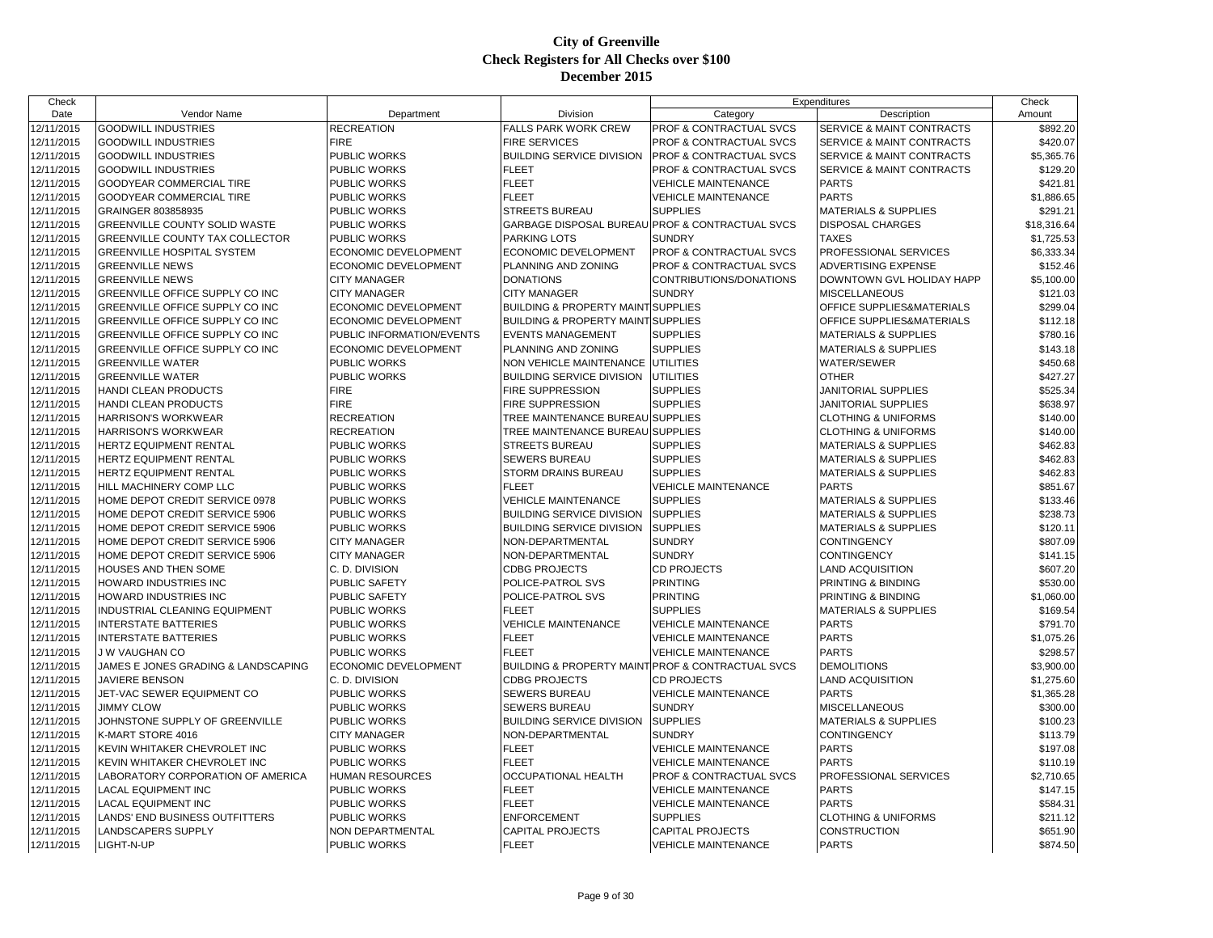# City of Greenville
## Check Registers for All Checks over $100
## December 2015

| Check Date | Vendor Name | Department | Division | Expenditures Category | Expenditures Description | Check Amount |
|---|---|---|---|---|---|---|
| 12/11/2015 | GOODWILL INDUSTRIES | RECREATION | FALLS PARK WORK CREW | PROF & CONTRACTUAL SVCS | SERVICE & MAINT CONTRACTS | $892.20 |
| 12/11/2015 | GOODWILL INDUSTRIES | FIRE | FIRE SERVICES | PROF & CONTRACTUAL SVCS | SERVICE & MAINT CONTRACTS | $420.07 |
| 12/11/2015 | GOODWILL INDUSTRIES | PUBLIC WORKS | BUILDING SERVICE DIVISION | PROF & CONTRACTUAL SVCS | SERVICE & MAINT CONTRACTS | $5,365.76 |
| 12/11/2015 | GOODWILL INDUSTRIES | PUBLIC WORKS | FLEET | PROF & CONTRACTUAL SVCS | SERVICE & MAINT CONTRACTS | $129.20 |
| 12/11/2015 | GOODYEAR COMMERCIAL TIRE | PUBLIC WORKS | FLEET | VEHICLE MAINTENANCE | PARTS | $421.81 |
| 12/11/2015 | GOODYEAR COMMERCIAL TIRE | PUBLIC WORKS | FLEET | VEHICLE MAINTENANCE | PARTS | $1,886.65 |
| 12/11/2015 | GRAINGER 803858935 | PUBLIC WORKS | STREETS BUREAU | SUPPLIES | MATERIALS & SUPPLIES | $291.21 |
| 12/11/2015 | GREENVILLE COUNTY SOLID WASTE | PUBLIC WORKS | GARBAGE DISPOSAL BUREAU | PROF & CONTRACTUAL SVCS | DISPOSAL CHARGES | $18,316.64 |
| 12/11/2015 | GREENVILLE COUNTY TAX COLLECTOR | PUBLIC WORKS | PARKING LOTS | SUNDRY | TAXES | $1,725.53 |
| 12/11/2015 | GREENVILLE HOSPITAL SYSTEM | ECONOMIC DEVELOPMENT | ECONOMIC DEVELOPMENT | PROF & CONTRACTUAL SVCS | PROFESSIONAL SERVICES | $6,333.34 |
| 12/11/2015 | GREENVILLE NEWS | ECONOMIC DEVELOPMENT | PLANNING AND ZONING | PROF & CONTRACTUAL SVCS | ADVERTISING EXPENSE | $152.46 |
| 12/11/2015 | GREENVILLE NEWS | CITY MANAGER | DONATIONS | CONTRIBUTIONS/DONATIONS | DOWNTOWN GVL HOLIDAY HAPP | $5,100.00 |
| 12/11/2015 | GREENVILLE OFFICE SUPPLY CO INC | CITY MANAGER | CITY MANAGER | SUNDRY | MISCELLANEOUS | $121.03 |
| 12/11/2015 | GREENVILLE OFFICE SUPPLY CO INC | ECONOMIC DEVELOPMENT | BUILDING & PROPERTY MAINT | SUPPLIES | OFFICE SUPPLIES&MATERIALS | $299.04 |
| 12/11/2015 | GREENVILLE OFFICE SUPPLY CO INC | ECONOMIC DEVELOPMENT | BUILDING & PROPERTY MAINT | SUPPLIES | OFFICE SUPPLIES&MATERIALS | $112.18 |
| 12/11/2015 | GREENVILLE OFFICE SUPPLY CO INC | PUBLIC INFORMATION/EVENTS | EVENTS MANAGEMENT | SUPPLIES | MATERIALS & SUPPLIES | $780.16 |
| 12/11/2015 | GREENVILLE OFFICE SUPPLY CO INC | ECONOMIC DEVELOPMENT | PLANNING AND ZONING | SUPPLIES | MATERIALS & SUPPLIES | $143.18 |
| 12/11/2015 | GREENVILLE WATER | PUBLIC WORKS | NON VEHICLE MAINTENANCE | UTILITIES | WATER/SEWER | $450.68 |
| 12/11/2015 | GREENVILLE WATER | PUBLIC WORKS | BUILDING SERVICE DIVISION | UTILITIES | OTHER | $427.27 |
| 12/11/2015 | HANDI CLEAN PRODUCTS | FIRE | FIRE SUPPRESSION | SUPPLIES | JANITORIAL SUPPLIES | $525.34 |
| 12/11/2015 | HANDI CLEAN PRODUCTS | FIRE | FIRE SUPPRESSION | SUPPLIES | JANITORIAL SUPPLIES | $638.97 |
| 12/11/2015 | HARRISON'S WORKWEAR | RECREATION | TREE MAINTENANCE BUREAU | SUPPLIES | CLOTHING & UNIFORMS | $140.00 |
| 12/11/2015 | HARRISON'S WORKWEAR | RECREATION | TREE MAINTENANCE BUREAU | SUPPLIES | CLOTHING & UNIFORMS | $140.00 |
| 12/11/2015 | HERTZ EQUIPMENT RENTAL | PUBLIC WORKS | STREETS BUREAU | SUPPLIES | MATERIALS & SUPPLIES | $462.83 |
| 12/11/2015 | HERTZ EQUIPMENT RENTAL | PUBLIC WORKS | SEWERS BUREAU | SUPPLIES | MATERIALS & SUPPLIES | $462.83 |
| 12/11/2015 | HERTZ EQUIPMENT RENTAL | PUBLIC WORKS | STORM DRAINS BUREAU | SUPPLIES | MATERIALS & SUPPLIES | $462.83 |
| 12/11/2015 | HILL MACHINERY COMP LLC | PUBLIC WORKS | FLEET | VEHICLE MAINTENANCE | PARTS | $851.67 |
| 12/11/2015 | HOME DEPOT CREDIT SERVICE 0978 | PUBLIC WORKS | VEHICLE MAINTENANCE | SUPPLIES | MATERIALS & SUPPLIES | $133.46 |
| 12/11/2015 | HOME DEPOT CREDIT SERVICE 5906 | PUBLIC WORKS | BUILDING SERVICE DIVISION | SUPPLIES | MATERIALS & SUPPLIES | $238.73 |
| 12/11/2015 | HOME DEPOT CREDIT SERVICE 5906 | PUBLIC WORKS | BUILDING SERVICE DIVISION | SUPPLIES | MATERIALS & SUPPLIES | $120.11 |
| 12/11/2015 | HOME DEPOT CREDIT SERVICE 5906 | CITY MANAGER | NON-DEPARTMENTAL | SUNDRY | CONTINGENCY | $807.09 |
| 12/11/2015 | HOME DEPOT CREDIT SERVICE 5906 | CITY MANAGER | NON-DEPARTMENTAL | SUNDRY | CONTINGENCY | $141.15 |
| 12/11/2015 | HOUSES AND THEN SOME | C. D. DIVISION | CDBG PROJECTS | CD PROJECTS | LAND ACQUISITION | $607.20 |
| 12/11/2015 | HOWARD INDUSTRIES INC | PUBLIC SAFETY | POLICE-PATROL SVS | PRINTING | PRINTING & BINDING | $530.00 |
| 12/11/2015 | HOWARD INDUSTRIES INC | PUBLIC SAFETY | POLICE-PATROL SVS | PRINTING | PRINTING & BINDING | $1,060.00 |
| 12/11/2015 | INDUSTRIAL CLEANING EQUIPMENT | PUBLIC WORKS | FLEET | SUPPLIES | MATERIALS & SUPPLIES | $169.54 |
| 12/11/2015 | INTERSTATE BATTERIES | PUBLIC WORKS | VEHICLE MAINTENANCE | VEHICLE MAINTENANCE | PARTS | $791.70 |
| 12/11/2015 | INTERSTATE BATTERIES | PUBLIC WORKS | FLEET | VEHICLE MAINTENANCE | PARTS | $1,075.26 |
| 12/11/2015 | J W VAUGHAN CO | PUBLIC WORKS | FLEET | VEHICLE MAINTENANCE | PARTS | $298.57 |
| 12/11/2015 | JAMES E JONES GRADING & LANDSCAPING | ECONOMIC DEVELOPMENT | BUILDING & PROPERTY MAINT | PROF & CONTRACTUAL SVCS | DEMOLITIONS | $3,900.00 |
| 12/11/2015 | JAVIERE BENSON | C. D. DIVISION | CDBG PROJECTS | CD PROJECTS | LAND ACQUISITION | $1,275.60 |
| 12/11/2015 | JET-VAC SEWER EQUIPMENT CO | PUBLIC WORKS | SEWERS BUREAU | VEHICLE MAINTENANCE | PARTS | $1,365.28 |
| 12/11/2015 | JIMMY CLOW | PUBLIC WORKS | SEWERS BUREAU | SUNDRY | MISCELLANEOUS | $300.00 |
| 12/11/2015 | JOHNSTONE SUPPLY OF GREENVILLE | PUBLIC WORKS | BUILDING SERVICE DIVISION | SUPPLIES | MATERIALS & SUPPLIES | $100.23 |
| 12/11/2015 | K-MART STORE 4016 | CITY MANAGER | NON-DEPARTMENTAL | SUNDRY | CONTINGENCY | $113.79 |
| 12/11/2015 | KEVIN WHITAKER CHEVROLET INC | PUBLIC WORKS | FLEET | VEHICLE MAINTENANCE | PARTS | $197.08 |
| 12/11/2015 | KEVIN WHITAKER CHEVROLET INC | PUBLIC WORKS | FLEET | VEHICLE MAINTENANCE | PARTS | $110.19 |
| 12/11/2015 | LABORATORY CORPORATION OF AMERICA | HUMAN RESOURCES | OCCUPATIONAL HEALTH | PROF & CONTRACTUAL SVCS | PROFESSIONAL SERVICES | $2,710.65 |
| 12/11/2015 | LACAL EQUIPMENT INC | PUBLIC WORKS | FLEET | VEHICLE MAINTENANCE | PARTS | $147.15 |
| 12/11/2015 | LACAL EQUIPMENT INC | PUBLIC WORKS | FLEET | VEHICLE MAINTENANCE | PARTS | $584.31 |
| 12/11/2015 | LANDS' END BUSINESS OUTFITTERS | PUBLIC WORKS | ENFORCEMENT | SUPPLIES | CLOTHING & UNIFORMS | $211.12 |
| 12/11/2015 | LANDSCAPERS SUPPLY | NON DEPARTMENTAL | CAPITAL PROJECTS | CAPITAL PROJECTS | CONSTRUCTION | $651.90 |
| 12/11/2015 | LIGHT-N-UP | PUBLIC WORKS | FLEET | VEHICLE MAINTENANCE | PARTS | $874.50 |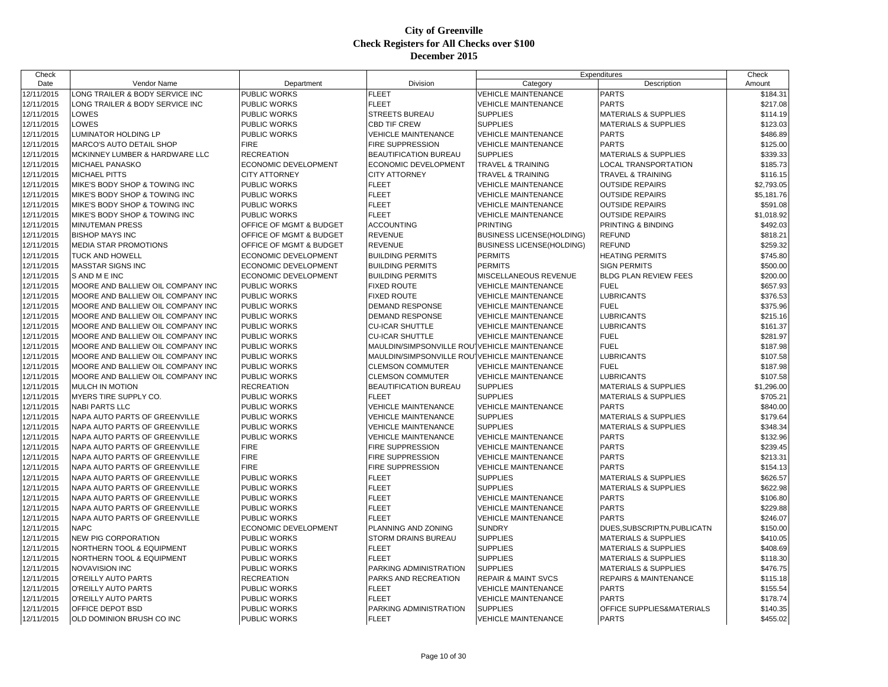# City of Greenville
## Check Registers for All Checks over $100
## December 2015

| Check Date | Vendor Name | Department | Division | Expenditures Category | Expenditures Description | Check Amount |
|---|---|---|---|---|---|---|
| 12/11/2015 | LONG TRAILER & BODY SERVICE INC | PUBLIC WORKS | FLEET | VEHICLE MAINTENANCE | PARTS | $184.31 |
| 12/11/2015 | LONG TRAILER & BODY SERVICE INC | PUBLIC WORKS | FLEET | VEHICLE MAINTENANCE | PARTS | $217.08 |
| 12/11/2015 | LOWES | PUBLIC WORKS | STREETS BUREAU | SUPPLIES | MATERIALS & SUPPLIES | $114.19 |
| 12/11/2015 | LOWES | PUBLIC WORKS | CBD TIF CREW | SUPPLIES | MATERIALS & SUPPLIES | $123.03 |
| 12/11/2015 | LUMINATOR HOLDING LP | PUBLIC WORKS | VEHICLE MAINTENANCE | VEHICLE MAINTENANCE | PARTS | $486.89 |
| 12/11/2015 | MARCO'S AUTO DETAIL SHOP | FIRE | FIRE SUPPRESSION | VEHICLE MAINTENANCE | PARTS | $125.00 |
| 12/11/2015 | MCKINNEY LUMBER & HARDWARE LLC | RECREATION | BEAUTIFICATION BUREAU | SUPPLIES | MATERIALS & SUPPLIES | $339.33 |
| 12/11/2015 | MICHAEL PANASKO | ECONOMIC DEVELOPMENT | ECONOMIC DEVELOPMENT | TRAVEL & TRAINING | LOCAL TRANSPORTATION | $185.73 |
| 12/11/2015 | MICHAEL PITTS | CITY ATTORNEY | CITY ATTORNEY | TRAVEL & TRAINING | TRAVEL & TRAINING | $116.15 |
| 12/11/2015 | MIKE'S BODY SHOP & TOWING INC | PUBLIC WORKS | FLEET | VEHICLE MAINTENANCE | OUTSIDE REPAIRS | $2,793.05 |
| 12/11/2015 | MIKE'S BODY SHOP & TOWING INC | PUBLIC WORKS | FLEET | VEHICLE MAINTENANCE | OUTSIDE REPAIRS | $5,181.76 |
| 12/11/2015 | MIKE'S BODY SHOP & TOWING INC | PUBLIC WORKS | FLEET | VEHICLE MAINTENANCE | OUTSIDE REPAIRS | $591.08 |
| 12/11/2015 | MIKE'S BODY SHOP & TOWING INC | PUBLIC WORKS | FLEET | VEHICLE MAINTENANCE | OUTSIDE REPAIRS | $1,018.92 |
| 12/11/2015 | MINUTEMAN PRESS | OFFICE OF MGMT & BUDGET | ACCOUNTING | PRINTING | PRINTING & BINDING | $492.03 |
| 12/11/2015 | BISHOP MAYS INC | OFFICE OF MGMT & BUDGET | REVENUE | BUSINESS LICENSE(HOLDING) | REFUND | $818.21 |
| 12/11/2015 | MEDIA STAR PROMOTIONS | OFFICE OF MGMT & BUDGET | REVENUE | BUSINESS LICENSE(HOLDING) | REFUND | $259.32 |
| 12/11/2015 | TUCK AND HOWELL | ECONOMIC DEVELOPMENT | BUILDING PERMITS | PERMITS | HEATING PERMITS | $745.80 |
| 12/11/2015 | MASSTAR SIGNS INC | ECONOMIC DEVELOPMENT | BUILDING PERMITS | PERMITS | SIGN PERMITS | $500.00 |
| 12/11/2015 | S AND M E INC | ECONOMIC DEVELOPMENT | BUILDING PERMITS | MISCELLANEOUS REVENUE | BLDG PLAN REVIEW FEES | $200.00 |
| 12/11/2015 | MOORE AND BALLIEW OIL COMPANY INC | PUBLIC WORKS | FIXED ROUTE | VEHICLE MAINTENANCE | FUEL | $657.93 |
| 12/11/2015 | MOORE AND BALLIEW OIL COMPANY INC | PUBLIC WORKS | FIXED ROUTE | VEHICLE MAINTENANCE | LUBRICANTS | $376.53 |
| 12/11/2015 | MOORE AND BALLIEW OIL COMPANY INC | PUBLIC WORKS | DEMAND RESPONSE | VEHICLE MAINTENANCE | FUEL | $375.96 |
| 12/11/2015 | MOORE AND BALLIEW OIL COMPANY INC | PUBLIC WORKS | DEMAND RESPONSE | VEHICLE MAINTENANCE | LUBRICANTS | $215.16 |
| 12/11/2015 | MOORE AND BALLIEW OIL COMPANY INC | PUBLIC WORKS | CU-ICAR SHUTTLE | VEHICLE MAINTENANCE | LUBRICANTS | $161.37 |
| 12/11/2015 | MOORE AND BALLIEW OIL COMPANY INC | PUBLIC WORKS | CU-ICAR SHUTTLE | VEHICLE MAINTENANCE | FUEL | $281.97 |
| 12/11/2015 | MOORE AND BALLIEW OIL COMPANY INC | PUBLIC WORKS | MAULDIN/SIMPSONVILLE ROU | VEHICLE MAINTENANCE | FUEL | $187.98 |
| 12/11/2015 | MOORE AND BALLIEW OIL COMPANY INC | PUBLIC WORKS | MAULDIN/SIMPSONVILLE ROU | VEHICLE MAINTENANCE | LUBRICANTS | $107.58 |
| 12/11/2015 | MOORE AND BALLIEW OIL COMPANY INC | PUBLIC WORKS | CLEMSON COMMUTER | VEHICLE MAINTENANCE | FUEL | $187.98 |
| 12/11/2015 | MOORE AND BALLIEW OIL COMPANY INC | PUBLIC WORKS | CLEMSON COMMUTER | VEHICLE MAINTENANCE | LUBRICANTS | $107.58 |
| 12/11/2015 | MULCH IN MOTION | RECREATION | BEAUTIFICATION BUREAU | SUPPLIES | MATERIALS & SUPPLIES | $1,296.00 |
| 12/11/2015 | MYERS TIRE SUPPLY CO. | PUBLIC WORKS | FLEET | SUPPLIES | MATERIALS & SUPPLIES | $705.21 |
| 12/11/2015 | NABI PARTS LLC | PUBLIC WORKS | VEHICLE MAINTENANCE | VEHICLE MAINTENANCE | PARTS | $840.00 |
| 12/11/2015 | NAPA AUTO PARTS OF GREENVILLE | PUBLIC WORKS | VEHICLE MAINTENANCE | SUPPLIES | MATERIALS & SUPPLIES | $179.64 |
| 12/11/2015 | NAPA AUTO PARTS OF GREENVILLE | PUBLIC WORKS | VEHICLE MAINTENANCE | SUPPLIES | MATERIALS & SUPPLIES | $348.34 |
| 12/11/2015 | NAPA AUTO PARTS OF GREENVILLE | PUBLIC WORKS | VEHICLE MAINTENANCE | VEHICLE MAINTENANCE | PARTS | $132.96 |
| 12/11/2015 | NAPA AUTO PARTS OF GREENVILLE | FIRE | FIRE SUPPRESSION | VEHICLE MAINTENANCE | PARTS | $239.45 |
| 12/11/2015 | NAPA AUTO PARTS OF GREENVILLE | FIRE | FIRE SUPPRESSION | VEHICLE MAINTENANCE | PARTS | $213.31 |
| 12/11/2015 | NAPA AUTO PARTS OF GREENVILLE | FIRE | FIRE SUPPRESSION | VEHICLE MAINTENANCE | PARTS | $154.13 |
| 12/11/2015 | NAPA AUTO PARTS OF GREENVILLE | PUBLIC WORKS | FLEET | SUPPLIES | MATERIALS & SUPPLIES | $626.57 |
| 12/11/2015 | NAPA AUTO PARTS OF GREENVILLE | PUBLIC WORKS | FLEET | SUPPLIES | MATERIALS & SUPPLIES | $622.98 |
| 12/11/2015 | NAPA AUTO PARTS OF GREENVILLE | PUBLIC WORKS | FLEET | VEHICLE MAINTENANCE | PARTS | $106.80 |
| 12/11/2015 | NAPA AUTO PARTS OF GREENVILLE | PUBLIC WORKS | FLEET | VEHICLE MAINTENANCE | PARTS | $229.88 |
| 12/11/2015 | NAPA AUTO PARTS OF GREENVILLE | PUBLIC WORKS | FLEET | VEHICLE MAINTENANCE | PARTS | $246.07 |
| 12/11/2015 | NAPC | ECONOMIC DEVELOPMENT | PLANNING AND ZONING | SUNDRY | DUES,SUBSCRIPTN,PUBLICATN | $150.00 |
| 12/11/2015 | NEW PIG CORPORATION | PUBLIC WORKS | STORM DRAINS BUREAU | SUPPLIES | MATERIALS & SUPPLIES | $410.05 |
| 12/11/2015 | NORTHERN TOOL & EQUIPMENT | PUBLIC WORKS | FLEET | SUPPLIES | MATERIALS & SUPPLIES | $408.69 |
| 12/11/2015 | NORTHERN TOOL & EQUIPMENT | PUBLIC WORKS | FLEET | SUPPLIES | MATERIALS & SUPPLIES | $118.30 |
| 12/11/2015 | NOVAVISION INC | PUBLIC WORKS | PARKING ADMINISTRATION | SUPPLIES | MATERIALS & SUPPLIES | $476.75 |
| 12/11/2015 | O'REILLY AUTO PARTS | RECREATION | PARKS AND RECREATION | REPAIR & MAINT SVCS | REPAIRS & MAINTENANCE | $115.18 |
| 12/11/2015 | O'REILLY AUTO PARTS | PUBLIC WORKS | FLEET | VEHICLE MAINTENANCE | PARTS | $155.54 |
| 12/11/2015 | O'REILLY AUTO PARTS | PUBLIC WORKS | FLEET | VEHICLE MAINTENANCE | PARTS | $178.74 |
| 12/11/2015 | OFFICE DEPOT BSD | PUBLIC WORKS | PARKING ADMINISTRATION | SUPPLIES | OFFICE SUPPLIES&MATERIALS | $140.35 |
| 12/11/2015 | OLD DOMINION BRUSH CO INC | PUBLIC WORKS | FLEET | VEHICLE MAINTENANCE | PARTS | $455.02 |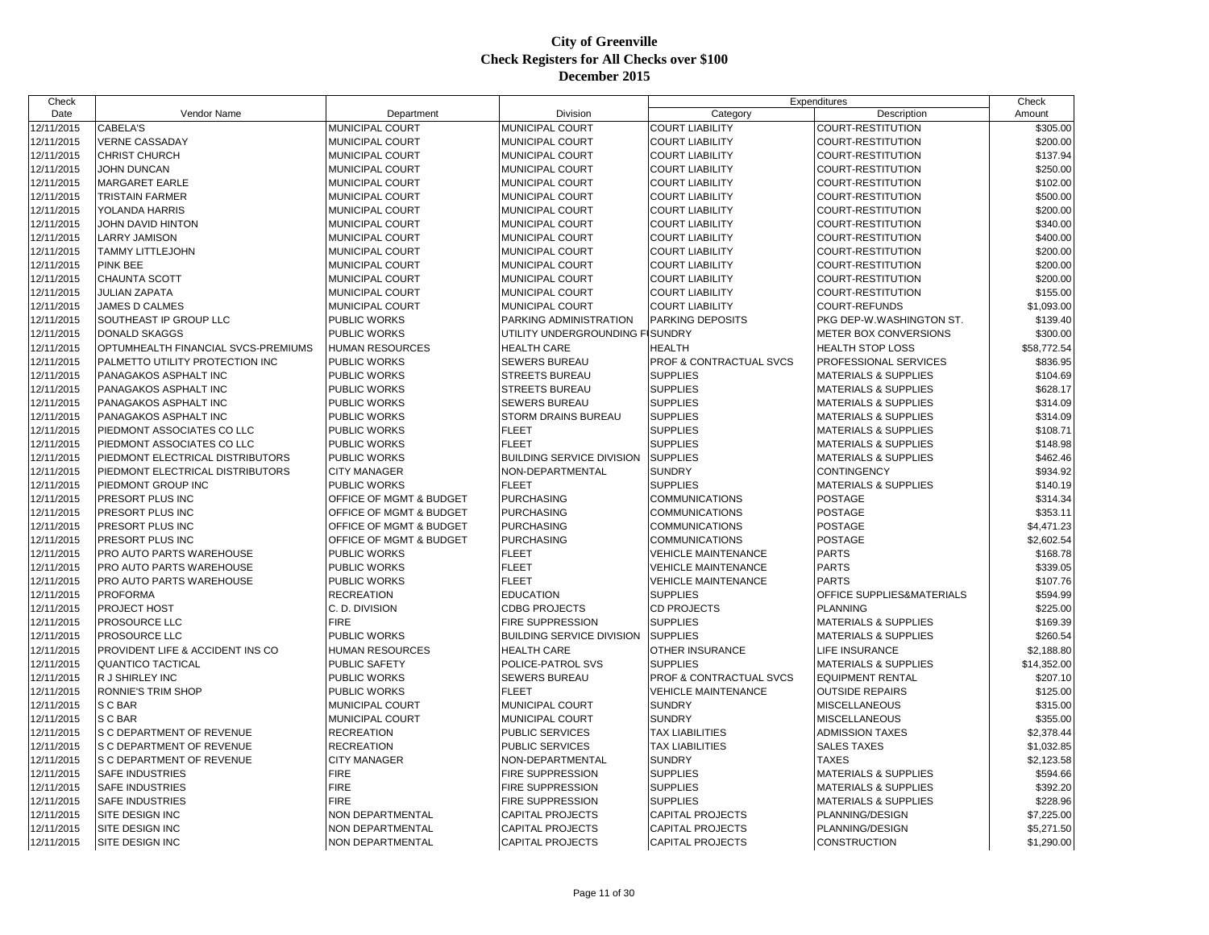# City of Greenville
## Check Registers for All Checks over $100
## December 2015

| Check Date | Vendor Name | Department | Division | Expenditures Category | Expenditures Description | Check Amount |
|---|---|---|---|---|---|---|
| 12/11/2015 | CABELA'S | MUNICIPAL COURT | MUNICIPAL COURT | COURT LIABILITY | COURT-RESTITUTION | $305.00 |
| 12/11/2015 | VERNE CASSADAY | MUNICIPAL COURT | MUNICIPAL COURT | COURT LIABILITY | COURT-RESTITUTION | $200.00 |
| 12/11/2015 | CHRIST CHURCH | MUNICIPAL COURT | MUNICIPAL COURT | COURT LIABILITY | COURT-RESTITUTION | $137.94 |
| 12/11/2015 | JOHN DUNCAN | MUNICIPAL COURT | MUNICIPAL COURT | COURT LIABILITY | COURT-RESTITUTION | $250.00 |
| 12/11/2015 | MARGARET EARLE | MUNICIPAL COURT | MUNICIPAL COURT | COURT LIABILITY | COURT-RESTITUTION | $102.00 |
| 12/11/2015 | TRISTAIN FARMER | MUNICIPAL COURT | MUNICIPAL COURT | COURT LIABILITY | COURT-RESTITUTION | $500.00 |
| 12/11/2015 | YOLANDA HARRIS | MUNICIPAL COURT | MUNICIPAL COURT | COURT LIABILITY | COURT-RESTITUTION | $200.00 |
| 12/11/2015 | JOHN DAVID HINTON | MUNICIPAL COURT | MUNICIPAL COURT | COURT LIABILITY | COURT-RESTITUTION | $340.00 |
| 12/11/2015 | LARRY JAMISON | MUNICIPAL COURT | MUNICIPAL COURT | COURT LIABILITY | COURT-RESTITUTION | $400.00 |
| 12/11/2015 | TAMMY LITTLEJOHN | MUNICIPAL COURT | MUNICIPAL COURT | COURT LIABILITY | COURT-RESTITUTION | $200.00 |
| 12/11/2015 | PINK BEE | MUNICIPAL COURT | MUNICIPAL COURT | COURT LIABILITY | COURT-RESTITUTION | $200.00 |
| 12/11/2015 | CHAUNTA SCOTT | MUNICIPAL COURT | MUNICIPAL COURT | COURT LIABILITY | COURT-RESTITUTION | $200.00 |
| 12/11/2015 | JULIAN ZAPATA | MUNICIPAL COURT | MUNICIPAL COURT | COURT LIABILITY | COURT-RESTITUTION | $155.00 |
| 12/11/2015 | JAMES D CALMES | MUNICIPAL COURT | MUNICIPAL COURT | COURT LIABILITY | COURT-REFUNDS | $1,093.00 |
| 12/11/2015 | SOUTHEAST IP GROUP LLC | PUBLIC WORKS | PARKING ADMINISTRATION | PARKING DEPOSITS | PKG DEP-W.WASHINGTON ST. | $139.40 |
| 12/11/2015 | DONALD SKAGGS | PUBLIC WORKS | UTILITY UNDERGROUNDING F | SUNDRY | METER BOX CONVERSIONS | $300.00 |
| 12/11/2015 | OPTUMHEALTH FINANCIAL SVCS-PREMIUMS | HUMAN RESOURCES | HEALTH CARE | HEALTH | HEALTH STOP LOSS | $58,772.54 |
| 12/11/2015 | PALMETTO UTILITY PROTECTION INC | PUBLIC WORKS | SEWERS BUREAU | PROF & CONTRACTUAL SVCS | PROFESSIONAL SERVICES | $836.95 |
| 12/11/2015 | PANAGAKOS ASPHALT INC | PUBLIC WORKS | STREETS BUREAU | SUPPLIES | MATERIALS & SUPPLIES | $104.69 |
| 12/11/2015 | PANAGAKOS ASPHALT INC | PUBLIC WORKS | STREETS BUREAU | SUPPLIES | MATERIALS & SUPPLIES | $628.17 |
| 12/11/2015 | PANAGAKOS ASPHALT INC | PUBLIC WORKS | SEWERS BUREAU | SUPPLIES | MATERIALS & SUPPLIES | $314.09 |
| 12/11/2015 | PANAGAKOS ASPHALT INC | PUBLIC WORKS | STORM DRAINS BUREAU | SUPPLIES | MATERIALS & SUPPLIES | $314.09 |
| 12/11/2015 | PIEDMONT ASSOCIATES CO LLC | PUBLIC WORKS | FLEET | SUPPLIES | MATERIALS & SUPPLIES | $108.71 |
| 12/11/2015 | PIEDMONT ASSOCIATES CO LLC | PUBLIC WORKS | FLEET | SUPPLIES | MATERIALS & SUPPLIES | $148.98 |
| 12/11/2015 | PIEDMONT ELECTRICAL DISTRIBUTORS | PUBLIC WORKS | BUILDING SERVICE DIVISION | SUPPLIES | MATERIALS & SUPPLIES | $462.46 |
| 12/11/2015 | PIEDMONT ELECTRICAL DISTRIBUTORS | CITY MANAGER | NON-DEPARTMENTAL | SUNDRY | CONTINGENCY | $934.92 |
| 12/11/2015 | PIEDMONT GROUP INC | PUBLIC WORKS | FLEET | SUPPLIES | MATERIALS & SUPPLIES | $140.19 |
| 12/11/2015 | PRESORT PLUS INC | OFFICE OF MGMT & BUDGET | PURCHASING | COMMUNICATIONS | POSTAGE | $314.34 |
| 12/11/2015 | PRESORT PLUS INC | OFFICE OF MGMT & BUDGET | PURCHASING | COMMUNICATIONS | POSTAGE | $353.11 |
| 12/11/2015 | PRESORT PLUS INC | OFFICE OF MGMT & BUDGET | PURCHASING | COMMUNICATIONS | POSTAGE | $4,471.23 |
| 12/11/2015 | PRESORT PLUS INC | OFFICE OF MGMT & BUDGET | PURCHASING | COMMUNICATIONS | POSTAGE | $2,602.54 |
| 12/11/2015 | PRO AUTO PARTS WAREHOUSE | PUBLIC WORKS | FLEET | VEHICLE MAINTENANCE | PARTS | $168.78 |
| 12/11/2015 | PRO AUTO PARTS WAREHOUSE | PUBLIC WORKS | FLEET | VEHICLE MAINTENANCE | PARTS | $339.05 |
| 12/11/2015 | PRO AUTO PARTS WAREHOUSE | PUBLIC WORKS | FLEET | VEHICLE MAINTENANCE | PARTS | $107.76 |
| 12/11/2015 | PROFORMA | RECREATION | EDUCATION | SUPPLIES | OFFICE SUPPLIES&MATERIALS | $594.99 |
| 12/11/2015 | PROJECT HOST | C. D. DIVISION | CDBG PROJECTS | CD PROJECTS | PLANNING | $225.00 |
| 12/11/2015 | PROSOURCE LLC | FIRE | FIRE SUPPRESSION | SUPPLIES | MATERIALS & SUPPLIES | $169.39 |
| 12/11/2015 | PROSOURCE LLC | PUBLIC WORKS | BUILDING SERVICE DIVISION | SUPPLIES | MATERIALS & SUPPLIES | $260.54 |
| 12/11/2015 | PROVIDENT LIFE & ACCIDENT INS CO | HUMAN RESOURCES | HEALTH CARE | OTHER INSURANCE | LIFE INSURANCE | $2,188.80 |
| 12/11/2015 | QUANTICO TACTICAL | PUBLIC SAFETY | POLICE-PATROL SVS | SUPPLIES | MATERIALS & SUPPLIES | $14,352.00 |
| 12/11/2015 | R J SHIRLEY INC | PUBLIC WORKS | SEWERS BUREAU | PROF & CONTRACTUAL SVCS | EQUIPMENT RENTAL | $207.10 |
| 12/11/2015 | RONNIE'S TRIM SHOP | PUBLIC WORKS | FLEET | VEHICLE MAINTENANCE | OUTSIDE REPAIRS | $125.00 |
| 12/11/2015 | S C BAR | MUNICIPAL COURT | MUNICIPAL COURT | SUNDRY | MISCELLANEOUS | $315.00 |
| 12/11/2015 | S C BAR | MUNICIPAL COURT | MUNICIPAL COURT | SUNDRY | MISCELLANEOUS | $355.00 |
| 12/11/2015 | S C DEPARTMENT OF REVENUE | RECREATION | PUBLIC SERVICES | TAX LIABILITIES | ADMISSION TAXES | $2,378.44 |
| 12/11/2015 | S C DEPARTMENT OF REVENUE | RECREATION | PUBLIC SERVICES | TAX LIABILITIES | SALES TAXES | $1,032.85 |
| 12/11/2015 | S C DEPARTMENT OF REVENUE | CITY MANAGER | NON-DEPARTMENTAL | SUNDRY | TAXES | $2,123.58 |
| 12/11/2015 | SAFE INDUSTRIES | FIRE | FIRE SUPPRESSION | SUPPLIES | MATERIALS & SUPPLIES | $594.66 |
| 12/11/2015 | SAFE INDUSTRIES | FIRE | FIRE SUPPRESSION | SUPPLIES | MATERIALS & SUPPLIES | $392.20 |
| 12/11/2015 | SAFE INDUSTRIES | FIRE | FIRE SUPPRESSION | SUPPLIES | MATERIALS & SUPPLIES | $228.96 |
| 12/11/2015 | SITE DESIGN INC | NON DEPARTMENTAL | CAPITAL PROJECTS | CAPITAL PROJECTS | PLANNING/DESIGN | $7,225.00 |
| 12/11/2015 | SITE DESIGN INC | NON DEPARTMENTAL | CAPITAL PROJECTS | CAPITAL PROJECTS | PLANNING/DESIGN | $5,271.50 |
| 12/11/2015 | SITE DESIGN INC | NON DEPARTMENTAL | CAPITAL PROJECTS | CAPITAL PROJECTS | CONSTRUCTION | $1,290.00 |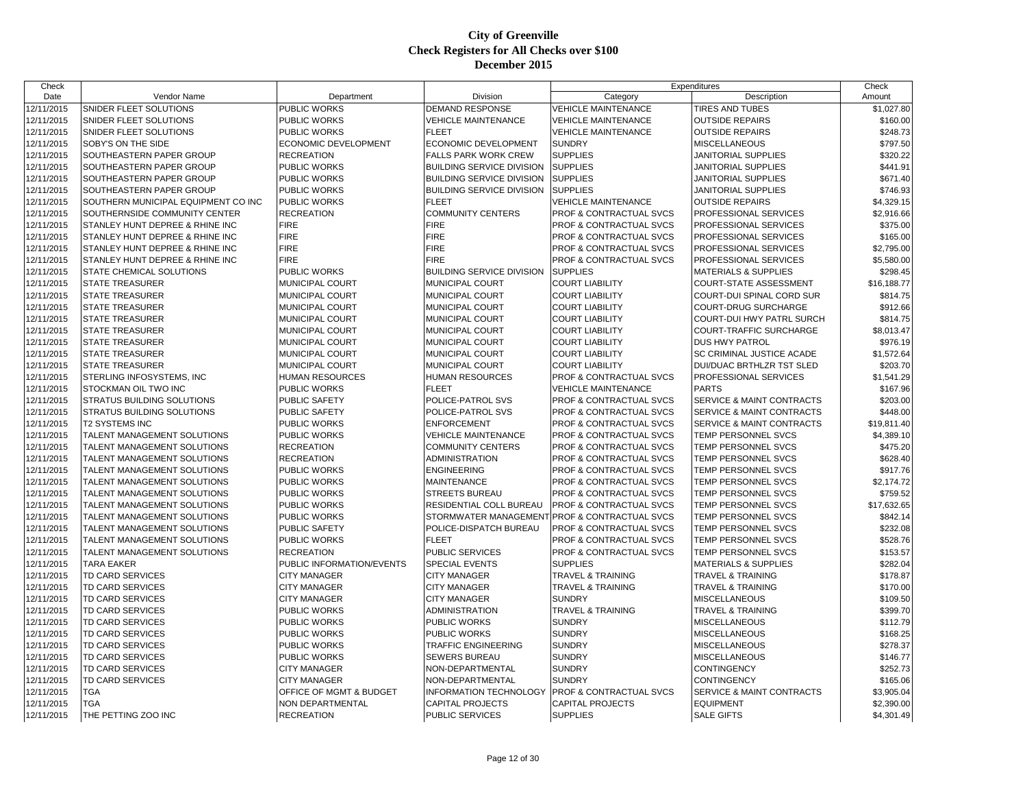# City of Greenville
## Check Registers for All Checks over $100
## December 2015

| Check Date | Vendor Name | Department | Division | Expenditures Category | Expenditures Description | Check Amount |
|---|---|---|---|---|---|---|
| 12/11/2015 | SNIDER FLEET SOLUTIONS | PUBLIC WORKS | DEMAND RESPONSE | VEHICLE MAINTENANCE | TIRES AND TUBES | $1,027.80 |
| 12/11/2015 | SNIDER FLEET SOLUTIONS | PUBLIC WORKS | VEHICLE MAINTENANCE | VEHICLE MAINTENANCE | OUTSIDE REPAIRS | $160.00 |
| 12/11/2015 | SNIDER FLEET SOLUTIONS | PUBLIC WORKS | FLEET | VEHICLE MAINTENANCE | OUTSIDE REPAIRS | $248.73 |
| 12/11/2015 | SOBY'S ON THE SIDE | ECONOMIC DEVELOPMENT | ECONOMIC DEVELOPMENT | SUNDRY | MISCELLANEOUS | $797.50 |
| 12/11/2015 | SOUTHEASTERN PAPER GROUP | RECREATION | FALLS PARK WORK CREW | SUPPLIES | JANITORIAL SUPPLIES | $320.22 |
| 12/11/2015 | SOUTHEASTERN PAPER GROUP | PUBLIC WORKS | BUILDING SERVICE DIVISION | SUPPLIES | JANITORIAL SUPPLIES | $441.91 |
| 12/11/2015 | SOUTHEASTERN PAPER GROUP | PUBLIC WORKS | BUILDING SERVICE DIVISION | SUPPLIES | JANITORIAL SUPPLIES | $671.40 |
| 12/11/2015 | SOUTHEASTERN PAPER GROUP | PUBLIC WORKS | BUILDING SERVICE DIVISION | SUPPLIES | JANITORIAL SUPPLIES | $746.93 |
| 12/11/2015 | SOUTHERN MUNICIPAL EQUIPMENT CO INC | PUBLIC WORKS | FLEET | VEHICLE MAINTENANCE | OUTSIDE REPAIRS | $4,329.15 |
| 12/11/2015 | SOUTHERNSIDE COMMUNITY CENTER | RECREATION | COMMUNITY CENTERS | PROF & CONTRACTUAL SVCS | PROFESSIONAL SERVICES | $2,916.66 |
| 12/11/2015 | STANLEY HUNT DEPREE & RHINE INC | FIRE | FIRE | PROF & CONTRACTUAL SVCS | PROFESSIONAL SERVICES | $375.00 |
| 12/11/2015 | STANLEY HUNT DEPREE & RHINE INC | FIRE | FIRE | PROF & CONTRACTUAL SVCS | PROFESSIONAL SERVICES | $165.00 |
| 12/11/2015 | STANLEY HUNT DEPREE & RHINE INC | FIRE | FIRE | PROF & CONTRACTUAL SVCS | PROFESSIONAL SERVICES | $2,795.00 |
| 12/11/2015 | STANLEY HUNT DEPREE & RHINE INC | FIRE | FIRE | PROF & CONTRACTUAL SVCS | PROFESSIONAL SERVICES | $5,580.00 |
| 12/11/2015 | STATE CHEMICAL SOLUTIONS | PUBLIC WORKS | BUILDING SERVICE DIVISION | SUPPLIES | MATERIALS & SUPPLIES | $298.45 |
| 12/11/2015 | STATE TREASURER | MUNICIPAL COURT | MUNICIPAL COURT | COURT LIABILITY | COURT-STATE ASSESSMENT | $16,188.77 |
| 12/11/2015 | STATE TREASURER | MUNICIPAL COURT | MUNICIPAL COURT | COURT LIABILITY | COURT-DUI SPINAL CORD SUR | $814.75 |
| 12/11/2015 | STATE TREASURER | MUNICIPAL COURT | MUNICIPAL COURT | COURT LIABILITY | COURT-DRUG SURCHARGE | $912.66 |
| 12/11/2015 | STATE TREASURER | MUNICIPAL COURT | MUNICIPAL COURT | COURT LIABILITY | COURT-DUI HWY PATRL SURCH | $814.75 |
| 12/11/2015 | STATE TREASURER | MUNICIPAL COURT | MUNICIPAL COURT | COURT LIABILITY | COURT-TRAFFIC SURCHARGE | $8,013.47 |
| 12/11/2015 | STATE TREASURER | MUNICIPAL COURT | MUNICIPAL COURT | COURT LIABILITY | DUS HWY PATROL | $976.19 |
| 12/11/2015 | STATE TREASURER | MUNICIPAL COURT | MUNICIPAL COURT | COURT LIABILITY | SC CRIMINAL JUSTICE ACADE | $1,572.64 |
| 12/11/2015 | STATE TREASURER | MUNICIPAL COURT | MUNICIPAL COURT | COURT LIABILITY | DUI/DUAC BRTHLZR TST SLED | $203.70 |
| 12/11/2015 | STERLING INFOSYSTEMS, INC | HUMAN RESOURCES | HUMAN RESOURCES | PROF & CONTRACTUAL SVCS | PROFESSIONAL SERVICES | $1,541.29 |
| 12/11/2015 | STOCKMAN OIL TWO INC | PUBLIC WORKS | FLEET | VEHICLE MAINTENANCE | PARTS | $167.96 |
| 12/11/2015 | STRATUS BUILDING SOLUTIONS | PUBLIC SAFETY | POLICE-PATROL SVS | PROF & CONTRACTUAL SVCS | SERVICE & MAINT CONTRACTS | $203.00 |
| 12/11/2015 | STRATUS BUILDING SOLUTIONS | PUBLIC SAFETY | POLICE-PATROL SVS | PROF & CONTRACTUAL SVCS | SERVICE & MAINT CONTRACTS | $448.00 |
| 12/11/2015 | T2 SYSTEMS INC | PUBLIC WORKS | ENFORCEMENT | PROF & CONTRACTUAL SVCS | SERVICE & MAINT CONTRACTS | $19,811.40 |
| 12/11/2015 | TALENT MANAGEMENT SOLUTIONS | PUBLIC WORKS | VEHICLE MAINTENANCE | PROF & CONTRACTUAL SVCS | TEMP PERSONNEL SVCS | $4,389.10 |
| 12/11/2015 | TALENT MANAGEMENT SOLUTIONS | RECREATION | COMMUNITY CENTERS | PROF & CONTRACTUAL SVCS | TEMP PERSONNEL SVCS | $475.20 |
| 12/11/2015 | TALENT MANAGEMENT SOLUTIONS | RECREATION | ADMINISTRATION | PROF & CONTRACTUAL SVCS | TEMP PERSONNEL SVCS | $628.40 |
| 12/11/2015 | TALENT MANAGEMENT SOLUTIONS | PUBLIC WORKS | ENGINEERING | PROF & CONTRACTUAL SVCS | TEMP PERSONNEL SVCS | $917.76 |
| 12/11/2015 | TALENT MANAGEMENT SOLUTIONS | PUBLIC WORKS | MAINTENANCE | PROF & CONTRACTUAL SVCS | TEMP PERSONNEL SVCS | $2,174.72 |
| 12/11/2015 | TALENT MANAGEMENT SOLUTIONS | PUBLIC WORKS | STREETS BUREAU | PROF & CONTRACTUAL SVCS | TEMP PERSONNEL SVCS | $759.52 |
| 12/11/2015 | TALENT MANAGEMENT SOLUTIONS | PUBLIC WORKS | RESIDENTIAL COLL BUREAU | PROF & CONTRACTUAL SVCS | TEMP PERSONNEL SVCS | $17,632.65 |
| 12/11/2015 | TALENT MANAGEMENT SOLUTIONS | PUBLIC WORKS | STORMWATER MANAGEMENT | PROF & CONTRACTUAL SVCS | TEMP PERSONNEL SVCS | $842.14 |
| 12/11/2015 | TALENT MANAGEMENT SOLUTIONS | PUBLIC SAFETY | POLICE-DISPATCH BUREAU | PROF & CONTRACTUAL SVCS | TEMP PERSONNEL SVCS | $232.08 |
| 12/11/2015 | TALENT MANAGEMENT SOLUTIONS | PUBLIC WORKS | FLEET | PROF & CONTRACTUAL SVCS | TEMP PERSONNEL SVCS | $528.76 |
| 12/11/2015 | TALENT MANAGEMENT SOLUTIONS | RECREATION | PUBLIC SERVICES | PROF & CONTRACTUAL SVCS | TEMP PERSONNEL SVCS | $153.57 |
| 12/11/2015 | TARA EAKER | PUBLIC INFORMATION/EVENTS | SPECIAL EVENTS | SUPPLIES | MATERIALS & SUPPLIES | $282.04 |
| 12/11/2015 | TD CARD SERVICES | CITY MANAGER | CITY MANAGER | TRAVEL & TRAINING | TRAVEL & TRAINING | $178.87 |
| 12/11/2015 | TD CARD SERVICES | CITY MANAGER | CITY MANAGER | TRAVEL & TRAINING | TRAVEL & TRAINING | $170.00 |
| 12/11/2015 | TD CARD SERVICES | CITY MANAGER | CITY MANAGER | SUNDRY | MISCELLANEOUS | $109.50 |
| 12/11/2015 | TD CARD SERVICES | PUBLIC WORKS | ADMINISTRATION | TRAVEL & TRAINING | TRAVEL & TRAINING | $399.70 |
| 12/11/2015 | TD CARD SERVICES | PUBLIC WORKS | PUBLIC WORKS | SUNDRY | MISCELLANEOUS | $112.79 |
| 12/11/2015 | TD CARD SERVICES | PUBLIC WORKS | PUBLIC WORKS | SUNDRY | MISCELLANEOUS | $168.25 |
| 12/11/2015 | TD CARD SERVICES | PUBLIC WORKS | TRAFFIC ENGINEERING | SUNDRY | MISCELLANEOUS | $278.37 |
| 12/11/2015 | TD CARD SERVICES | PUBLIC WORKS | SEWERS BUREAU | SUNDRY | MISCELLANEOUS | $146.77 |
| 12/11/2015 | TD CARD SERVICES | CITY MANAGER | NON-DEPARTMENTAL | SUNDRY | CONTINGENCY | $252.73 |
| 12/11/2015 | TD CARD SERVICES | CITY MANAGER | NON-DEPARTMENTAL | SUNDRY | CONTINGENCY | $165.06 |
| 12/11/2015 | TGA | OFFICE OF MGMT & BUDGET | INFORMATION TECHNOLOGY | PROF & CONTRACTUAL SVCS | SERVICE & MAINT CONTRACTS | $3,905.04 |
| 12/11/2015 | TGA | NON DEPARTMENTAL | CAPITAL PROJECTS | CAPITAL PROJECTS | EQUIPMENT | $2,390.00 |
| 12/11/2015 | THE PETTING ZOO INC | RECREATION | PUBLIC SERVICES | SUPPLIES | SALE GIFTS | $4,301.49 |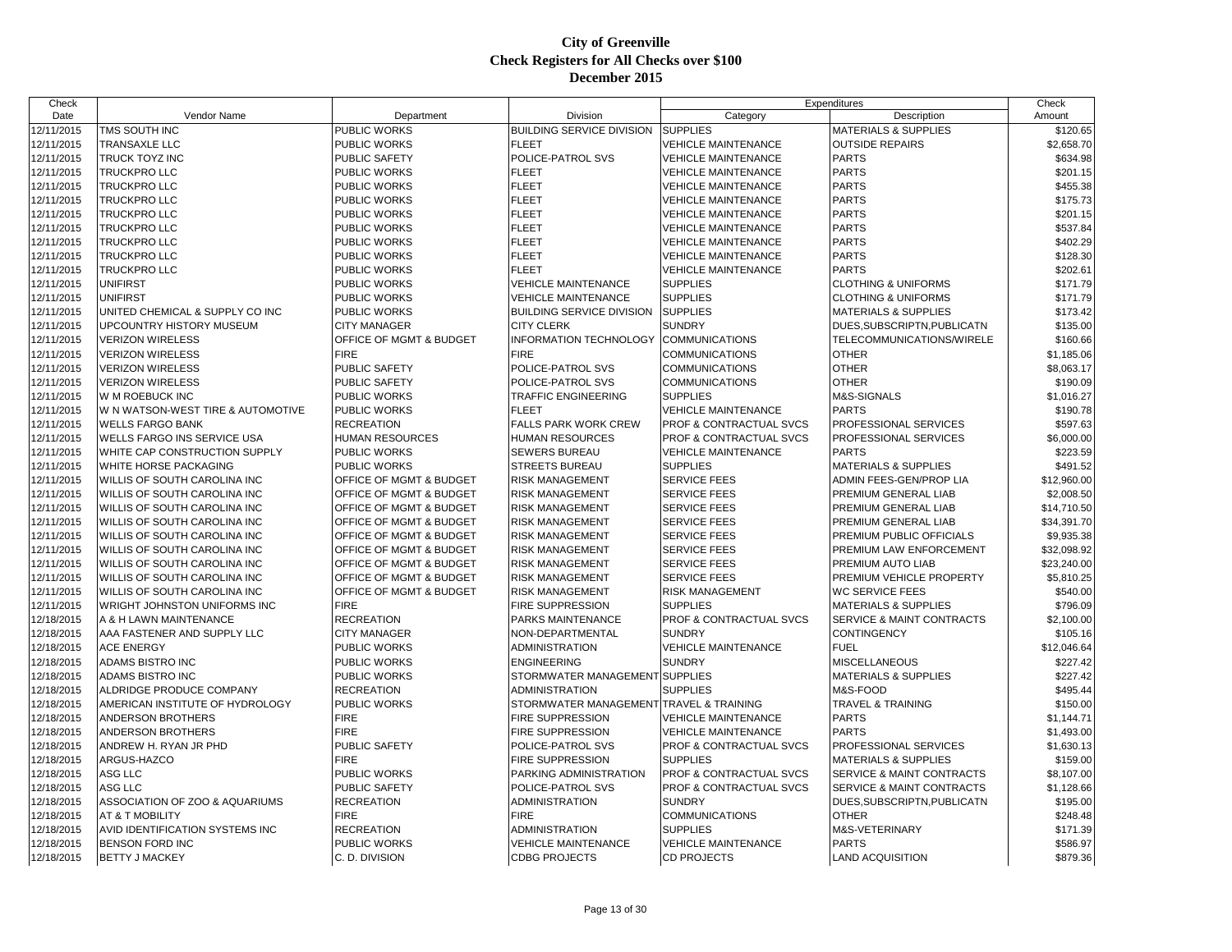# City of Greenville
## Check Registers for All Checks over $100
### December 2015

| Check Date | Vendor Name | Department | Division | Expenditures Category | Expenditures Description | Check Amount |
|---|---|---|---|---|---|---|
| 12/11/2015 | TMS SOUTH INC | PUBLIC WORKS | BUILDING SERVICE DIVISION | SUPPLIES | MATERIALS & SUPPLIES | $120.65 |
| 12/11/2015 | TRANSAXLE LLC | PUBLIC WORKS | FLEET | VEHICLE MAINTENANCE | OUTSIDE REPAIRS | $2,658.70 |
| 12/11/2015 | TRUCK TOYZ INC | PUBLIC SAFETY | POLICE-PATROL SVS | VEHICLE MAINTENANCE | PARTS | $634.98 |
| 12/11/2015 | TRUCKPRO LLC | PUBLIC WORKS | FLEET | VEHICLE MAINTENANCE | PARTS | $201.15 |
| 12/11/2015 | TRUCKPRO LLC | PUBLIC WORKS | FLEET | VEHICLE MAINTENANCE | PARTS | $455.38 |
| 12/11/2015 | TRUCKPRO LLC | PUBLIC WORKS | FLEET | VEHICLE MAINTENANCE | PARTS | $175.73 |
| 12/11/2015 | TRUCKPRO LLC | PUBLIC WORKS | FLEET | VEHICLE MAINTENANCE | PARTS | $201.15 |
| 12/11/2015 | TRUCKPRO LLC | PUBLIC WORKS | FLEET | VEHICLE MAINTENANCE | PARTS | $537.84 |
| 12/11/2015 | TRUCKPRO LLC | PUBLIC WORKS | FLEET | VEHICLE MAINTENANCE | PARTS | $402.29 |
| 12/11/2015 | TRUCKPRO LLC | PUBLIC WORKS | FLEET | VEHICLE MAINTENANCE | PARTS | $128.30 |
| 12/11/2015 | TRUCKPRO LLC | PUBLIC WORKS | FLEET | VEHICLE MAINTENANCE | PARTS | $202.61 |
| 12/11/2015 | UNIFIRST | PUBLIC WORKS | VEHICLE MAINTENANCE | SUPPLIES | CLOTHING & UNIFORMS | $171.79 |
| 12/11/2015 | UNIFIRST | PUBLIC WORKS | VEHICLE MAINTENANCE | SUPPLIES | CLOTHING & UNIFORMS | $171.79 |
| 12/11/2015 | UNITED CHEMICAL & SUPPLY CO INC | PUBLIC WORKS | BUILDING SERVICE DIVISION | SUPPLIES | MATERIALS & SUPPLIES | $173.42 |
| 12/11/2015 | UPCOUNTRY HISTORY MUSEUM | CITY MANAGER | CITY CLERK | SUNDRY | DUES,SUBSCRIPTN,PUBLICATN | $135.00 |
| 12/11/2015 | VERIZON WIRELESS | OFFICE OF MGMT & BUDGET | INFORMATION TECHNOLOGY | COMMUNICATIONS | TELECOMMUNICATIONS/WIRELE | $160.66 |
| 12/11/2015 | VERIZON WIRELESS | FIRE | FIRE | COMMUNICATIONS | OTHER | $1,185.06 |
| 12/11/2015 | VERIZON WIRELESS | PUBLIC SAFETY | POLICE-PATROL SVS | COMMUNICATIONS | OTHER | $8,063.17 |
| 12/11/2015 | VERIZON WIRELESS | PUBLIC SAFETY | POLICE-PATROL SVS | COMMUNICATIONS | OTHER | $190.09 |
| 12/11/2015 | W M ROEBUCK INC | PUBLIC WORKS | TRAFFIC ENGINEERING | SUPPLIES | M&S-SIGNALS | $1,016.27 |
| 12/11/2015 | W N WATSON-WEST TIRE & AUTOMOTIVE | PUBLIC WORKS | FLEET | VEHICLE MAINTENANCE | PARTS | $190.78 |
| 12/11/2015 | WELLS FARGO BANK | RECREATION | FALLS PARK WORK CREW | PROF & CONTRACTUAL SVCS | PROFESSIONAL SERVICES | $597.63 |
| 12/11/2015 | WELLS FARGO INS SERVICE USA | HUMAN RESOURCES | HUMAN RESOURCES | PROF & CONTRACTUAL SVCS | PROFESSIONAL SERVICES | $6,000.00 |
| 12/11/2015 | WHITE CAP CONSTRUCTION SUPPLY | PUBLIC WORKS | SEWERS BUREAU | VEHICLE MAINTENANCE | PARTS | $223.59 |
| 12/11/2015 | WHITE HORSE PACKAGING | PUBLIC WORKS | STREETS BUREAU | SUPPLIES | MATERIALS & SUPPLIES | $491.52 |
| 12/11/2015 | WILLIS OF SOUTH CAROLINA INC | OFFICE OF MGMT & BUDGET | RISK MANAGEMENT | SERVICE FEES | ADMIN FEES-GEN/PROP LIA | $12,960.00 |
| 12/11/2015 | WILLIS OF SOUTH CAROLINA INC | OFFICE OF MGMT & BUDGET | RISK MANAGEMENT | SERVICE FEES | PREMIUM GENERAL LIAB | $2,008.50 |
| 12/11/2015 | WILLIS OF SOUTH CAROLINA INC | OFFICE OF MGMT & BUDGET | RISK MANAGEMENT | SERVICE FEES | PREMIUM GENERAL LIAB | $14,710.50 |
| 12/11/2015 | WILLIS OF SOUTH CAROLINA INC | OFFICE OF MGMT & BUDGET | RISK MANAGEMENT | SERVICE FEES | PREMIUM GENERAL LIAB | $34,391.70 |
| 12/11/2015 | WILLIS OF SOUTH CAROLINA INC | OFFICE OF MGMT & BUDGET | RISK MANAGEMENT | SERVICE FEES | PREMIUM PUBLIC OFFICIALS | $9,935.38 |
| 12/11/2015 | WILLIS OF SOUTH CAROLINA INC | OFFICE OF MGMT & BUDGET | RISK MANAGEMENT | SERVICE FEES | PREMIUM LAW ENFORCEMENT | $32,098.92 |
| 12/11/2015 | WILLIS OF SOUTH CAROLINA INC | OFFICE OF MGMT & BUDGET | RISK MANAGEMENT | SERVICE FEES | PREMIUM AUTO LIAB | $23,240.00 |
| 12/11/2015 | WILLIS OF SOUTH CAROLINA INC | OFFICE OF MGMT & BUDGET | RISK MANAGEMENT | SERVICE FEES | PREMIUM VEHICLE PROPERTY | $5,810.25 |
| 12/11/2015 | WILLIS OF SOUTH CAROLINA INC | OFFICE OF MGMT & BUDGET | RISK MANAGEMENT | RISK MANAGEMENT | WC SERVICE FEES | $540.00 |
| 12/11/2015 | WRIGHT JOHNSTON UNIFORMS INC | FIRE | FIRE SUPPRESSION | SUPPLIES | MATERIALS & SUPPLIES | $796.09 |
| 12/18/2015 | A & H LAWN MAINTENANCE | RECREATION | PARKS MAINTENANCE | PROF & CONTRACTUAL SVCS | SERVICE & MAINT CONTRACTS | $2,100.00 |
| 12/18/2015 | AAA FASTENER AND SUPPLY LLC | CITY MANAGER | NON-DEPARTMENTAL | SUNDRY | CONTINGENCY | $105.16 |
| 12/18/2015 | ACE ENERGY | PUBLIC WORKS | ADMINISTRATION | VEHICLE MAINTENANCE | FUEL | $12,046.64 |
| 12/18/2015 | ADAMS BISTRO INC | PUBLIC WORKS | ENGINEERING | SUNDRY | MISCELLANEOUS | $227.42 |
| 12/18/2015 | ADAMS BISTRO INC | PUBLIC WORKS | STORMWATER MANAGEMENT | SUPPLIES | MATERIALS & SUPPLIES | $227.42 |
| 12/18/2015 | ALDRIDGE PRODUCE COMPANY | RECREATION | ADMINISTRATION | SUPPLIES | M&S-FOOD | $495.44 |
| 12/18/2015 | AMERICAN INSTITUTE OF HYDROLOGY | PUBLIC WORKS | STORMWATER MANAGEMENT | TRAVEL & TRAINING | TRAVEL & TRAINING | $150.00 |
| 12/18/2015 | ANDERSON BROTHERS | FIRE | FIRE SUPPRESSION | VEHICLE MAINTENANCE | PARTS | $1,144.71 |
| 12/18/2015 | ANDERSON BROTHERS | FIRE | FIRE SUPPRESSION | VEHICLE MAINTENANCE | PARTS | $1,493.00 |
| 12/18/2015 | ANDREW H. RYAN JR PHD | PUBLIC SAFETY | POLICE-PATROL SVS | PROF & CONTRACTUAL SVCS | PROFESSIONAL SERVICES | $1,630.13 |
| 12/18/2015 | ARGUS-HAZCO | FIRE | FIRE SUPPRESSION | SUPPLIES | MATERIALS & SUPPLIES | $159.00 |
| 12/18/2015 | ASG LLC | PUBLIC WORKS | PARKING ADMINISTRATION | PROF & CONTRACTUAL SVCS | SERVICE & MAINT CONTRACTS | $8,107.00 |
| 12/18/2015 | ASG LLC | PUBLIC SAFETY | POLICE-PATROL SVS | PROF & CONTRACTUAL SVCS | SERVICE & MAINT CONTRACTS | $1,128.66 |
| 12/18/2015 | ASSOCIATION OF ZOO & AQUARIUMS | RECREATION | ADMINISTRATION | SUNDRY | DUES,SUBSCRIPTN,PUBLICATN | $195.00 |
| 12/18/2015 | AT & T MOBILITY | FIRE | FIRE | COMMUNICATIONS | OTHER | $248.48 |
| 12/18/2015 | AVID IDENTIFICATION SYSTEMS INC | RECREATION | ADMINISTRATION | SUPPLIES | M&S-VETERINARY | $171.39 |
| 12/18/2015 | BENSON FORD INC | PUBLIC WORKS | VEHICLE MAINTENANCE | VEHICLE MAINTENANCE | PARTS | $586.97 |
| 12/18/2015 | BETTY J MACKEY | C. D. DIVISION | CDBG PROJECTS | CD PROJECTS | LAND ACQUISITION | $879.36 |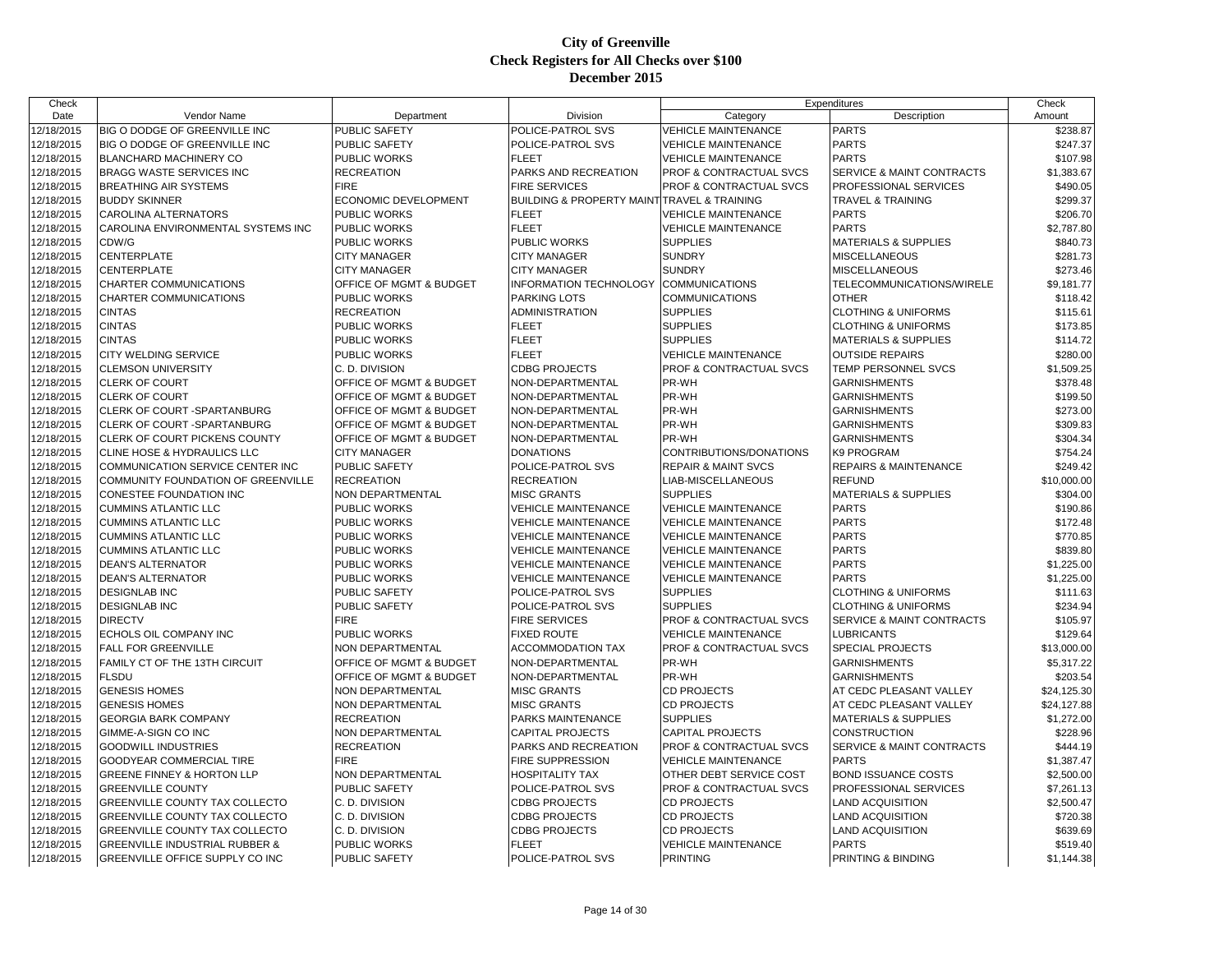# City of Greenville
## Check Registers for All Checks over $100
## December 2015

| Check Date | Vendor Name | Department | Division | Expenditures Category | Expenditures Description | Check Amount |
|---|---|---|---|---|---|---|
| 12/18/2015 | BIG O DODGE OF GREENVILLE INC | PUBLIC SAFETY | POLICE-PATROL SVS | VEHICLE MAINTENANCE | PARTS | $238.87 |
| 12/18/2015 | BIG O DODGE OF GREENVILLE INC | PUBLIC SAFETY | POLICE-PATROL SVS | VEHICLE MAINTENANCE | PARTS | $247.37 |
| 12/18/2015 | BLANCHARD MACHINERY CO | PUBLIC WORKS | FLEET | VEHICLE MAINTENANCE | PARTS | $107.98 |
| 12/18/2015 | BRAGG WASTE SERVICES INC | RECREATION | PARKS AND RECREATION | PROF & CONTRACTUAL SVCS | SERVICE & MAINT CONTRACTS | $1,383.67 |
| 12/18/2015 | BREATHING AIR SYSTEMS | FIRE | FIRE SERVICES | PROF & CONTRACTUAL SVCS | PROFESSIONAL SERVICES | $490.05 |
| 12/18/2015 | BUDDY SKINNER | ECONOMIC DEVELOPMENT | BUILDING & PROPERTY MAINT | TRAVEL & TRAINING | TRAVEL & TRAINING | $299.37 |
| 12/18/2015 | CAROLINA ALTERNATORS | PUBLIC WORKS | FLEET | VEHICLE MAINTENANCE | PARTS | $206.70 |
| 12/18/2015 | CAROLINA ENVIRONMENTAL SYSTEMS INC | PUBLIC WORKS | FLEET | VEHICLE MAINTENANCE | PARTS | $2,787.80 |
| 12/18/2015 | CDW/G | PUBLIC WORKS | PUBLIC WORKS | SUPPLIES | MATERIALS & SUPPLIES | $840.73 |
| 12/18/2015 | CENTERPLATE | CITY MANAGER | CITY MANAGER | SUNDRY | MISCELLANEOUS | $281.73 |
| 12/18/2015 | CENTERPLATE | CITY MANAGER | CITY MANAGER | SUNDRY | MISCELLANEOUS | $273.46 |
| 12/18/2015 | CHARTER COMMUNICATIONS | OFFICE OF MGMT & BUDGET | INFORMATION TECHNOLOGY | COMMUNICATIONS | TELECOMMUNICATIONS/WIRELE | $9,181.77 |
| 12/18/2015 | CHARTER COMMUNICATIONS | PUBLIC WORKS | PARKING LOTS | COMMUNICATIONS | OTHER | $118.42 |
| 12/18/2015 | CINTAS | RECREATION | ADMINISTRATION | SUPPLIES | CLOTHING & UNIFORMS | $115.61 |
| 12/18/2015 | CINTAS | PUBLIC WORKS | FLEET | SUPPLIES | CLOTHING & UNIFORMS | $173.85 |
| 12/18/2015 | CINTAS | PUBLIC WORKS | FLEET | SUPPLIES | MATERIALS & SUPPLIES | $114.72 |
| 12/18/2015 | CITY WELDING SERVICE | PUBLIC WORKS | FLEET | VEHICLE MAINTENANCE | OUTSIDE REPAIRS | $280.00 |
| 12/18/2015 | CLEMSON UNIVERSITY | C. D. DIVISION | CDBG PROJECTS | PROF & CONTRACTUAL SVCS | TEMP PERSONNEL SVCS | $1,509.25 |
| 12/18/2015 | CLERK OF COURT | OFFICE OF MGMT & BUDGET | NON-DEPARTMENTAL | PR-WH | GARNISHMENTS | $378.48 |
| 12/18/2015 | CLERK OF COURT | OFFICE OF MGMT & BUDGET | NON-DEPARTMENTAL | PR-WH | GARNISHMENTS | $199.50 |
| 12/18/2015 | CLERK OF COURT -SPARTANBURG | OFFICE OF MGMT & BUDGET | NON-DEPARTMENTAL | PR-WH | GARNISHMENTS | $273.00 |
| 12/18/2015 | CLERK OF COURT -SPARTANBURG | OFFICE OF MGMT & BUDGET | NON-DEPARTMENTAL | PR-WH | GARNISHMENTS | $309.83 |
| 12/18/2015 | CLERK OF COURT PICKENS COUNTY | OFFICE OF MGMT & BUDGET | NON-DEPARTMENTAL | PR-WH | GARNISHMENTS | $304.34 |
| 12/18/2015 | CLINE HOSE & HYDRAULICS LLC | CITY MANAGER | DONATIONS | CONTRIBUTIONS/DONATIONS | K9 PROGRAM | $754.24 |
| 12/18/2015 | COMMUNICATION SERVICE CENTER INC | PUBLIC SAFETY | POLICE-PATROL SVS | REPAIR & MAINT SVCS | REPAIRS & MAINTENANCE | $249.42 |
| 12/18/2015 | COMMUNITY FOUNDATION OF GREENVILLE | RECREATION | RECREATION | LIAB-MISCELLANEOUS | REFUND | $10,000.00 |
| 12/18/2015 | CONESTEE FOUNDATION INC | NON DEPARTMENTAL | MISC GRANTS | SUPPLIES | MATERIALS & SUPPLIES | $304.00 |
| 12/18/2015 | CUMMINS ATLANTIC LLC | PUBLIC WORKS | VEHICLE MAINTENANCE | VEHICLE MAINTENANCE | PARTS | $190.86 |
| 12/18/2015 | CUMMINS ATLANTIC LLC | PUBLIC WORKS | VEHICLE MAINTENANCE | VEHICLE MAINTENANCE | PARTS | $172.48 |
| 12/18/2015 | CUMMINS ATLANTIC LLC | PUBLIC WORKS | VEHICLE MAINTENANCE | VEHICLE MAINTENANCE | PARTS | $770.85 |
| 12/18/2015 | CUMMINS ATLANTIC LLC | PUBLIC WORKS | VEHICLE MAINTENANCE | VEHICLE MAINTENANCE | PARTS | $839.80 |
| 12/18/2015 | DEAN'S ALTERNATOR | PUBLIC WORKS | VEHICLE MAINTENANCE | VEHICLE MAINTENANCE | PARTS | $1,225.00 |
| 12/18/2015 | DEAN'S ALTERNATOR | PUBLIC WORKS | VEHICLE MAINTENANCE | VEHICLE MAINTENANCE | PARTS | $1,225.00 |
| 12/18/2015 | DESIGNLAB INC | PUBLIC SAFETY | POLICE-PATROL SVS | SUPPLIES | CLOTHING & UNIFORMS | $111.63 |
| 12/18/2015 | DESIGNLAB INC | PUBLIC SAFETY | POLICE-PATROL SVS | SUPPLIES | CLOTHING & UNIFORMS | $234.94 |
| 12/18/2015 | DIRECTV | FIRE | FIRE SERVICES | PROF & CONTRACTUAL SVCS | SERVICE & MAINT CONTRACTS | $105.97 |
| 12/18/2015 | ECHOLS OIL COMPANY INC | PUBLIC WORKS | FIXED ROUTE | VEHICLE MAINTENANCE | LUBRICANTS | $129.64 |
| 12/18/2015 | FALL FOR GREENVILLE | NON DEPARTMENTAL | ACCOMMODATION TAX | PROF & CONTRACTUAL SVCS | SPECIAL PROJECTS | $13,000.00 |
| 12/18/2015 | FAMILY CT OF THE 13TH CIRCUIT | OFFICE OF MGMT & BUDGET | NON-DEPARTMENTAL | PR-WH | GARNISHMENTS | $5,317.22 |
| 12/18/2015 | FLSDU | OFFICE OF MGMT & BUDGET | NON-DEPARTMENTAL | PR-WH | GARNISHMENTS | $203.54 |
| 12/18/2015 | GENESIS HOMES | NON DEPARTMENTAL | MISC GRANTS | CD PROJECTS | AT CEDC PLEASANT VALLEY | $24,125.30 |
| 12/18/2015 | GENESIS HOMES | NON DEPARTMENTAL | MISC GRANTS | CD PROJECTS | AT CEDC PLEASANT VALLEY | $24,127.88 |
| 12/18/2015 | GEORGIA BARK COMPANY | RECREATION | PARKS MAINTENANCE | SUPPLIES | MATERIALS & SUPPLIES | $1,272.00 |
| 12/18/2015 | GIMME-A-SIGN CO INC | NON DEPARTMENTAL | CAPITAL PROJECTS | CAPITAL PROJECTS | CONSTRUCTION | $228.96 |
| 12/18/2015 | GOODWILL INDUSTRIES | RECREATION | PARKS AND RECREATION | PROF & CONTRACTUAL SVCS | SERVICE & MAINT CONTRACTS | $444.19 |
| 12/18/2015 | GOODYEAR COMMERCIAL TIRE | FIRE | FIRE SUPPRESSION | VEHICLE MAINTENANCE | PARTS | $1,387.47 |
| 12/18/2015 | GREENE FINNEY & HORTON LLP | NON DEPARTMENTAL | HOSPITALITY TAX | OTHER DEBT SERVICE COST | BOND ISSUANCE COSTS | $2,500.00 |
| 12/18/2015 | GREENVILLE COUNTY | PUBLIC SAFETY | POLICE-PATROL SVS | PROF & CONTRACTUAL SVCS | PROFESSIONAL SERVICES | $7,261.13 |
| 12/18/2015 | GREENVILLE COUNTY TAX COLLECTO | C. D. DIVISION | CDBG PROJECTS | CD PROJECTS | LAND ACQUISITION | $2,500.47 |
| 12/18/2015 | GREENVILLE COUNTY TAX COLLECTO | C. D. DIVISION | CDBG PROJECTS | CD PROJECTS | LAND ACQUISITION | $720.38 |
| 12/18/2015 | GREENVILLE COUNTY TAX COLLECTO | C. D. DIVISION | CDBG PROJECTS | CD PROJECTS | LAND ACQUISITION | $639.69 |
| 12/18/2015 | GREENVILLE INDUSTRIAL RUBBER & | PUBLIC WORKS | FLEET | VEHICLE MAINTENANCE | PARTS | $519.40 |
| 12/18/2015 | GREENVILLE OFFICE SUPPLY CO INC | PUBLIC SAFETY | POLICE-PATROL SVS | PRINTING | PRINTING & BINDING | $1,144.38 |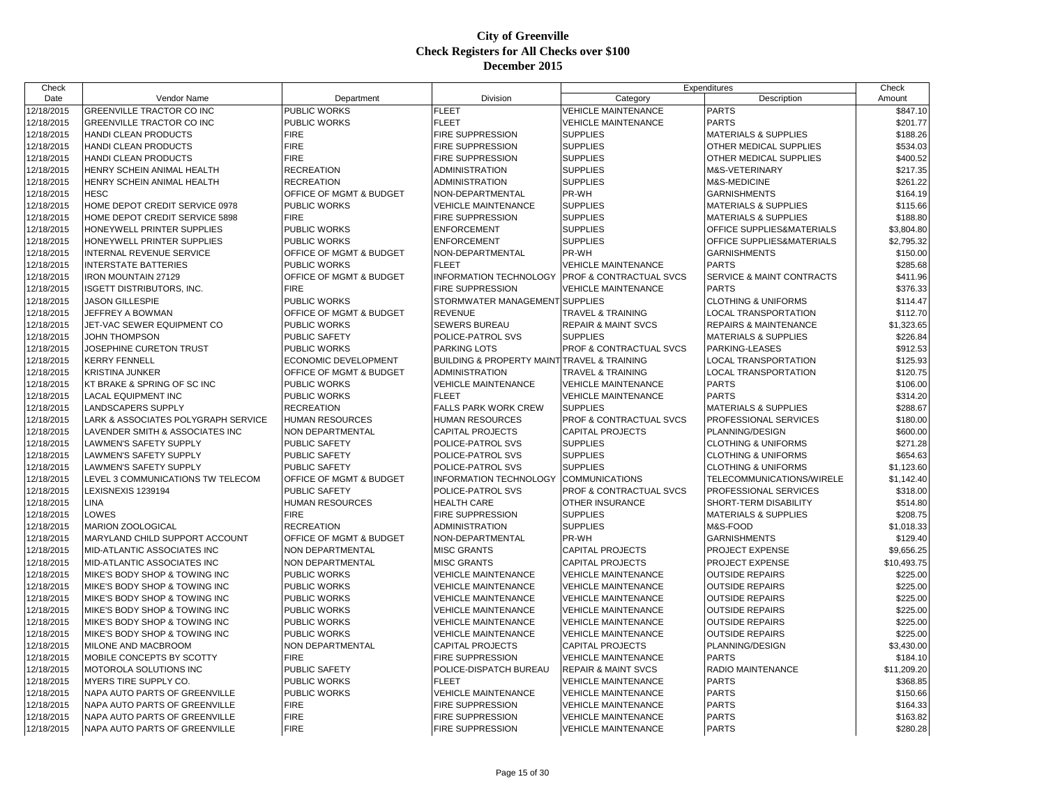# City of Greenville
## Check Registers for All Checks over $100
## December 2015

| Check Date | Vendor Name | Department | Division | Expenditures Category | Description | Check Amount |
|---|---|---|---|---|---|---|
| 12/18/2015 | GREENVILLE TRACTOR CO INC | PUBLIC WORKS | FLEET | VEHICLE MAINTENANCE | PARTS | $847.10 |
| 12/18/2015 | GREENVILLE TRACTOR CO INC | PUBLIC WORKS | FLEET | VEHICLE MAINTENANCE | PARTS | $201.77 |
| 12/18/2015 | HANDI CLEAN PRODUCTS | FIRE | FIRE SUPPRESSION | SUPPLIES | MATERIALS & SUPPLIES | $188.26 |
| 12/18/2015 | HANDI CLEAN PRODUCTS | FIRE | FIRE SUPPRESSION | SUPPLIES | OTHER MEDICAL SUPPLIES | $534.03 |
| 12/18/2015 | HANDI CLEAN PRODUCTS | FIRE | FIRE SUPPRESSION | SUPPLIES | OTHER MEDICAL SUPPLIES | $400.52 |
| 12/18/2015 | HENRY SCHEIN ANIMAL HEALTH | RECREATION | ADMINISTRATION | SUPPLIES | M&S-VETERINARY | $217.35 |
| 12/18/2015 | HENRY SCHEIN ANIMAL HEALTH | RECREATION | ADMINISTRATION | SUPPLIES | M&S-MEDICINE | $261.22 |
| 12/18/2015 | HESC | OFFICE OF MGMT & BUDGET | NON-DEPARTMENTAL | PR-WH | GARNISHMENTS | $164.19 |
| 12/18/2015 | HOME DEPOT CREDIT SERVICE 0978 | PUBLIC WORKS | VEHICLE MAINTENANCE | SUPPLIES | MATERIALS & SUPPLIES | $115.66 |
| 12/18/2015 | HOME DEPOT CREDIT SERVICE 5898 | FIRE | FIRE SUPPRESSION | SUPPLIES | MATERIALS & SUPPLIES | $188.80 |
| 12/18/2015 | HONEYWELL PRINTER SUPPLIES | PUBLIC WORKS | ENFORCEMENT | SUPPLIES | OFFICE SUPPLIES&MATERIALS | $3,804.80 |
| 12/18/2015 | HONEYWELL PRINTER SUPPLIES | PUBLIC WORKS | ENFORCEMENT | SUPPLIES | OFFICE SUPPLIES&MATERIALS | $2,795.32 |
| 12/18/2015 | INTERNAL REVENUE SERVICE | OFFICE OF MGMT & BUDGET | NON-DEPARTMENTAL | PR-WH | GARNISHMENTS | $150.00 |
| 12/18/2015 | INTERSTATE BATTERIES | PUBLIC WORKS | FLEET | VEHICLE MAINTENANCE | PARTS | $285.68 |
| 12/18/2015 | IRON MOUNTAIN 27129 | OFFICE OF MGMT & BUDGET | INFORMATION TECHNOLOGY | PROF & CONTRACTUAL SVCS | SERVICE & MAINT CONTRACTS | $411.96 |
| 12/18/2015 | ISGETT DISTRIBUTORS, INC. | FIRE | FIRE SUPPRESSION | VEHICLE MAINTENANCE | PARTS | $376.33 |
| 12/18/2015 | JASON GILLESPIE | PUBLIC WORKS | STORMWATER MANAGEMENT | SUPPLIES | CLOTHING & UNIFORMS | $114.47 |
| 12/18/2015 | JEFFREY A BOWMAN | OFFICE OF MGMT & BUDGET | REVENUE | TRAVEL & TRAINING | LOCAL TRANSPORTATION | $112.70 |
| 12/18/2015 | JET-VAC SEWER EQUIPMENT CO | PUBLIC WORKS | SEWERS BUREAU | REPAIR & MAINT SVCS | REPAIRS & MAINTENANCE | $1,323.65 |
| 12/18/2015 | JOHN THOMPSON | PUBLIC SAFETY | POLICE-PATROL SVS | SUPPLIES | MATERIALS & SUPPLIES | $226.84 |
| 12/18/2015 | JOSEPHINE CURETON TRUST | PUBLIC WORKS | PARKING LOTS | PROF & CONTRACTUAL SVCS | PARKING-LEASES | $912.53 |
| 12/18/2015 | KERRY FENNELL | ECONOMIC DEVELOPMENT | BUILDING & PROPERTY MAINT | TRAVEL & TRAINING | LOCAL TRANSPORTATION | $125.93 |
| 12/18/2015 | KRISTINA JUNKER | OFFICE OF MGMT & BUDGET | ADMINISTRATION | TRAVEL & TRAINING | LOCAL TRANSPORTATION | $120.75 |
| 12/18/2015 | KT BRAKE & SPRING OF SC INC | PUBLIC WORKS | VEHICLE MAINTENANCE | VEHICLE MAINTENANCE | PARTS | $106.00 |
| 12/18/2015 | LACAL EQUIPMENT INC | PUBLIC WORKS | FLEET | VEHICLE MAINTENANCE | PARTS | $314.20 |
| 12/18/2015 | LANDSCAPERS SUPPLY | RECREATION | FALLS PARK WORK CREW | SUPPLIES | MATERIALS & SUPPLIES | $288.67 |
| 12/18/2015 | LARK & ASSOCIATES POLYGRAPH SERVICE | HUMAN RESOURCES | HUMAN RESOURCES | PROF & CONTRACTUAL SVCS | PROFESSIONAL SERVICES | $180.00 |
| 12/18/2015 | LAVENDER SMITH & ASSOCIATES INC | NON DEPARTMENTAL | CAPITAL PROJECTS | CAPITAL PROJECTS | PLANNING/DESIGN | $600.00 |
| 12/18/2015 | LAWMEN'S SAFETY SUPPLY | PUBLIC SAFETY | POLICE-PATROL SVS | SUPPLIES | CLOTHING & UNIFORMS | $271.28 |
| 12/18/2015 | LAWMEN'S SAFETY SUPPLY | PUBLIC SAFETY | POLICE-PATROL SVS | SUPPLIES | CLOTHING & UNIFORMS | $654.63 |
| 12/18/2015 | LAWMEN'S SAFETY SUPPLY | PUBLIC SAFETY | POLICE-PATROL SVS | SUPPLIES | CLOTHING & UNIFORMS | $1,123.60 |
| 12/18/2015 | LEVEL 3 COMMUNICATIONS TW TELECOM | OFFICE OF MGMT & BUDGET | INFORMATION TECHNOLOGY | COMMUNICATIONS | TELECOMMUNICATIONS/WIRELE | $1,142.40 |
| 12/18/2015 | LEXISNEXIS 1239194 | PUBLIC SAFETY | POLICE-PATROL SVS | PROF & CONTRACTUAL SVCS | PROFESSIONAL SERVICES | $318.00 |
| 12/18/2015 | LINA | HUMAN RESOURCES | HEALTH CARE | OTHER INSURANCE | SHORT-TERM DISABILITY | $514.80 |
| 12/18/2015 | LOWES | FIRE | FIRE SUPPRESSION | SUPPLIES | MATERIALS & SUPPLIES | $208.75 |
| 12/18/2015 | MARION ZOOLOGICAL | RECREATION | ADMINISTRATION | SUPPLIES | M&S-FOOD | $1,018.33 |
| 12/18/2015 | MARYLAND CHILD SUPPORT ACCOUNT | OFFICE OF MGMT & BUDGET | NON-DEPARTMENTAL | PR-WH | GARNISHMENTS | $129.40 |
| 12/18/2015 | MID-ATLANTIC ASSOCIATES INC | NON DEPARTMENTAL | MISC GRANTS | CAPITAL PROJECTS | PROJECT EXPENSE | $9,656.25 |
| 12/18/2015 | MID-ATLANTIC ASSOCIATES INC | NON DEPARTMENTAL | MISC GRANTS | CAPITAL PROJECTS | PROJECT EXPENSE | $10,493.75 |
| 12/18/2015 | MIKE'S BODY SHOP & TOWING INC | PUBLIC WORKS | VEHICLE MAINTENANCE | VEHICLE MAINTENANCE | OUTSIDE REPAIRS | $225.00 |
| 12/18/2015 | MIKE'S BODY SHOP & TOWING INC | PUBLIC WORKS | VEHICLE MAINTENANCE | VEHICLE MAINTENANCE | OUTSIDE REPAIRS | $225.00 |
| 12/18/2015 | MIKE'S BODY SHOP & TOWING INC | PUBLIC WORKS | VEHICLE MAINTENANCE | VEHICLE MAINTENANCE | OUTSIDE REPAIRS | $225.00 |
| 12/18/2015 | MIKE'S BODY SHOP & TOWING INC | PUBLIC WORKS | VEHICLE MAINTENANCE | VEHICLE MAINTENANCE | OUTSIDE REPAIRS | $225.00 |
| 12/18/2015 | MIKE'S BODY SHOP & TOWING INC | PUBLIC WORKS | VEHICLE MAINTENANCE | VEHICLE MAINTENANCE | OUTSIDE REPAIRS | $225.00 |
| 12/18/2015 | MIKE'S BODY SHOP & TOWING INC | PUBLIC WORKS | VEHICLE MAINTENANCE | VEHICLE MAINTENANCE | OUTSIDE REPAIRS | $225.00 |
| 12/18/2015 | MILONE AND MACBROOM | NON DEPARTMENTAL | CAPITAL PROJECTS | CAPITAL PROJECTS | PLANNING/DESIGN | $3,430.00 |
| 12/18/2015 | MOBILE CONCEPTS BY SCOTTY | FIRE | FIRE SUPPRESSION | VEHICLE MAINTENANCE | PARTS | $184.10 |
| 12/18/2015 | MOTOROLA SOLUTIONS INC | PUBLIC SAFETY | POLICE-DISPATCH BUREAU | REPAIR & MAINT SVCS | RADIO MAINTENANCE | $11,209.20 |
| 12/18/2015 | MYERS TIRE SUPPLY CO. | PUBLIC WORKS | FLEET | VEHICLE MAINTENANCE | PARTS | $368.85 |
| 12/18/2015 | NAPA AUTO PARTS OF GREENVILLE | PUBLIC WORKS | VEHICLE MAINTENANCE | VEHICLE MAINTENANCE | PARTS | $150.66 |
| 12/18/2015 | NAPA AUTO PARTS OF GREENVILLE | FIRE | FIRE SUPPRESSION | VEHICLE MAINTENANCE | PARTS | $164.33 |
| 12/18/2015 | NAPA AUTO PARTS OF GREENVILLE | FIRE | FIRE SUPPRESSION | VEHICLE MAINTENANCE | PARTS | $163.82 |
| 12/18/2015 | NAPA AUTO PARTS OF GREENVILLE | FIRE | FIRE SUPPRESSION | VEHICLE MAINTENANCE | PARTS | $280.28 |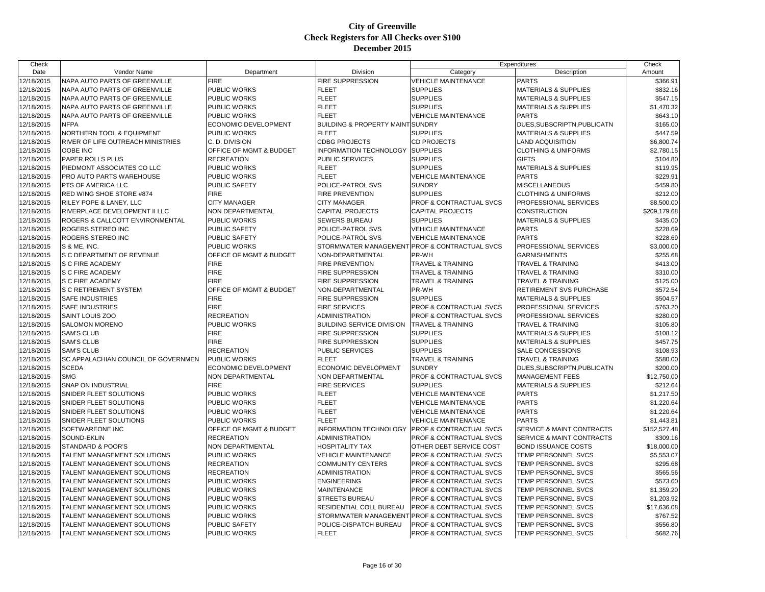# City of Greenville
## Check Registers for All Checks over $100
## December 2015

| Check Date | Vendor Name | Department | Division | Expenditures Category | Expenditures Description | Check Amount |
|---|---|---|---|---|---|---|
| 12/18/2015 | NAPA AUTO PARTS OF GREENVILLE | FIRE | FIRE SUPPRESSION | VEHICLE MAINTENANCE | PARTS | $366.91 |
| 12/18/2015 | NAPA AUTO PARTS OF GREENVILLE | PUBLIC WORKS | FLEET | SUPPLIES | MATERIALS & SUPPLIES | $832.16 |
| 12/18/2015 | NAPA AUTO PARTS OF GREENVILLE | PUBLIC WORKS | FLEET | SUPPLIES | MATERIALS & SUPPLIES | $547.15 |
| 12/18/2015 | NAPA AUTO PARTS OF GREENVILLE | PUBLIC WORKS | FLEET | SUPPLIES | MATERIALS & SUPPLIES | $1,470.32 |
| 12/18/2015 | NAPA AUTO PARTS OF GREENVILLE | PUBLIC WORKS | FLEET | VEHICLE MAINTENANCE | PARTS | $643.10 |
| 12/18/2015 | NFPA | ECONOMIC DEVELOPMENT | BUILDING & PROPERTY MAINT | SUNDRY | DUES,SUBSCRIPTN,PUBLICATN | $165.00 |
| 12/18/2015 | NORTHERN TOOL & EQUIPMENT | PUBLIC WORKS | FLEET | SUPPLIES | MATERIALS & SUPPLIES | $447.59 |
| 12/18/2015 | RIVER OF LIFE OUTREACH MINISTRIES | C. D. DIVISION | CDBG PROJECTS | CD PROJECTS | LAND ACQUISITION | $6,800.74 |
| 12/18/2015 | OOBE INC | OFFICE OF MGMT & BUDGET | INFORMATION TECHNOLOGY | SUPPLIES | CLOTHING & UNIFORMS | $2,780.15 |
| 12/18/2015 | PAPER ROLLS PLUS | RECREATION | PUBLIC SERVICES | SUPPLIES | GIFTS | $104.80 |
| 12/18/2015 | PIEDMONT ASSOCIATES CO LLC | PUBLIC WORKS | FLEET | SUPPLIES | MATERIALS & SUPPLIES | $119.95 |
| 12/18/2015 | PRO AUTO PARTS WAREHOUSE | PUBLIC WORKS | FLEET | VEHICLE MAINTENANCE | PARTS | $229.91 |
| 12/18/2015 | PTS OF AMERICA LLC | PUBLIC SAFETY | POLICE-PATROL SVS | SUNDRY | MISCELLANEOUS | $459.80 |
| 12/18/2015 | RED WING SHOE STORE #874 | FIRE | FIRE PREVENTION | SUPPLIES | CLOTHING & UNIFORMS | $212.00 |
| 12/18/2015 | RILEY POPE & LANEY, LLC | CITY MANAGER | CITY MANAGER | PROF & CONTRACTUAL SVCS | PROFESSIONAL SERVICES | $8,500.00 |
| 12/18/2015 | RIVERPLACE DEVELOPMENT II LLC | NON DEPARTMENTAL | CAPITAL PROJECTS | CAPITAL PROJECTS | CONSTRUCTION | $209,179.68 |
| 12/18/2015 | ROGERS & CALLCOTT ENVIRONMENTAL | PUBLIC WORKS | SEWERS BUREAU | SUPPLIES | MATERIALS & SUPPLIES | $435.00 |
| 12/18/2015 | ROGERS STEREO INC | PUBLIC SAFETY | POLICE-PATROL SVS | VEHICLE MAINTENANCE | PARTS | $228.69 |
| 12/18/2015 | ROGERS STEREO INC | PUBLIC SAFETY | POLICE-PATROL SVS | VEHICLE MAINTENANCE | PARTS | $228.69 |
| 12/18/2015 | S & ME, INC. | PUBLIC WORKS | STORMWATER MANAGEMENT | PROF & CONTRACTUAL SVCS | PROFESSIONAL SERVICES | $3,000.00 |
| 12/18/2015 | S C DEPARTMENT OF REVENUE | OFFICE OF MGMT & BUDGET | NON-DEPARTMENTAL | PR-WH | GARNISHMENTS | $255.68 |
| 12/18/2015 | S C FIRE ACADEMY | FIRE | FIRE PREVENTION | TRAVEL & TRAINING | TRAVEL & TRAINING | $413.00 |
| 12/18/2015 | S C FIRE ACADEMY | FIRE | FIRE SUPPRESSION | TRAVEL & TRAINING | TRAVEL & TRAINING | $310.00 |
| 12/18/2015 | S C FIRE ACADEMY | FIRE | FIRE SUPPRESSION | TRAVEL & TRAINING | TRAVEL & TRAINING | $125.00 |
| 12/18/2015 | S C RETIREMENT SYSTEM | OFFICE OF MGMT & BUDGET | NON-DEPARTMENTAL | PR-WH | RETIREMENT SVS PURCHASE | $572.54 |
| 12/18/2015 | SAFE INDUSTRIES | FIRE | FIRE SUPPRESSION | SUPPLIES | MATERIALS & SUPPLIES | $504.57 |
| 12/18/2015 | SAFE INDUSTRIES | FIRE | FIRE SERVICES | PROF & CONTRACTUAL SVCS | PROFESSIONAL SERVICES | $763.20 |
| 12/18/2015 | SAINT LOUIS ZOO | RECREATION | ADMINISTRATION | PROF & CONTRACTUAL SVCS | PROFESSIONAL SERVICES | $280.00 |
| 12/18/2015 | SALOMON MORENO | PUBLIC WORKS | BUILDING SERVICE DIVISION | TRAVEL & TRAINING | TRAVEL & TRAINING | $105.80 |
| 12/18/2015 | SAM'S CLUB | FIRE | FIRE SUPPRESSION | SUPPLIES | MATERIALS & SUPPLIES | $108.12 |
| 12/18/2015 | SAM'S CLUB | FIRE | FIRE SUPPRESSION | SUPPLIES | MATERIALS & SUPPLIES | $457.75 |
| 12/18/2015 | SAM'S CLUB | RECREATION | PUBLIC SERVICES | SUPPLIES | SALE CONCESSIONS | $108.93 |
| 12/18/2015 | SC APPALACHIAN COUNCIL OF GOVERNMEN | PUBLIC WORKS | FLEET | TRAVEL & TRAINING | TRAVEL & TRAINING | $580.00 |
| 12/18/2015 | SCEDA | ECONOMIC DEVELOPMENT | ECONOMIC DEVELOPMENT | SUNDRY | DUES,SUBSCRIPTN,PUBLICATN | $200.00 |
| 12/18/2015 | SMG | NON DEPARTMENTAL | NON DEPARTMENTAL | PROF & CONTRACTUAL SVCS | MANAGEMENT FEES | $12,750.00 |
| 12/18/2015 | SNAP ON INDUSTRIAL | FIRE | FIRE SERVICES | SUPPLIES | MATERIALS & SUPPLIES | $212.64 |
| 12/18/2015 | SNIDER FLEET SOLUTIONS | PUBLIC WORKS | FLEET | VEHICLE MAINTENANCE | PARTS | $1,217.50 |
| 12/18/2015 | SNIDER FLEET SOLUTIONS | PUBLIC WORKS | FLEET | VEHICLE MAINTENANCE | PARTS | $1,220.64 |
| 12/18/2015 | SNIDER FLEET SOLUTIONS | PUBLIC WORKS | FLEET | VEHICLE MAINTENANCE | PARTS | $1,220.64 |
| 12/18/2015 | SNIDER FLEET SOLUTIONS | PUBLIC WORKS | FLEET | VEHICLE MAINTENANCE | PARTS | $1,443.81 |
| 12/18/2015 | SOFTWAREONE INC | OFFICE OF MGMT & BUDGET | INFORMATION TECHNOLOGY | PROF & CONTRACTUAL SVCS | SERVICE & MAINT CONTRACTS | $152,527.48 |
| 12/18/2015 | SOUND-EKLIN | RECREATION | ADMINISTRATION | PROF & CONTRACTUAL SVCS | SERVICE & MAINT CONTRACTS | $309.16 |
| 12/18/2015 | STANDARD & POOR'S | NON DEPARTMENTAL | HOSPITALITY TAX | OTHER DEBT SERVICE COST | BOND ISSUANCE COSTS | $18,000.00 |
| 12/18/2015 | TALENT MANAGEMENT SOLUTIONS | PUBLIC WORKS | VEHICLE MAINTENANCE | PROF & CONTRACTUAL SVCS | TEMP PERSONNEL SVCS | $5,553.07 |
| 12/18/2015 | TALENT MANAGEMENT SOLUTIONS | RECREATION | COMMUNITY CENTERS | PROF & CONTRACTUAL SVCS | TEMP PERSONNEL SVCS | $295.68 |
| 12/18/2015 | TALENT MANAGEMENT SOLUTIONS | RECREATION | ADMINISTRATION | PROF & CONTRACTUAL SVCS | TEMP PERSONNEL SVCS | $565.56 |
| 12/18/2015 | TALENT MANAGEMENT SOLUTIONS | PUBLIC WORKS | ENGINEERING | PROF & CONTRACTUAL SVCS | TEMP PERSONNEL SVCS | $573.60 |
| 12/18/2015 | TALENT MANAGEMENT SOLUTIONS | PUBLIC WORKS | MAINTENANCE | PROF & CONTRACTUAL SVCS | TEMP PERSONNEL SVCS | $1,359.20 |
| 12/18/2015 | TALENT MANAGEMENT SOLUTIONS | PUBLIC WORKS | STREETS BUREAU | PROF & CONTRACTUAL SVCS | TEMP PERSONNEL SVCS | $1,203.92 |
| 12/18/2015 | TALENT MANAGEMENT SOLUTIONS | PUBLIC WORKS | RESIDENTIAL COLL BUREAU | PROF & CONTRACTUAL SVCS | TEMP PERSONNEL SVCS | $17,636.08 |
| 12/18/2015 | TALENT MANAGEMENT SOLUTIONS | PUBLIC WORKS | STORMWATER MANAGEMENT | PROF & CONTRACTUAL SVCS | TEMP PERSONNEL SVCS | $767.52 |
| 12/18/2015 | TALENT MANAGEMENT SOLUTIONS | PUBLIC SAFETY | POLICE-DISPATCH BUREAU | PROF & CONTRACTUAL SVCS | TEMP PERSONNEL SVCS | $556.80 |
| 12/18/2015 | TALENT MANAGEMENT SOLUTIONS | PUBLIC WORKS | FLEET | PROF & CONTRACTUAL SVCS | TEMP PERSONNEL SVCS | $682.76 |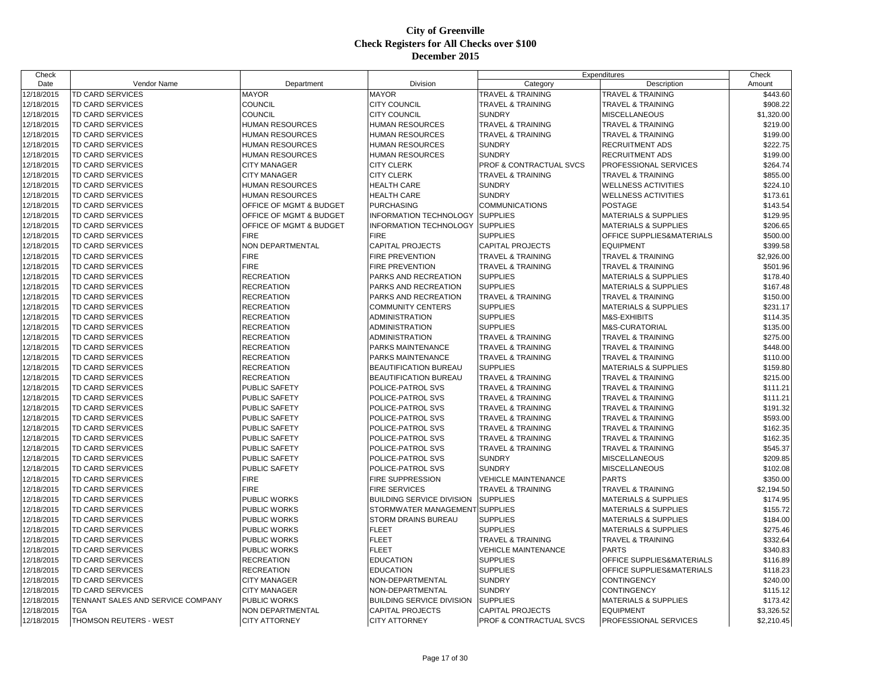# City of Greenville
## Check Registers for All Checks over $100
## December 2015

| Check Date | Vendor Name | Department | Division | Expenditures Category | Expenditures Description | Check Amount |
|---|---|---|---|---|---|---|
| 12/18/2015 | TD CARD SERVICES | MAYOR | MAYOR | TRAVEL & TRAINING | TRAVEL & TRAINING | $443.60 |
| 12/18/2015 | TD CARD SERVICES | COUNCIL | CITY COUNCIL | TRAVEL & TRAINING | TRAVEL & TRAINING | $908.22 |
| 12/18/2015 | TD CARD SERVICES | COUNCIL | CITY COUNCIL | SUNDRY | MISCELLANEOUS | $1,320.00 |
| 12/18/2015 | TD CARD SERVICES | HUMAN RESOURCES | HUMAN RESOURCES | TRAVEL & TRAINING | TRAVEL & TRAINING | $219.00 |
| 12/18/2015 | TD CARD SERVICES | HUMAN RESOURCES | HUMAN RESOURCES | TRAVEL & TRAINING | TRAVEL & TRAINING | $199.00 |
| 12/18/2015 | TD CARD SERVICES | HUMAN RESOURCES | HUMAN RESOURCES | SUNDRY | RECRUITMENT ADS | $222.75 |
| 12/18/2015 | TD CARD SERVICES | HUMAN RESOURCES | HUMAN RESOURCES | SUNDRY | RECRUITMENT ADS | $199.00 |
| 12/18/2015 | TD CARD SERVICES | CITY MANAGER | CITY CLERK | PROF & CONTRACTUAL SVCS | PROFESSIONAL SERVICES | $264.74 |
| 12/18/2015 | TD CARD SERVICES | CITY MANAGER | CITY CLERK | TRAVEL & TRAINING | TRAVEL & TRAINING | $855.00 |
| 12/18/2015 | TD CARD SERVICES | HUMAN RESOURCES | HEALTH CARE | SUNDRY | WELLNESS ACTIVITIES | $224.10 |
| 12/18/2015 | TD CARD SERVICES | HUMAN RESOURCES | HEALTH CARE | SUNDRY | WELLNESS ACTIVITIES | $173.61 |
| 12/18/2015 | TD CARD SERVICES | OFFICE OF MGMT & BUDGET | PURCHASING | COMMUNICATIONS | POSTAGE | $143.54 |
| 12/18/2015 | TD CARD SERVICES | OFFICE OF MGMT & BUDGET | INFORMATION TECHNOLOGY | SUPPLIES | MATERIALS & SUPPLIES | $129.95 |
| 12/18/2015 | TD CARD SERVICES | OFFICE OF MGMT & BUDGET | INFORMATION TECHNOLOGY | SUPPLIES | MATERIALS & SUPPLIES | $206.65 |
| 12/18/2015 | TD CARD SERVICES | FIRE | FIRE | SUPPLIES | OFFICE SUPPLIES&MATERIALS | $500.00 |
| 12/18/2015 | TD CARD SERVICES | NON DEPARTMENTAL | CAPITAL PROJECTS | CAPITAL PROJECTS | EQUIPMENT | $399.58 |
| 12/18/2015 | TD CARD SERVICES | FIRE | FIRE PREVENTION | TRAVEL & TRAINING | TRAVEL & TRAINING | $2,926.00 |
| 12/18/2015 | TD CARD SERVICES | FIRE | FIRE PREVENTION | TRAVEL & TRAINING | TRAVEL & TRAINING | $501.96 |
| 12/18/2015 | TD CARD SERVICES | RECREATION | PARKS AND RECREATION | SUPPLIES | MATERIALS & SUPPLIES | $178.40 |
| 12/18/2015 | TD CARD SERVICES | RECREATION | PARKS AND RECREATION | SUPPLIES | MATERIALS & SUPPLIES | $167.48 |
| 12/18/2015 | TD CARD SERVICES | RECREATION | PARKS AND RECREATION | TRAVEL & TRAINING | TRAVEL & TRAINING | $150.00 |
| 12/18/2015 | TD CARD SERVICES | RECREATION | COMMUNITY CENTERS | SUPPLIES | MATERIALS & SUPPLIES | $231.17 |
| 12/18/2015 | TD CARD SERVICES | RECREATION | ADMINISTRATION | SUPPLIES | M&S-EXHIBITS | $114.35 |
| 12/18/2015 | TD CARD SERVICES | RECREATION | ADMINISTRATION | SUPPLIES | M&S-CURATORIAL | $135.00 |
| 12/18/2015 | TD CARD SERVICES | RECREATION | ADMINISTRATION | TRAVEL & TRAINING | TRAVEL & TRAINING | $275.00 |
| 12/18/2015 | TD CARD SERVICES | RECREATION | PARKS MAINTENANCE | TRAVEL & TRAINING | TRAVEL & TRAINING | $448.00 |
| 12/18/2015 | TD CARD SERVICES | RECREATION | PARKS MAINTENANCE | TRAVEL & TRAINING | TRAVEL & TRAINING | $110.00 |
| 12/18/2015 | TD CARD SERVICES | RECREATION | BEAUTIFICATION BUREAU | SUPPLIES | MATERIALS & SUPPLIES | $159.80 |
| 12/18/2015 | TD CARD SERVICES | RECREATION | BEAUTIFICATION BUREAU | TRAVEL & TRAINING | TRAVEL & TRAINING | $215.00 |
| 12/18/2015 | TD CARD SERVICES | PUBLIC SAFETY | POLICE-PATROL SVS | TRAVEL & TRAINING | TRAVEL & TRAINING | $111.21 |
| 12/18/2015 | TD CARD SERVICES | PUBLIC SAFETY | POLICE-PATROL SVS | TRAVEL & TRAINING | TRAVEL & TRAINING | $111.21 |
| 12/18/2015 | TD CARD SERVICES | PUBLIC SAFETY | POLICE-PATROL SVS | TRAVEL & TRAINING | TRAVEL & TRAINING | $191.32 |
| 12/18/2015 | TD CARD SERVICES | PUBLIC SAFETY | POLICE-PATROL SVS | TRAVEL & TRAINING | TRAVEL & TRAINING | $593.00 |
| 12/18/2015 | TD CARD SERVICES | PUBLIC SAFETY | POLICE-PATROL SVS | TRAVEL & TRAINING | TRAVEL & TRAINING | $162.35 |
| 12/18/2015 | TD CARD SERVICES | PUBLIC SAFETY | POLICE-PATROL SVS | TRAVEL & TRAINING | TRAVEL & TRAINING | $162.35 |
| 12/18/2015 | TD CARD SERVICES | PUBLIC SAFETY | POLICE-PATROL SVS | TRAVEL & TRAINING | TRAVEL & TRAINING | $545.37 |
| 12/18/2015 | TD CARD SERVICES | PUBLIC SAFETY | POLICE-PATROL SVS | SUNDRY | MISCELLANEOUS | $209.85 |
| 12/18/2015 | TD CARD SERVICES | PUBLIC SAFETY | POLICE-PATROL SVS | SUNDRY | MISCELLANEOUS | $102.08 |
| 12/18/2015 | TD CARD SERVICES | FIRE | FIRE SUPPRESSION | VEHICLE MAINTENANCE | PARTS | $350.00 |
| 12/18/2015 | TD CARD SERVICES | FIRE | FIRE SERVICES | TRAVEL & TRAINING | TRAVEL & TRAINING | $2,194.50 |
| 12/18/2015 | TD CARD SERVICES | PUBLIC WORKS | BUILDING SERVICE DIVISION | SUPPLIES | MATERIALS & SUPPLIES | $174.95 |
| 12/18/2015 | TD CARD SERVICES | PUBLIC WORKS | STORMWATER MANAGEMENT | SUPPLIES | MATERIALS & SUPPLIES | $155.72 |
| 12/18/2015 | TD CARD SERVICES | PUBLIC WORKS | STORM DRAINS BUREAU | SUPPLIES | MATERIALS & SUPPLIES | $184.00 |
| 12/18/2015 | TD CARD SERVICES | PUBLIC WORKS | FLEET | SUPPLIES | MATERIALS & SUPPLIES | $275.46 |
| 12/18/2015 | TD CARD SERVICES | PUBLIC WORKS | FLEET | TRAVEL & TRAINING | TRAVEL & TRAINING | $332.64 |
| 12/18/2015 | TD CARD SERVICES | PUBLIC WORKS | FLEET | VEHICLE MAINTENANCE | PARTS | $340.83 |
| 12/18/2015 | TD CARD SERVICES | RECREATION | EDUCATION | SUPPLIES | OFFICE SUPPLIES&MATERIALS | $116.89 |
| 12/18/2015 | TD CARD SERVICES | RECREATION | EDUCATION | SUPPLIES | OFFICE SUPPLIES&MATERIALS | $118.23 |
| 12/18/2015 | TD CARD SERVICES | CITY MANAGER | NON-DEPARTMENTAL | SUNDRY | CONTINGENCY | $240.00 |
| 12/18/2015 | TD CARD SERVICES | CITY MANAGER | NON-DEPARTMENTAL | SUNDRY | CONTINGENCY | $115.12 |
| 12/18/2015 | TENNANT SALES AND SERVICE COMPANY | PUBLIC WORKS | BUILDING SERVICE DIVISION | SUPPLIES | MATERIALS & SUPPLIES | $173.42 |
| 12/18/2015 | TGA | NON DEPARTMENTAL | CAPITAL PROJECTS | CAPITAL PROJECTS | EQUIPMENT | $3,326.52 |
| 12/18/2015 | THOMSON REUTERS - WEST | CITY ATTORNEY | CITY ATTORNEY | PROF & CONTRACTUAL SVCS | PROFESSIONAL SERVICES | $2,210.45 |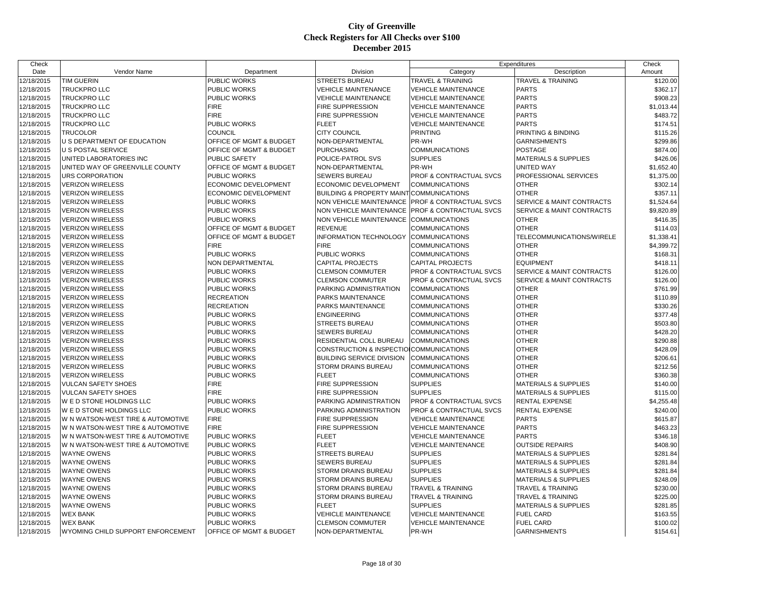# City of Greenville
## Check Registers for All Checks over $100
## December 2015

| Check Date | Vendor Name | Department | Division | Expenditures Category | Expenditures Description | Check Amount |
|---|---|---|---|---|---|---|
| 12/18/2015 | TIM GUERIN | PUBLIC WORKS | STREETS BUREAU | TRAVEL & TRAINING | TRAVEL & TRAINING | $120.00 |
| 12/18/2015 | TRUCKPRO LLC | PUBLIC WORKS | VEHICLE MAINTENANCE | VEHICLE MAINTENANCE | PARTS | $362.17 |
| 12/18/2015 | TRUCKPRO LLC | PUBLIC WORKS | VEHICLE MAINTENANCE | VEHICLE MAINTENANCE | PARTS | $908.23 |
| 12/18/2015 | TRUCKPRO LLC | FIRE | FIRE SUPPRESSION | VEHICLE MAINTENANCE | PARTS | $1,013.44 |
| 12/18/2015 | TRUCKPRO LLC | FIRE | FIRE SUPPRESSION | VEHICLE MAINTENANCE | PARTS | $483.72 |
| 12/18/2015 | TRUCKPRO LLC | PUBLIC WORKS | FLEET | VEHICLE MAINTENANCE | PARTS | $174.51 |
| 12/18/2015 | TRUCOLOR | COUNCIL | CITY COUNCIL | PRINTING | PRINTING & BINDING | $115.26 |
| 12/18/2015 | U S DEPARTMENT OF EDUCATION | OFFICE OF MGMT & BUDGET | NON-DEPARTMENTAL | PR-WH | GARNISHMENTS | $299.86 |
| 12/18/2015 | U S POSTAL SERVICE | OFFICE OF MGMT & BUDGET | PURCHASING | COMMUNICATIONS | POSTAGE | $874.00 |
| 12/18/2015 | UNITED LABORATORIES INC | PUBLIC SAFETY | POLICE-PATROL SVS | SUPPLIES | MATERIALS & SUPPLIES | $426.06 |
| 12/18/2015 | UNITED WAY OF GREENVILLE COUNTY | OFFICE OF MGMT & BUDGET | NON-DEPARTMENTAL | PR-WH | UNITED WAY | $1,652.40 |
| 12/18/2015 | URS CORPORATION | PUBLIC WORKS | SEWERS BUREAU | PROF & CONTRACTUAL SVCS | PROFESSIONAL SERVICES | $1,375.00 |
| 12/18/2015 | VERIZON WIRELESS | ECONOMIC DEVELOPMENT | ECONOMIC DEVELOPMENT | COMMUNICATIONS | OTHER | $302.14 |
| 12/18/2015 | VERIZON WIRELESS | ECONOMIC DEVELOPMENT | BUILDING & PROPERTY MAINT | COMMUNICATIONS | OTHER | $357.11 |
| 12/18/2015 | VERIZON WIRELESS | PUBLIC WORKS | NON VEHICLE MAINTENANCE | PROF & CONTRACTUAL SVCS | SERVICE & MAINT CONTRACTS | $1,524.64 |
| 12/18/2015 | VERIZON WIRELESS | PUBLIC WORKS | NON VEHICLE MAINTENANCE | PROF & CONTRACTUAL SVCS | SERVICE & MAINT CONTRACTS | $9,820.89 |
| 12/18/2015 | VERIZON WIRELESS | PUBLIC WORKS | NON VEHICLE MAINTENANCE | COMMUNICATIONS | OTHER | $416.35 |
| 12/18/2015 | VERIZON WIRELESS | OFFICE OF MGMT & BUDGET | REVENUE | COMMUNICATIONS | OTHER | $114.03 |
| 12/18/2015 | VERIZON WIRELESS | OFFICE OF MGMT & BUDGET | INFORMATION TECHNOLOGY | COMMUNICATIONS | TELECOMMUNICATIONS/WIRELE | $1,338.41 |
| 12/18/2015 | VERIZON WIRELESS | FIRE | FIRE | COMMUNICATIONS | OTHER | $4,399.72 |
| 12/18/2015 | VERIZON WIRELESS | PUBLIC WORKS | PUBLIC WORKS | COMMUNICATIONS | OTHER | $168.31 |
| 12/18/2015 | VERIZON WIRELESS | NON DEPARTMENTAL | CAPITAL PROJECTS | CAPITAL PROJECTS | EQUIPMENT | $418.11 |
| 12/18/2015 | VERIZON WIRELESS | PUBLIC WORKS | CLEMSON COMMUTER | PROF & CONTRACTUAL SVCS | SERVICE & MAINT CONTRACTS | $126.00 |
| 12/18/2015 | VERIZON WIRELESS | PUBLIC WORKS | CLEMSON COMMUTER | PROF & CONTRACTUAL SVCS | SERVICE & MAINT CONTRACTS | $126.00 |
| 12/18/2015 | VERIZON WIRELESS | PUBLIC WORKS | PARKING ADMINISTRATION | COMMUNICATIONS | OTHER | $761.99 |
| 12/18/2015 | VERIZON WIRELESS | RECREATION | PARKS MAINTENANCE | COMMUNICATIONS | OTHER | $110.89 |
| 12/18/2015 | VERIZON WIRELESS | RECREATION | PARKS MAINTENANCE | COMMUNICATIONS | OTHER | $330.26 |
| 12/18/2015 | VERIZON WIRELESS | PUBLIC WORKS | ENGINEERING | COMMUNICATIONS | OTHER | $377.48 |
| 12/18/2015 | VERIZON WIRELESS | PUBLIC WORKS | STREETS BUREAU | COMMUNICATIONS | OTHER | $503.80 |
| 12/18/2015 | VERIZON WIRELESS | PUBLIC WORKS | SEWERS BUREAU | COMMUNICATIONS | OTHER | $428.20 |
| 12/18/2015 | VERIZON WIRELESS | PUBLIC WORKS | RESIDENTIAL COLL BUREAU | COMMUNICATIONS | OTHER | $290.88 |
| 12/18/2015 | VERIZON WIRELESS | PUBLIC WORKS | CONSTRUCTION & INSPECTIO | COMMUNICATIONS | OTHER | $428.09 |
| 12/18/2015 | VERIZON WIRELESS | PUBLIC WORKS | BUILDING SERVICE DIVISION | COMMUNICATIONS | OTHER | $206.61 |
| 12/18/2015 | VERIZON WIRELESS | PUBLIC WORKS | STORM DRAINS BUREAU | COMMUNICATIONS | OTHER | $212.56 |
| 12/18/2015 | VERIZON WIRELESS | PUBLIC WORKS | FLEET | COMMUNICATIONS | OTHER | $360.38 |
| 12/18/2015 | VULCAN SAFETY SHOES | FIRE | FIRE SUPPRESSION | SUPPLIES | MATERIALS & SUPPLIES | $140.00 |
| 12/18/2015 | VULCAN SAFETY SHOES | FIRE | FIRE SUPPRESSION | SUPPLIES | MATERIALS & SUPPLIES | $115.00 |
| 12/18/2015 | W E D STONE HOLDINGS LLC | PUBLIC WORKS | PARKING ADMINISTRATION | PROF & CONTRACTUAL SVCS | RENTAL EXPENSE | $4,255.48 |
| 12/18/2015 | W E D STONE HOLDINGS LLC | PUBLIC WORKS | PARKING ADMINISTRATION | PROF & CONTRACTUAL SVCS | RENTAL EXPENSE | $240.00 |
| 12/18/2015 | W N WATSON-WEST TIRE & AUTOMOTIVE | FIRE | FIRE SUPPRESSION | VEHICLE MAINTENANCE | PARTS | $615.87 |
| 12/18/2015 | W N WATSON-WEST TIRE & AUTOMOTIVE | FIRE | FIRE SUPPRESSION | VEHICLE MAINTENANCE | PARTS | $463.23 |
| 12/18/2015 | W N WATSON-WEST TIRE & AUTOMOTIVE | PUBLIC WORKS | FLEET | VEHICLE MAINTENANCE | PARTS | $346.18 |
| 12/18/2015 | W N WATSON-WEST TIRE & AUTOMOTIVE | PUBLIC WORKS | FLEET | VEHICLE MAINTENANCE | OUTSIDE REPAIRS | $408.90 |
| 12/18/2015 | WAYNE OWENS | PUBLIC WORKS | STREETS BUREAU | SUPPLIES | MATERIALS & SUPPLIES | $281.84 |
| 12/18/2015 | WAYNE OWENS | PUBLIC WORKS | SEWERS BUREAU | SUPPLIES | MATERIALS & SUPPLIES | $281.84 |
| 12/18/2015 | WAYNE OWENS | PUBLIC WORKS | STORM DRAINS BUREAU | SUPPLIES | MATERIALS & SUPPLIES | $281.84 |
| 12/18/2015 | WAYNE OWENS | PUBLIC WORKS | STORM DRAINS BUREAU | SUPPLIES | MATERIALS & SUPPLIES | $248.09 |
| 12/18/2015 | WAYNE OWENS | PUBLIC WORKS | STORM DRAINS BUREAU | TRAVEL & TRAINING | TRAVEL & TRAINING | $230.00 |
| 12/18/2015 | WAYNE OWENS | PUBLIC WORKS | STORM DRAINS BUREAU | TRAVEL & TRAINING | TRAVEL & TRAINING | $225.00 |
| 12/18/2015 | WAYNE OWENS | PUBLIC WORKS | FLEET | SUPPLIES | MATERIALS & SUPPLIES | $281.85 |
| 12/18/2015 | WEX BANK | PUBLIC WORKS | VEHICLE MAINTENANCE | VEHICLE MAINTENANCE | FUEL CARD | $163.55 |
| 12/18/2015 | WEX BANK | PUBLIC WORKS | CLEMSON COMMUTER | VEHICLE MAINTENANCE | FUEL CARD | $100.02 |
| 12/18/2015 | WYOMING CHILD SUPPORT ENFORCEMENT | OFFICE OF MGMT & BUDGET | NON-DEPARTMENTAL | PR-WH | GARNISHMENTS | $154.61 |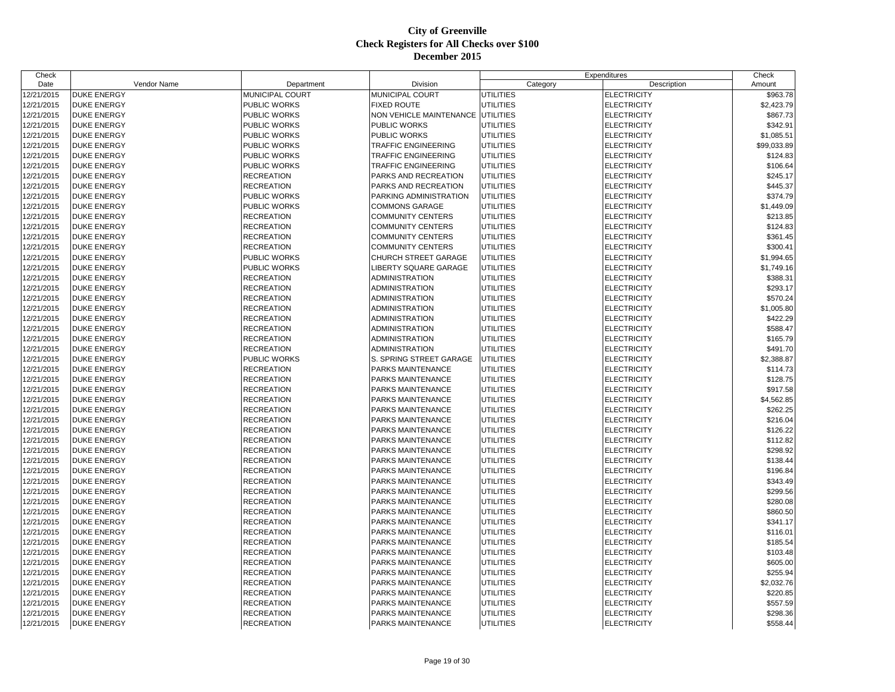# City of Greenville
## Check Registers for All Checks over $100
## December 2015

| Check Date | Vendor Name | Department | Division | Expenditures Category | Expenditures Description | Check Amount |
|---|---|---|---|---|---|---|
| 12/21/2015 | DUKE ENERGY | MUNICIPAL COURT | MUNICIPAL COURT | UTILITIES | ELECTRICITY | $963.78 |
| 12/21/2015 | DUKE ENERGY | PUBLIC WORKS | FIXED ROUTE | UTILITIES | ELECTRICITY | $2,423.79 |
| 12/21/2015 | DUKE ENERGY | PUBLIC WORKS | NON VEHICLE MAINTENANCE | UTILITIES | ELECTRICITY | $867.73 |
| 12/21/2015 | DUKE ENERGY | PUBLIC WORKS | PUBLIC WORKS | UTILITIES | ELECTRICITY | $342.91 |
| 12/21/2015 | DUKE ENERGY | PUBLIC WORKS | PUBLIC WORKS | UTILITIES | ELECTRICITY | $1,085.51 |
| 12/21/2015 | DUKE ENERGY | PUBLIC WORKS | TRAFFIC ENGINEERING | UTILITIES | ELECTRICITY | $99,033.89 |
| 12/21/2015 | DUKE ENERGY | PUBLIC WORKS | TRAFFIC ENGINEERING | UTILITIES | ELECTRICITY | $124.83 |
| 12/21/2015 | DUKE ENERGY | PUBLIC WORKS | TRAFFIC ENGINEERING | UTILITIES | ELECTRICITY | $106.64 |
| 12/21/2015 | DUKE ENERGY | RECREATION | PARKS AND RECREATION | UTILITIES | ELECTRICITY | $245.17 |
| 12/21/2015 | DUKE ENERGY | RECREATION | PARKS AND RECREATION | UTILITIES | ELECTRICITY | $445.37 |
| 12/21/2015 | DUKE ENERGY | PUBLIC WORKS | PARKING ADMINISTRATION | UTILITIES | ELECTRICITY | $374.79 |
| 12/21/2015 | DUKE ENERGY | PUBLIC WORKS | COMMONS GARAGE | UTILITIES | ELECTRICITY | $1,449.09 |
| 12/21/2015 | DUKE ENERGY | RECREATION | COMMUNITY CENTERS | UTILITIES | ELECTRICITY | $213.85 |
| 12/21/2015 | DUKE ENERGY | RECREATION | COMMUNITY CENTERS | UTILITIES | ELECTRICITY | $124.83 |
| 12/21/2015 | DUKE ENERGY | RECREATION | COMMUNITY CENTERS | UTILITIES | ELECTRICITY | $361.45 |
| 12/21/2015 | DUKE ENERGY | RECREATION | COMMUNITY CENTERS | UTILITIES | ELECTRICITY | $300.41 |
| 12/21/2015 | DUKE ENERGY | PUBLIC WORKS | CHURCH STREET GARAGE | UTILITIES | ELECTRICITY | $1,994.65 |
| 12/21/2015 | DUKE ENERGY | PUBLIC WORKS | LIBERTY SQUARE GARAGE | UTILITIES | ELECTRICITY | $1,749.16 |
| 12/21/2015 | DUKE ENERGY | RECREATION | ADMINISTRATION | UTILITIES | ELECTRICITY | $388.31 |
| 12/21/2015 | DUKE ENERGY | RECREATION | ADMINISTRATION | UTILITIES | ELECTRICITY | $293.17 |
| 12/21/2015 | DUKE ENERGY | RECREATION | ADMINISTRATION | UTILITIES | ELECTRICITY | $570.24 |
| 12/21/2015 | DUKE ENERGY | RECREATION | ADMINISTRATION | UTILITIES | ELECTRICITY | $1,005.80 |
| 12/21/2015 | DUKE ENERGY | RECREATION | ADMINISTRATION | UTILITIES | ELECTRICITY | $422.29 |
| 12/21/2015 | DUKE ENERGY | RECREATION | ADMINISTRATION | UTILITIES | ELECTRICITY | $588.47 |
| 12/21/2015 | DUKE ENERGY | RECREATION | ADMINISTRATION | UTILITIES | ELECTRICITY | $165.79 |
| 12/21/2015 | DUKE ENERGY | RECREATION | ADMINISTRATION | UTILITIES | ELECTRICITY | $491.70 |
| 12/21/2015 | DUKE ENERGY | PUBLIC WORKS | S. SPRING STREET GARAGE | UTILITIES | ELECTRICITY | $2,388.87 |
| 12/21/2015 | DUKE ENERGY | RECREATION | PARKS MAINTENANCE | UTILITIES | ELECTRICITY | $114.73 |
| 12/21/2015 | DUKE ENERGY | RECREATION | PARKS MAINTENANCE | UTILITIES | ELECTRICITY | $128.75 |
| 12/21/2015 | DUKE ENERGY | RECREATION | PARKS MAINTENANCE | UTILITIES | ELECTRICITY | $917.58 |
| 12/21/2015 | DUKE ENERGY | RECREATION | PARKS MAINTENANCE | UTILITIES | ELECTRICITY | $4,562.85 |
| 12/21/2015 | DUKE ENERGY | RECREATION | PARKS MAINTENANCE | UTILITIES | ELECTRICITY | $262.25 |
| 12/21/2015 | DUKE ENERGY | RECREATION | PARKS MAINTENANCE | UTILITIES | ELECTRICITY | $216.04 |
| 12/21/2015 | DUKE ENERGY | RECREATION | PARKS MAINTENANCE | UTILITIES | ELECTRICITY | $126.22 |
| 12/21/2015 | DUKE ENERGY | RECREATION | PARKS MAINTENANCE | UTILITIES | ELECTRICITY | $112.82 |
| 12/21/2015 | DUKE ENERGY | RECREATION | PARKS MAINTENANCE | UTILITIES | ELECTRICITY | $298.92 |
| 12/21/2015 | DUKE ENERGY | RECREATION | PARKS MAINTENANCE | UTILITIES | ELECTRICITY | $138.44 |
| 12/21/2015 | DUKE ENERGY | RECREATION | PARKS MAINTENANCE | UTILITIES | ELECTRICITY | $196.84 |
| 12/21/2015 | DUKE ENERGY | RECREATION | PARKS MAINTENANCE | UTILITIES | ELECTRICITY | $343.49 |
| 12/21/2015 | DUKE ENERGY | RECREATION | PARKS MAINTENANCE | UTILITIES | ELECTRICITY | $299.56 |
| 12/21/2015 | DUKE ENERGY | RECREATION | PARKS MAINTENANCE | UTILITIES | ELECTRICITY | $280.08 |
| 12/21/2015 | DUKE ENERGY | RECREATION | PARKS MAINTENANCE | UTILITIES | ELECTRICITY | $860.50 |
| 12/21/2015 | DUKE ENERGY | RECREATION | PARKS MAINTENANCE | UTILITIES | ELECTRICITY | $341.17 |
| 12/21/2015 | DUKE ENERGY | RECREATION | PARKS MAINTENANCE | UTILITIES | ELECTRICITY | $116.01 |
| 12/21/2015 | DUKE ENERGY | RECREATION | PARKS MAINTENANCE | UTILITIES | ELECTRICITY | $185.54 |
| 12/21/2015 | DUKE ENERGY | RECREATION | PARKS MAINTENANCE | UTILITIES | ELECTRICITY | $103.48 |
| 12/21/2015 | DUKE ENERGY | RECREATION | PARKS MAINTENANCE | UTILITIES | ELECTRICITY | $605.00 |
| 12/21/2015 | DUKE ENERGY | RECREATION | PARKS MAINTENANCE | UTILITIES | ELECTRICITY | $255.94 |
| 12/21/2015 | DUKE ENERGY | RECREATION | PARKS MAINTENANCE | UTILITIES | ELECTRICITY | $2,032.76 |
| 12/21/2015 | DUKE ENERGY | RECREATION | PARKS MAINTENANCE | UTILITIES | ELECTRICITY | $220.85 |
| 12/21/2015 | DUKE ENERGY | RECREATION | PARKS MAINTENANCE | UTILITIES | ELECTRICITY | $557.59 |
| 12/21/2015 | DUKE ENERGY | RECREATION | PARKS MAINTENANCE | UTILITIES | ELECTRICITY | $298.36 |
| 12/21/2015 | DUKE ENERGY | RECREATION | PARKS MAINTENANCE | UTILITIES | ELECTRICITY | $558.44 |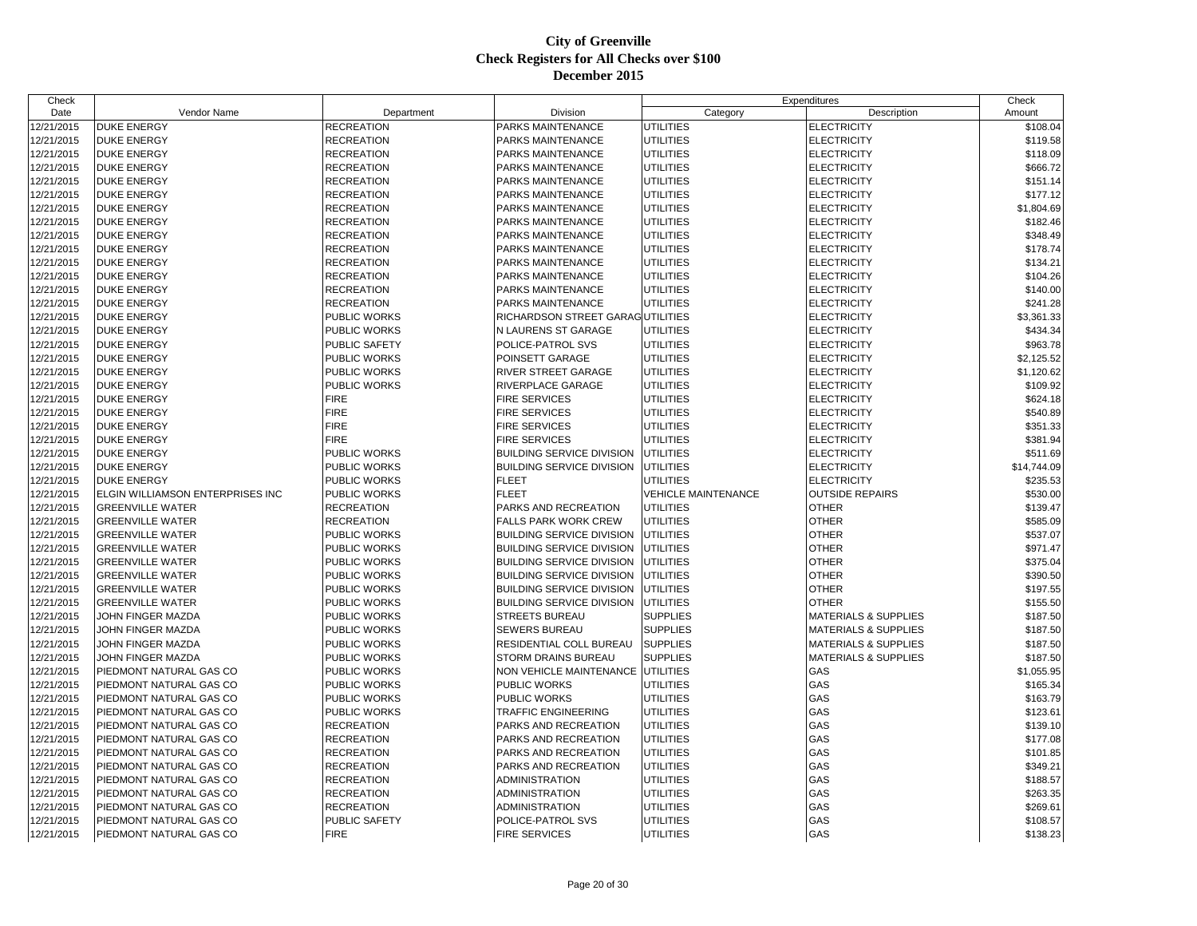# City of Greenville
## Check Registers for All Checks over $100
## December 2015

| Check Date | Vendor Name | Department | Division | Expenditures Category | Expenditures Description | Check Amount |
|---|---|---|---|---|---|---|
| 12/21/2015 | DUKE ENERGY | RECREATION | PARKS MAINTENANCE | UTILITIES | ELECTRICITY | $108.04 |
| 12/21/2015 | DUKE ENERGY | RECREATION | PARKS MAINTENANCE | UTILITIES | ELECTRICITY | $119.58 |
| 12/21/2015 | DUKE ENERGY | RECREATION | PARKS MAINTENANCE | UTILITIES | ELECTRICITY | $118.09 |
| 12/21/2015 | DUKE ENERGY | RECREATION | PARKS MAINTENANCE | UTILITIES | ELECTRICITY | $666.72 |
| 12/21/2015 | DUKE ENERGY | RECREATION | PARKS MAINTENANCE | UTILITIES | ELECTRICITY | $151.14 |
| 12/21/2015 | DUKE ENERGY | RECREATION | PARKS MAINTENANCE | UTILITIES | ELECTRICITY | $177.12 |
| 12/21/2015 | DUKE ENERGY | RECREATION | PARKS MAINTENANCE | UTILITIES | ELECTRICITY | $1,804.69 |
| 12/21/2015 | DUKE ENERGY | RECREATION | PARKS MAINTENANCE | UTILITIES | ELECTRICITY | $182.46 |
| 12/21/2015 | DUKE ENERGY | RECREATION | PARKS MAINTENANCE | UTILITIES | ELECTRICITY | $348.49 |
| 12/21/2015 | DUKE ENERGY | RECREATION | PARKS MAINTENANCE | UTILITIES | ELECTRICITY | $178.74 |
| 12/21/2015 | DUKE ENERGY | RECREATION | PARKS MAINTENANCE | UTILITIES | ELECTRICITY | $134.21 |
| 12/21/2015 | DUKE ENERGY | RECREATION | PARKS MAINTENANCE | UTILITIES | ELECTRICITY | $104.26 |
| 12/21/2015 | DUKE ENERGY | RECREATION | PARKS MAINTENANCE | UTILITIES | ELECTRICITY | $140.00 |
| 12/21/2015 | DUKE ENERGY | RECREATION | PARKS MAINTENANCE | UTILITIES | ELECTRICITY | $241.28 |
| 12/21/2015 | DUKE ENERGY | PUBLIC WORKS | RICHARDSON STREET GARAG | UTILITIES | ELECTRICITY | $3,361.33 |
| 12/21/2015 | DUKE ENERGY | PUBLIC WORKS | N LAURENS ST GARAGE | UTILITIES | ELECTRICITY | $434.34 |
| 12/21/2015 | DUKE ENERGY | PUBLIC SAFETY | POLICE-PATROL SVS | UTILITIES | ELECTRICITY | $963.78 |
| 12/21/2015 | DUKE ENERGY | PUBLIC WORKS | POINSETT GARAGE | UTILITIES | ELECTRICITY | $2,125.52 |
| 12/21/2015 | DUKE ENERGY | PUBLIC WORKS | RIVER STREET GARAGE | UTILITIES | ELECTRICITY | $1,120.62 |
| 12/21/2015 | DUKE ENERGY | PUBLIC WORKS | RIVERPLACE GARAGE | UTILITIES | ELECTRICITY | $109.92 |
| 12/21/2015 | DUKE ENERGY | FIRE | FIRE SERVICES | UTILITIES | ELECTRICITY | $624.18 |
| 12/21/2015 | DUKE ENERGY | FIRE | FIRE SERVICES | UTILITIES | ELECTRICITY | $540.89 |
| 12/21/2015 | DUKE ENERGY | FIRE | FIRE SERVICES | UTILITIES | ELECTRICITY | $351.33 |
| 12/21/2015 | DUKE ENERGY | FIRE | FIRE SERVICES | UTILITIES | ELECTRICITY | $381.94 |
| 12/21/2015 | DUKE ENERGY | PUBLIC WORKS | BUILDING SERVICE DIVISION | UTILITIES | ELECTRICITY | $511.69 |
| 12/21/2015 | DUKE ENERGY | PUBLIC WORKS | BUILDING SERVICE DIVISION | UTILITIES | ELECTRICITY | $14,744.09 |
| 12/21/2015 | DUKE ENERGY | PUBLIC WORKS | FLEET | UTILITIES | ELECTRICITY | $235.53 |
| 12/21/2015 | ELGIN WILLIAMSON ENTERPRISES INC | PUBLIC WORKS | FLEET | VEHICLE MAINTENANCE | OUTSIDE REPAIRS | $530.00 |
| 12/21/2015 | GREENVILLE WATER | RECREATION | PARKS AND RECREATION | UTILITIES | OTHER | $139.47 |
| 12/21/2015 | GREENVILLE WATER | RECREATION | FALLS PARK WORK CREW | UTILITIES | OTHER | $585.09 |
| 12/21/2015 | GREENVILLE WATER | PUBLIC WORKS | BUILDING SERVICE DIVISION | UTILITIES | OTHER | $537.07 |
| 12/21/2015 | GREENVILLE WATER | PUBLIC WORKS | BUILDING SERVICE DIVISION | UTILITIES | OTHER | $971.47 |
| 12/21/2015 | GREENVILLE WATER | PUBLIC WORKS | BUILDING SERVICE DIVISION | UTILITIES | OTHER | $375.04 |
| 12/21/2015 | GREENVILLE WATER | PUBLIC WORKS | BUILDING SERVICE DIVISION | UTILITIES | OTHER | $390.50 |
| 12/21/2015 | GREENVILLE WATER | PUBLIC WORKS | BUILDING SERVICE DIVISION | UTILITIES | OTHER | $197.55 |
| 12/21/2015 | GREENVILLE WATER | PUBLIC WORKS | BUILDING SERVICE DIVISION | UTILITIES | OTHER | $155.50 |
| 12/21/2015 | JOHN FINGER MAZDA | PUBLIC WORKS | STREETS BUREAU | SUPPLIES | MATERIALS & SUPPLIES | $187.50 |
| 12/21/2015 | JOHN FINGER MAZDA | PUBLIC WORKS | SEWERS BUREAU | SUPPLIES | MATERIALS & SUPPLIES | $187.50 |
| 12/21/2015 | JOHN FINGER MAZDA | PUBLIC WORKS | RESIDENTIAL COLL BUREAU | SUPPLIES | MATERIALS & SUPPLIES | $187.50 |
| 12/21/2015 | JOHN FINGER MAZDA | PUBLIC WORKS | STORM DRAINS BUREAU | SUPPLIES | MATERIALS & SUPPLIES | $187.50 |
| 12/21/2015 | PIEDMONT NATURAL GAS CO | PUBLIC WORKS | NON VEHICLE MAINTENANCE | UTILITIES | GAS | $1,055.95 |
| 12/21/2015 | PIEDMONT NATURAL GAS CO | PUBLIC WORKS | PUBLIC WORKS | UTILITIES | GAS | $165.34 |
| 12/21/2015 | PIEDMONT NATURAL GAS CO | PUBLIC WORKS | PUBLIC WORKS | UTILITIES | GAS | $163.79 |
| 12/21/2015 | PIEDMONT NATURAL GAS CO | PUBLIC WORKS | TRAFFIC ENGINEERING | UTILITIES | GAS | $123.61 |
| 12/21/2015 | PIEDMONT NATURAL GAS CO | RECREATION | PARKS AND RECREATION | UTILITIES | GAS | $139.10 |
| 12/21/2015 | PIEDMONT NATURAL GAS CO | RECREATION | PARKS AND RECREATION | UTILITIES | GAS | $177.08 |
| 12/21/2015 | PIEDMONT NATURAL GAS CO | RECREATION | PARKS AND RECREATION | UTILITIES | GAS | $101.85 |
| 12/21/2015 | PIEDMONT NATURAL GAS CO | RECREATION | PARKS AND RECREATION | UTILITIES | GAS | $349.21 |
| 12/21/2015 | PIEDMONT NATURAL GAS CO | RECREATION | ADMINISTRATION | UTILITIES | GAS | $188.57 |
| 12/21/2015 | PIEDMONT NATURAL GAS CO | RECREATION | ADMINISTRATION | UTILITIES | GAS | $263.35 |
| 12/21/2015 | PIEDMONT NATURAL GAS CO | RECREATION | ADMINISTRATION | UTILITIES | GAS | $269.61 |
| 12/21/2015 | PIEDMONT NATURAL GAS CO | PUBLIC SAFETY | POLICE-PATROL SVS | UTILITIES | GAS | $108.57 |
| 12/21/2015 | PIEDMONT NATURAL GAS CO | FIRE | FIRE SERVICES | UTILITIES | GAS | $138.23 |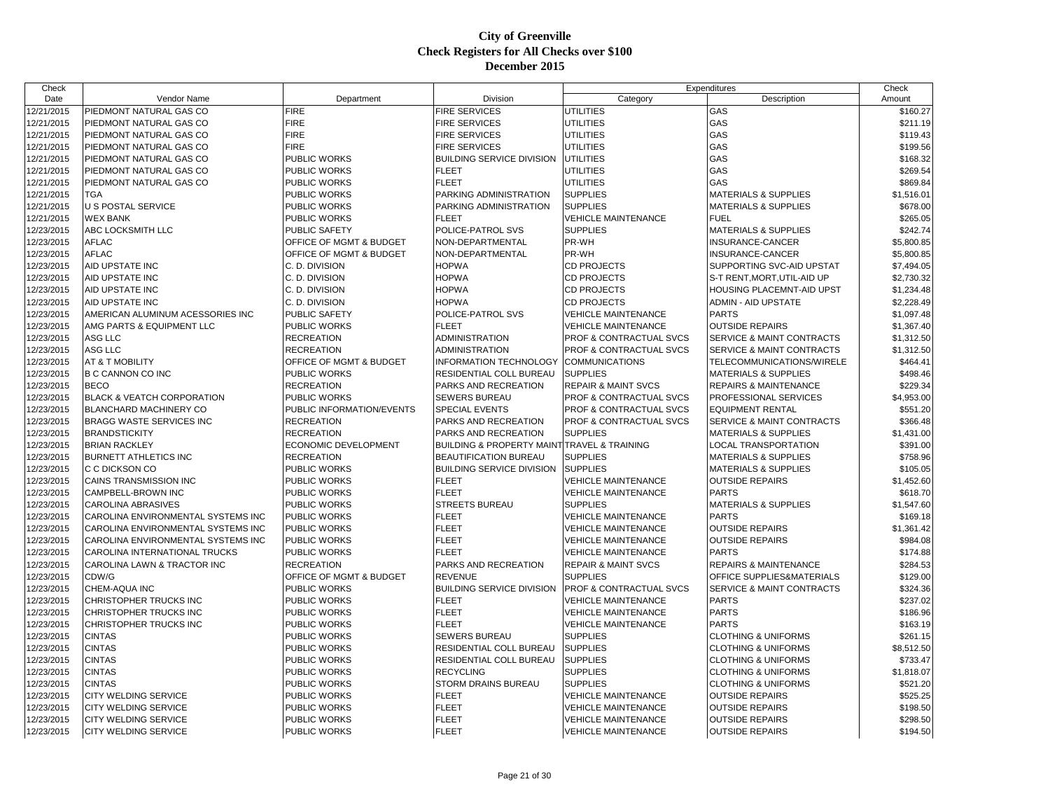# City of Greenville
## Check Registers for All Checks over $100
### December 2015

| Check Date | Vendor Name | Department | Division | Expenditures Category | Expenditures Description | Check Amount |
|---|---|---|---|---|---|---|
| 12/21/2015 | PIEDMONT NATURAL GAS CO | FIRE | FIRE SERVICES | UTILITIES | GAS | $160.27 |
| 12/21/2015 | PIEDMONT NATURAL GAS CO | FIRE | FIRE SERVICES | UTILITIES | GAS | $211.19 |
| 12/21/2015 | PIEDMONT NATURAL GAS CO | FIRE | FIRE SERVICES | UTILITIES | GAS | $119.43 |
| 12/21/2015 | PIEDMONT NATURAL GAS CO | FIRE | FIRE SERVICES | UTILITIES | GAS | $199.56 |
| 12/21/2015 | PIEDMONT NATURAL GAS CO | PUBLIC WORKS | BUILDING SERVICE DIVISION | UTILITIES | GAS | $168.32 |
| 12/21/2015 | PIEDMONT NATURAL GAS CO | PUBLIC WORKS | FLEET | UTILITIES | GAS | $269.54 |
| 12/21/2015 | PIEDMONT NATURAL GAS CO | PUBLIC WORKS | FLEET | UTILITIES | GAS | $869.84 |
| 12/21/2015 | TGA | PUBLIC WORKS | PARKING ADMINISTRATION | SUPPLIES | MATERIALS & SUPPLIES | $1,516.01 |
| 12/21/2015 | U S POSTAL SERVICE | PUBLIC WORKS | PARKING ADMINISTRATION | SUPPLIES | MATERIALS & SUPPLIES | $678.00 |
| 12/21/2015 | WEX BANK | PUBLIC WORKS | FLEET | VEHICLE MAINTENANCE | FUEL | $265.05 |
| 12/23/2015 | ABC LOCKSMITH LLC | PUBLIC SAFETY | POLICE-PATROL SVS | SUPPLIES | MATERIALS & SUPPLIES | $242.74 |
| 12/23/2015 | AFLAC | OFFICE OF MGMT & BUDGET | NON-DEPARTMENTAL | PR-WH | INSURANCE-CANCER | $5,800.85 |
| 12/23/2015 | AFLAC | OFFICE OF MGMT & BUDGET | NON-DEPARTMENTAL | PR-WH | INSURANCE-CANCER | $5,800.85 |
| 12/23/2015 | AID UPSTATE INC | C. D. DIVISION | HOPWA | CD PROJECTS | SUPPORTING SVC-AID UPSTAT | $7,494.05 |
| 12/23/2015 | AID UPSTATE INC | C. D. DIVISION | HOPWA | CD PROJECTS | S-T RENT,MORT,UTIL-AID UP | $2,730.32 |
| 12/23/2015 | AID UPSTATE INC | C. D. DIVISION | HOPWA | CD PROJECTS | HOUSING PLACEMNT-AID UPST | $1,234.48 |
| 12/23/2015 | AID UPSTATE INC | C. D. DIVISION | HOPWA | CD PROJECTS | ADMIN - AID UPSTATE | $2,228.49 |
| 12/23/2015 | AMERICAN ALUMINUM ACESSORIES INC | PUBLIC SAFETY | POLICE-PATROL SVS | VEHICLE MAINTENANCE | PARTS | $1,097.48 |
| 12/23/2015 | AMG PARTS & EQUIPMENT LLC | PUBLIC WORKS | FLEET | VEHICLE MAINTENANCE | OUTSIDE REPAIRS | $1,367.40 |
| 12/23/2015 | ASG LLC | RECREATION | ADMINISTRATION | PROF & CONTRACTUAL SVCS | SERVICE & MAINT CONTRACTS | $1,312.50 |
| 12/23/2015 | ASG LLC | RECREATION | ADMINISTRATION | PROF & CONTRACTUAL SVCS | SERVICE & MAINT CONTRACTS | $1,312.50 |
| 12/23/2015 | AT & T MOBILITY | OFFICE OF MGMT & BUDGET | INFORMATION TECHNOLOGY | COMMUNICATIONS | TELECOMMUNICATIONS/WIRELE | $464.41 |
| 12/23/2015 | B C CANNON CO INC | PUBLIC WORKS | RESIDENTIAL COLL BUREAU | SUPPLIES | MATERIALS & SUPPLIES | $498.46 |
| 12/23/2015 | BECO | RECREATION | PARKS AND RECREATION | REPAIR & MAINT SVCS | REPAIRS & MAINTENANCE | $229.34 |
| 12/23/2015 | BLACK & VEATCH CORPORATION | PUBLIC WORKS | SEWERS BUREAU | PROF & CONTRACTUAL SVCS | PROFESSIONAL SERVICES | $4,953.00 |
| 12/23/2015 | BLANCHARD MACHINERY CO | PUBLIC INFORMATION/EVENTS | SPECIAL EVENTS | PROF & CONTRACTUAL SVCS | EQUIPMENT RENTAL | $551.20 |
| 12/23/2015 | BRAGG WASTE SERVICES INC | RECREATION | PARKS AND RECREATION | PROF & CONTRACTUAL SVCS | SERVICE & MAINT CONTRACTS | $366.48 |
| 12/23/2015 | BRANDSTICKITY | RECREATION | PARKS AND RECREATION | SUPPLIES | MATERIALS & SUPPLIES | $1,431.00 |
| 12/23/2015 | BRIAN RACKLEY | ECONOMIC DEVELOPMENT | BUILDING & PROPERTY MAINT | TRAVEL & TRAINING | LOCAL TRANSPORTATION | $391.00 |
| 12/23/2015 | BURNETT ATHLETICS INC | RECREATION | BEAUTIFICATION BUREAU | SUPPLIES | MATERIALS & SUPPLIES | $758.96 |
| 12/23/2015 | C C DICKSON CO | PUBLIC WORKS | BUILDING SERVICE DIVISION | SUPPLIES | MATERIALS & SUPPLIES | $105.05 |
| 12/23/2015 | CAINS TRANSMISSION INC | PUBLIC WORKS | FLEET | VEHICLE MAINTENANCE | OUTSIDE REPAIRS | $1,452.60 |
| 12/23/2015 | CAMPBELL-BROWN INC | PUBLIC WORKS | FLEET | VEHICLE MAINTENANCE | PARTS | $618.70 |
| 12/23/2015 | CAROLINA ABRASIVES | PUBLIC WORKS | STREETS BUREAU | SUPPLIES | MATERIALS & SUPPLIES | $1,547.60 |
| 12/23/2015 | CAROLINA ENVIRONMENTAL SYSTEMS INC | PUBLIC WORKS | FLEET | VEHICLE MAINTENANCE | PARTS | $169.18 |
| 12/23/2015 | CAROLINA ENVIRONMENTAL SYSTEMS INC | PUBLIC WORKS | FLEET | VEHICLE MAINTENANCE | OUTSIDE REPAIRS | $1,361.42 |
| 12/23/2015 | CAROLINA ENVIRONMENTAL SYSTEMS INC | PUBLIC WORKS | FLEET | VEHICLE MAINTENANCE | OUTSIDE REPAIRS | $984.08 |
| 12/23/2015 | CAROLINA INTERNATIONAL TRUCKS | PUBLIC WORKS | FLEET | VEHICLE MAINTENANCE | PARTS | $174.88 |
| 12/23/2015 | CAROLINA LAWN & TRACTOR INC | RECREATION | PARKS AND RECREATION | REPAIR & MAINT SVCS | REPAIRS & MAINTENANCE | $284.53 |
| 12/23/2015 | CDW/G | OFFICE OF MGMT & BUDGET | REVENUE | SUPPLIES | OFFICE SUPPLIES&MATERIALS | $129.00 |
| 12/23/2015 | CHEM-AQUA INC | PUBLIC WORKS | BUILDING SERVICE DIVISION | PROF & CONTRACTUAL SVCS | SERVICE & MAINT CONTRACTS | $324.36 |
| 12/23/2015 | CHRISTOPHER TRUCKS INC | PUBLIC WORKS | FLEET | VEHICLE MAINTENANCE | PARTS | $237.02 |
| 12/23/2015 | CHRISTOPHER TRUCKS INC | PUBLIC WORKS | FLEET | VEHICLE MAINTENANCE | PARTS | $186.96 |
| 12/23/2015 | CHRISTOPHER TRUCKS INC | PUBLIC WORKS | FLEET | VEHICLE MAINTENANCE | PARTS | $163.19 |
| 12/23/2015 | CINTAS | PUBLIC WORKS | SEWERS BUREAU | SUPPLIES | CLOTHING & UNIFORMS | $261.15 |
| 12/23/2015 | CINTAS | PUBLIC WORKS | RESIDENTIAL COLL BUREAU | SUPPLIES | CLOTHING & UNIFORMS | $8,512.50 |
| 12/23/2015 | CINTAS | PUBLIC WORKS | RESIDENTIAL COLL BUREAU | SUPPLIES | CLOTHING & UNIFORMS | $733.47 |
| 12/23/2015 | CINTAS | PUBLIC WORKS | RECYCLING | SUPPLIES | CLOTHING & UNIFORMS | $1,818.07 |
| 12/23/2015 | CINTAS | PUBLIC WORKS | STORM DRAINS BUREAU | SUPPLIES | CLOTHING & UNIFORMS | $521.20 |
| 12/23/2015 | CITY WELDING SERVICE | PUBLIC WORKS | FLEET | VEHICLE MAINTENANCE | OUTSIDE REPAIRS | $525.25 |
| 12/23/2015 | CITY WELDING SERVICE | PUBLIC WORKS | FLEET | VEHICLE MAINTENANCE | OUTSIDE REPAIRS | $198.50 |
| 12/23/2015 | CITY WELDING SERVICE | PUBLIC WORKS | FLEET | VEHICLE MAINTENANCE | OUTSIDE REPAIRS | $298.50 |
| 12/23/2015 | CITY WELDING SERVICE | PUBLIC WORKS | FLEET | VEHICLE MAINTENANCE | OUTSIDE REPAIRS | $194.50 |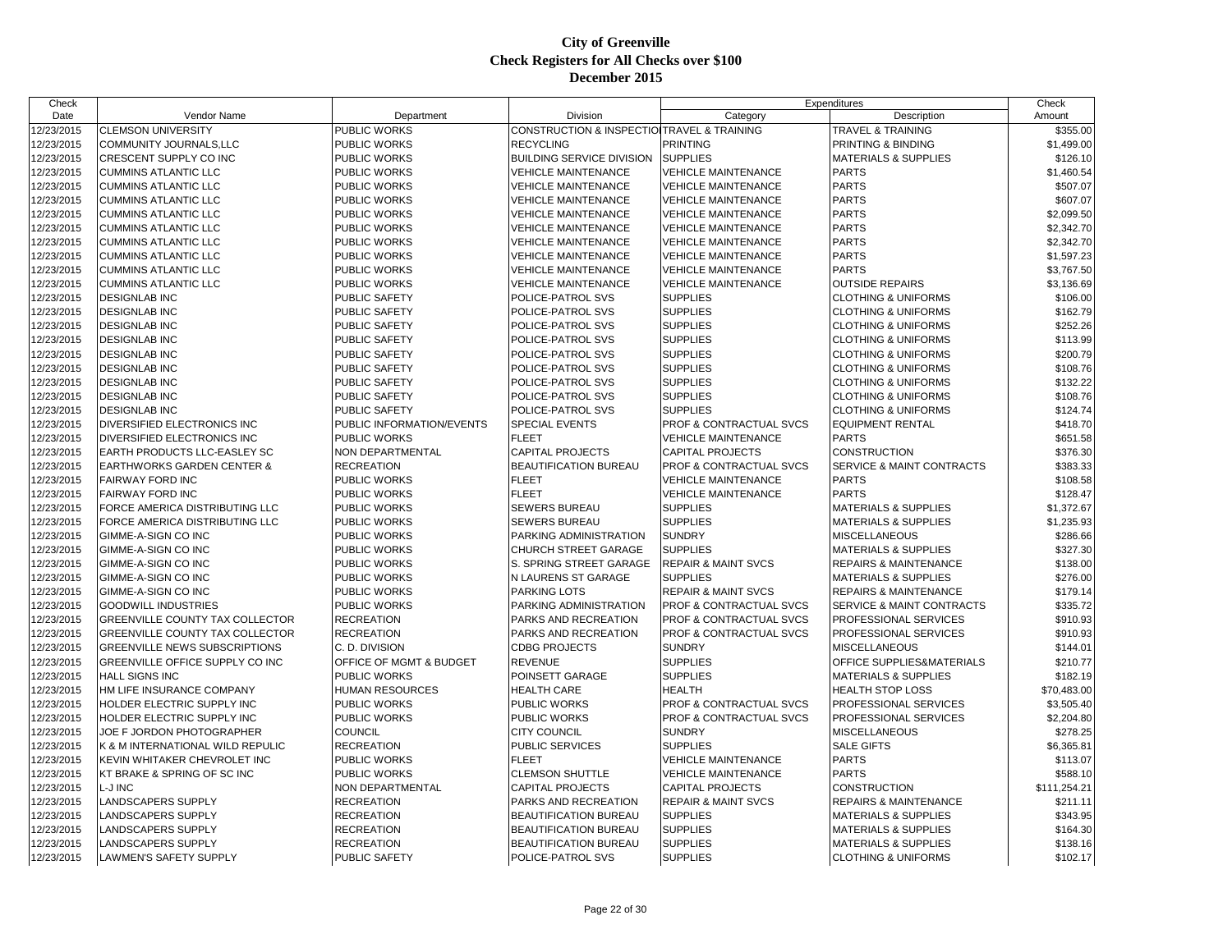# City of Greenville
## Check Registers for All Checks over $100
## December 2015

| Check Date | Vendor Name | Department | Division | Expenditures Category | Expenditures Description | Check Amount |
|---|---|---|---|---|---|---|
| 12/23/2015 | CLEMSON UNIVERSITY | PUBLIC WORKS | CONSTRUCTION & INSPECTIO | TRAVEL & TRAINING | TRAVEL & TRAINING | $355.00 |
| 12/23/2015 | COMMUNITY JOURNALS,LLC | PUBLIC WORKS | RECYCLING | PRINTING | PRINTING & BINDING | $1,499.00 |
| 12/23/2015 | CRESCENT SUPPLY CO INC | PUBLIC WORKS | BUILDING SERVICE DIVISION | SUPPLIES | MATERIALS & SUPPLIES | $126.10 |
| 12/23/2015 | CUMMINS ATLANTIC LLC | PUBLIC WORKS | VEHICLE MAINTENANCE | VEHICLE MAINTENANCE | PARTS | $1,460.54 |
| 12/23/2015 | CUMMINS ATLANTIC LLC | PUBLIC WORKS | VEHICLE MAINTENANCE | VEHICLE MAINTENANCE | PARTS | $507.07 |
| 12/23/2015 | CUMMINS ATLANTIC LLC | PUBLIC WORKS | VEHICLE MAINTENANCE | VEHICLE MAINTENANCE | PARTS | $607.07 |
| 12/23/2015 | CUMMINS ATLANTIC LLC | PUBLIC WORKS | VEHICLE MAINTENANCE | VEHICLE MAINTENANCE | PARTS | $2,099.50 |
| 12/23/2015 | CUMMINS ATLANTIC LLC | PUBLIC WORKS | VEHICLE MAINTENANCE | VEHICLE MAINTENANCE | PARTS | $2,342.70 |
| 12/23/2015 | CUMMINS ATLANTIC LLC | PUBLIC WORKS | VEHICLE MAINTENANCE | VEHICLE MAINTENANCE | PARTS | $2,342.70 |
| 12/23/2015 | CUMMINS ATLANTIC LLC | PUBLIC WORKS | VEHICLE MAINTENANCE | VEHICLE MAINTENANCE | PARTS | $1,597.23 |
| 12/23/2015 | CUMMINS ATLANTIC LLC | PUBLIC WORKS | VEHICLE MAINTENANCE | VEHICLE MAINTENANCE | PARTS | $3,767.50 |
| 12/23/2015 | CUMMINS ATLANTIC LLC | PUBLIC WORKS | VEHICLE MAINTENANCE | VEHICLE MAINTENANCE | OUTSIDE REPAIRS | $3,136.69 |
| 12/23/2015 | DESIGNLAB INC | PUBLIC SAFETY | POLICE-PATROL SVS | SUPPLIES | CLOTHING & UNIFORMS | $106.00 |
| 12/23/2015 | DESIGNLAB INC | PUBLIC SAFETY | POLICE-PATROL SVS | SUPPLIES | CLOTHING & UNIFORMS | $162.79 |
| 12/23/2015 | DESIGNLAB INC | PUBLIC SAFETY | POLICE-PATROL SVS | SUPPLIES | CLOTHING & UNIFORMS | $252.26 |
| 12/23/2015 | DESIGNLAB INC | PUBLIC SAFETY | POLICE-PATROL SVS | SUPPLIES | CLOTHING & UNIFORMS | $113.99 |
| 12/23/2015 | DESIGNLAB INC | PUBLIC SAFETY | POLICE-PATROL SVS | SUPPLIES | CLOTHING & UNIFORMS | $200.79 |
| 12/23/2015 | DESIGNLAB INC | PUBLIC SAFETY | POLICE-PATROL SVS | SUPPLIES | CLOTHING & UNIFORMS | $108.76 |
| 12/23/2015 | DESIGNLAB INC | PUBLIC SAFETY | POLICE-PATROL SVS | SUPPLIES | CLOTHING & UNIFORMS | $132.22 |
| 12/23/2015 | DESIGNLAB INC | PUBLIC SAFETY | POLICE-PATROL SVS | SUPPLIES | CLOTHING & UNIFORMS | $108.76 |
| 12/23/2015 | DESIGNLAB INC | PUBLIC SAFETY | POLICE-PATROL SVS | SUPPLIES | CLOTHING & UNIFORMS | $124.74 |
| 12/23/2015 | DIVERSIFIED ELECTRONICS INC | PUBLIC INFORMATION/EVENTS | SPECIAL EVENTS | PROF & CONTRACTUAL SVCS | EQUIPMENT RENTAL | $418.70 |
| 12/23/2015 | DIVERSIFIED ELECTRONICS INC | PUBLIC WORKS | FLEET | VEHICLE MAINTENANCE | PARTS | $651.58 |
| 12/23/2015 | EARTH PRODUCTS LLC-EASLEY SC | NON DEPARTMENTAL | CAPITAL PROJECTS | CAPITAL PROJECTS | CONSTRUCTION | $376.30 |
| 12/23/2015 | EARTHWORKS GARDEN CENTER & | RECREATION | BEAUTIFICATION BUREAU | PROF & CONTRACTUAL SVCS | SERVICE & MAINT CONTRACTS | $383.33 |
| 12/23/2015 | FAIRWAY FORD INC | PUBLIC WORKS | FLEET | VEHICLE MAINTENANCE | PARTS | $108.58 |
| 12/23/2015 | FAIRWAY FORD INC | PUBLIC WORKS | FLEET | VEHICLE MAINTENANCE | PARTS | $128.47 |
| 12/23/2015 | FORCE AMERICA DISTRIBUTING LLC | PUBLIC WORKS | SEWERS BUREAU | SUPPLIES | MATERIALS & SUPPLIES | $1,372.67 |
| 12/23/2015 | FORCE AMERICA DISTRIBUTING LLC | PUBLIC WORKS | SEWERS BUREAU | SUPPLIES | MATERIALS & SUPPLIES | $1,235.93 |
| 12/23/2015 | GIMME-A-SIGN CO INC | PUBLIC WORKS | PARKING ADMINISTRATION | SUNDRY | MISCELLANEOUS | $286.66 |
| 12/23/2015 | GIMME-A-SIGN CO INC | PUBLIC WORKS | CHURCH STREET GARAGE | SUPPLIES | MATERIALS & SUPPLIES | $327.30 |
| 12/23/2015 | GIMME-A-SIGN CO INC | PUBLIC WORKS | S. SPRING STREET GARAGE | REPAIR & MAINT SVCS | REPAIRS & MAINTENANCE | $138.00 |
| 12/23/2015 | GIMME-A-SIGN CO INC | PUBLIC WORKS | N LAURENS ST GARAGE | SUPPLIES | MATERIALS & SUPPLIES | $276.00 |
| 12/23/2015 | GIMME-A-SIGN CO INC | PUBLIC WORKS | PARKING LOTS | REPAIR & MAINT SVCS | REPAIRS & MAINTENANCE | $179.14 |
| 12/23/2015 | GOODWILL INDUSTRIES | PUBLIC WORKS | PARKING ADMINISTRATION | PROF & CONTRACTUAL SVCS | SERVICE & MAINT CONTRACTS | $335.72 |
| 12/23/2015 | GREENVILLE COUNTY TAX COLLECTOR | RECREATION | PARKS AND RECREATION | PROF & CONTRACTUAL SVCS | PROFESSIONAL SERVICES | $910.93 |
| 12/23/2015 | GREENVILLE COUNTY TAX COLLECTOR | RECREATION | PARKS AND RECREATION | PROF & CONTRACTUAL SVCS | PROFESSIONAL SERVICES | $910.93 |
| 12/23/2015 | GREENVILLE NEWS SUBSCRIPTIONS | C. D. DIVISION | CDBG PROJECTS | SUNDRY | MISCELLANEOUS | $144.01 |
| 12/23/2015 | GREENVILLE OFFICE SUPPLY CO INC | OFFICE OF MGMT & BUDGET | REVENUE | SUPPLIES | OFFICE SUPPLIES&MATERIALS | $210.77 |
| 12/23/2015 | HALL SIGNS INC | PUBLIC WORKS | POINSETT GARAGE | SUPPLIES | MATERIALS & SUPPLIES | $182.19 |
| 12/23/2015 | HM LIFE INSURANCE COMPANY | HUMAN RESOURCES | HEALTH CARE | HEALTH | HEALTH STOP LOSS | $70,483.00 |
| 12/23/2015 | HOLDER ELECTRIC SUPPLY INC | PUBLIC WORKS | PUBLIC WORKS | PROF & CONTRACTUAL SVCS | PROFESSIONAL SERVICES | $3,505.40 |
| 12/23/2015 | HOLDER ELECTRIC SUPPLY INC | PUBLIC WORKS | PUBLIC WORKS | PROF & CONTRACTUAL SVCS | PROFESSIONAL SERVICES | $2,204.80 |
| 12/23/2015 | JOE F JORDON PHOTOGRAPHER | COUNCIL | CITY COUNCIL | SUNDRY | MISCELLANEOUS | $278.25 |
| 12/23/2015 | K & M INTERNATIONAL WILD REPULIC | RECREATION | PUBLIC SERVICES | SUPPLIES | SALE GIFTS | $6,365.81 |
| 12/23/2015 | KEVIN WHITAKER CHEVROLET INC | PUBLIC WORKS | FLEET | VEHICLE MAINTENANCE | PARTS | $113.07 |
| 12/23/2015 | KT BRAKE & SPRING OF SC INC | PUBLIC WORKS | CLEMSON SHUTTLE | VEHICLE MAINTENANCE | PARTS | $588.10 |
| 12/23/2015 | L-J INC | NON DEPARTMENTAL | CAPITAL PROJECTS | CAPITAL PROJECTS | CONSTRUCTION | $111,254.21 |
| 12/23/2015 | LANDSCAPERS SUPPLY | RECREATION | PARKS AND RECREATION | REPAIR & MAINT SVCS | REPAIRS & MAINTENANCE | $211.11 |
| 12/23/2015 | LANDSCAPERS SUPPLY | RECREATION | BEAUTIFICATION BUREAU | SUPPLIES | MATERIALS & SUPPLIES | $343.95 |
| 12/23/2015 | LANDSCAPERS SUPPLY | RECREATION | BEAUTIFICATION BUREAU | SUPPLIES | MATERIALS & SUPPLIES | $164.30 |
| 12/23/2015 | LANDSCAPERS SUPPLY | RECREATION | BEAUTIFICATION BUREAU | SUPPLIES | MATERIALS & SUPPLIES | $138.16 |
| 12/23/2015 | LAWMEN'S SAFETY SUPPLY | PUBLIC SAFETY | POLICE-PATROL SVS | SUPPLIES | CLOTHING & UNIFORMS | $102.17 |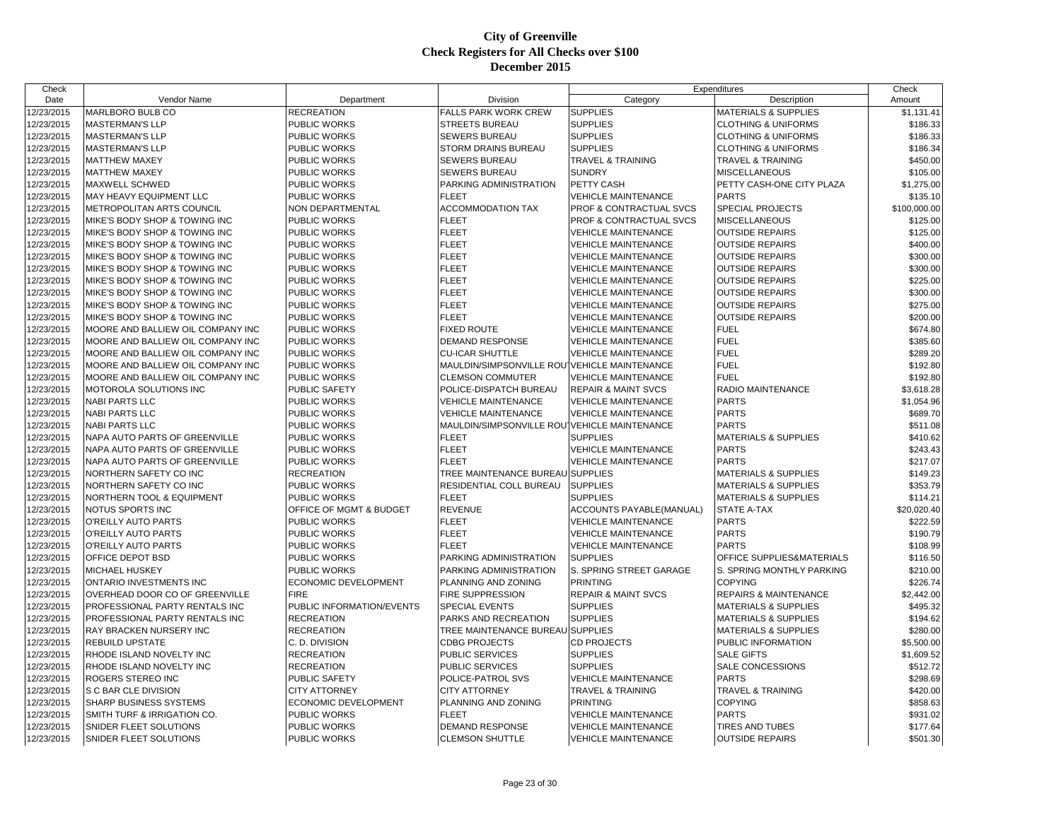# City of Greenville
## Check Registers for All Checks over $100
## December 2015

| Check Date | Vendor Name | Department | Division | Expenditures Category | Expenditures Description | Check Amount |
|---|---|---|---|---|---|---|
| 12/23/2015 | MARLBORO BULB CO | RECREATION | FALLS PARK WORK CREW | SUPPLIES | MATERIALS & SUPPLIES | $1,131.41 |
| 12/23/2015 | MASTERMAN'S LLP | PUBLIC WORKS | STREETS BUREAU | SUPPLIES | CLOTHING & UNIFORMS | $186.33 |
| 12/23/2015 | MASTERMAN'S LLP | PUBLIC WORKS | SEWERS BUREAU | SUPPLIES | CLOTHING & UNIFORMS | $186.33 |
| 12/23/2015 | MASTERMAN'S LLP | PUBLIC WORKS | STORM DRAINS BUREAU | SUPPLIES | CLOTHING & UNIFORMS | $186.34 |
| 12/23/2015 | MATTHEW MAXEY | PUBLIC WORKS | SEWERS BUREAU | TRAVEL & TRAINING | TRAVEL & TRAINING | $450.00 |
| 12/23/2015 | MATTHEW MAXEY | PUBLIC WORKS | SEWERS BUREAU | SUNDRY | MISCELLANEOUS | $105.00 |
| 12/23/2015 | MAXWELL SCHWED | PUBLIC WORKS | PARKING ADMINISTRATION | PETTY CASH | PETTY CASH-ONE CITY PLAZA | $1,275.00 |
| 12/23/2015 | MAY HEAVY EQUIPMENT LLC | PUBLIC WORKS | FLEET | VEHICLE MAINTENANCE | PARTS | $135.10 |
| 12/23/2015 | METROPOLITAN ARTS COUNCIL | NON DEPARTMENTAL | ACCOMMODATION TAX | PROF & CONTRACTUAL SVCS | SPECIAL PROJECTS | $100,000.00 |
| 12/23/2015 | MIKE'S BODY SHOP & TOWING INC | PUBLIC WORKS | FLEET | PROF & CONTRACTUAL SVCS | MISCELLANEOUS | $125.00 |
| 12/23/2015 | MIKE'S BODY SHOP & TOWING INC | PUBLIC WORKS | FLEET | VEHICLE MAINTENANCE | OUTSIDE REPAIRS | $125.00 |
| 12/23/2015 | MIKE'S BODY SHOP & TOWING INC | PUBLIC WORKS | FLEET | VEHICLE MAINTENANCE | OUTSIDE REPAIRS | $400.00 |
| 12/23/2015 | MIKE'S BODY SHOP & TOWING INC | PUBLIC WORKS | FLEET | VEHICLE MAINTENANCE | OUTSIDE REPAIRS | $300.00 |
| 12/23/2015 | MIKE'S BODY SHOP & TOWING INC | PUBLIC WORKS | FLEET | VEHICLE MAINTENANCE | OUTSIDE REPAIRS | $300.00 |
| 12/23/2015 | MIKE'S BODY SHOP & TOWING INC | PUBLIC WORKS | FLEET | VEHICLE MAINTENANCE | OUTSIDE REPAIRS | $225.00 |
| 12/23/2015 | MIKE'S BODY SHOP & TOWING INC | PUBLIC WORKS | FLEET | VEHICLE MAINTENANCE | OUTSIDE REPAIRS | $300.00 |
| 12/23/2015 | MIKE'S BODY SHOP & TOWING INC | PUBLIC WORKS | FLEET | VEHICLE MAINTENANCE | OUTSIDE REPAIRS | $275.00 |
| 12/23/2015 | MIKE'S BODY SHOP & TOWING INC | PUBLIC WORKS | FLEET | VEHICLE MAINTENANCE | OUTSIDE REPAIRS | $200.00 |
| 12/23/2015 | MOORE AND BALLIEW OIL COMPANY INC | PUBLIC WORKS | FIXED ROUTE | VEHICLE MAINTENANCE | FUEL | $674.80 |
| 12/23/2015 | MOORE AND BALLIEW OIL COMPANY INC | PUBLIC WORKS | DEMAND RESPONSE | VEHICLE MAINTENANCE | FUEL | $385.60 |
| 12/23/2015 | MOORE AND BALLIEW OIL COMPANY INC | PUBLIC WORKS | CU-ICAR SHUTTLE | VEHICLE MAINTENANCE | FUEL | $289.20 |
| 12/23/2015 | MOORE AND BALLIEW OIL COMPANY INC | PUBLIC WORKS | MAULDIN/SIMPSONVILLE ROUT | VEHICLE MAINTENANCE | FUEL | $192.80 |
| 12/23/2015 | MOORE AND BALLIEW OIL COMPANY INC | PUBLIC WORKS | CLEMSON COMMUTER | VEHICLE MAINTENANCE | FUEL | $192.80 |
| 12/23/2015 | MOTOROLA SOLUTIONS INC | PUBLIC SAFETY | POLICE-DISPATCH BUREAU | REPAIR & MAINT SVCS | RADIO MAINTENANCE | $3,618.28 |
| 12/23/2015 | NABI PARTS LLC | PUBLIC WORKS | VEHICLE MAINTENANCE | VEHICLE MAINTENANCE | PARTS | $1,054.96 |
| 12/23/2015 | NABI PARTS LLC | PUBLIC WORKS | VEHICLE MAINTENANCE | VEHICLE MAINTENANCE | PARTS | $689.70 |
| 12/23/2015 | NABI PARTS LLC | PUBLIC WORKS | MAULDIN/SIMPSONVILLE ROUT | VEHICLE MAINTENANCE | PARTS | $511.08 |
| 12/23/2015 | NAPA AUTO PARTS OF GREENVILLE | PUBLIC WORKS | FLEET | SUPPLIES | MATERIALS & SUPPLIES | $410.62 |
| 12/23/2015 | NAPA AUTO PARTS OF GREENVILLE | PUBLIC WORKS | FLEET | VEHICLE MAINTENANCE | PARTS | $243.43 |
| 12/23/2015 | NAPA AUTO PARTS OF GREENVILLE | PUBLIC WORKS | FLEET | VEHICLE MAINTENANCE | PARTS | $217.07 |
| 12/23/2015 | NORTHERN SAFETY CO INC | RECREATION | TREE MAINTENANCE BUREAU | SUPPLIES | MATERIALS & SUPPLIES | $149.23 |
| 12/23/2015 | NORTHERN SAFETY CO INC | PUBLIC WORKS | RESIDENTIAL COLL BUREAU | SUPPLIES | MATERIALS & SUPPLIES | $353.79 |
| 12/23/2015 | NORTHERN TOOL & EQUIPMENT | PUBLIC WORKS | FLEET | SUPPLIES | MATERIALS & SUPPLIES | $114.21 |
| 12/23/2015 | NOTUS SPORTS INC | OFFICE OF MGMT & BUDGET | REVENUE | ACCOUNTS PAYABLE(MANUAL) | STATE A-TAX | $20,020.40 |
| 12/23/2015 | O'REILLY AUTO PARTS | PUBLIC WORKS | FLEET | VEHICLE MAINTENANCE | PARTS | $222.59 |
| 12/23/2015 | O'REILLY AUTO PARTS | PUBLIC WORKS | FLEET | VEHICLE MAINTENANCE | PARTS | $190.79 |
| 12/23/2015 | O'REILLY AUTO PARTS | PUBLIC WORKS | FLEET | VEHICLE MAINTENANCE | PARTS | $108.99 |
| 12/23/2015 | OFFICE DEPOT BSD | PUBLIC WORKS | PARKING ADMINISTRATION | SUPPLIES | OFFICE SUPPLIES&MATERIALS | $116.50 |
| 12/23/2015 | MICHAEL HUSKEY | PUBLIC WORKS | PARKING ADMINISTRATION | S. SPRING STREET GARAGE | S. SPRING MONTHLY PARKING | $210.00 |
| 12/23/2015 | ONTARIO INVESTMENTS INC | ECONOMIC DEVELOPMENT | PLANNING AND ZONING | PRINTING | COPYING | $226.74 |
| 12/23/2015 | OVERHEAD DOOR CO OF GREENVILLE | FIRE | FIRE SUPPRESSION | REPAIR & MAINT SVCS | REPAIRS & MAINTENANCE | $2,442.00 |
| 12/23/2015 | PROFESSIONAL PARTY RENTALS INC | PUBLIC INFORMATION/EVENTS | SPECIAL EVENTS | SUPPLIES | MATERIALS & SUPPLIES | $495.32 |
| 12/23/2015 | PROFESSIONAL PARTY RENTALS INC | RECREATION | PARKS AND RECREATION | SUPPLIES | MATERIALS & SUPPLIES | $194.62 |
| 12/23/2015 | RAY BRACKEN NURSERY INC | RECREATION | TREE MAINTENANCE BUREAU | SUPPLIES | MATERIALS & SUPPLIES | $280.00 |
| 12/23/2015 | REBUILD UPSTATE | C. D. DIVISION | CDBG PROJECTS | CD PROJECTS | PUBLIC INFORMATION | $5,500.00 |
| 12/23/2015 | RHODE ISLAND NOVELTY INC | RECREATION | PUBLIC SERVICES | SUPPLIES | SALE GIFTS | $1,609.52 |
| 12/23/2015 | RHODE ISLAND NOVELTY INC | RECREATION | PUBLIC SERVICES | SUPPLIES | SALE CONCESSIONS | $512.72 |
| 12/23/2015 | ROGERS STEREO INC | PUBLIC SAFETY | POLICE-PATROL SVS | VEHICLE MAINTENANCE | PARTS | $298.69 |
| 12/23/2015 | S C BAR CLE DIVISION | CITY ATTORNEY | CITY ATTORNEY | TRAVEL & TRAINING | TRAVEL & TRAINING | $420.00 |
| 12/23/2015 | SHARP BUSINESS SYSTEMS | ECONOMIC DEVELOPMENT | PLANNING AND ZONING | PRINTING | COPYING | $858.63 |
| 12/23/2015 | SMITH TURF & IRRIGATION CO. | PUBLIC WORKS | FLEET | VEHICLE MAINTENANCE | PARTS | $931.02 |
| 12/23/2015 | SNIDER FLEET SOLUTIONS | PUBLIC WORKS | DEMAND RESPONSE | VEHICLE MAINTENANCE | TIRES AND TUBES | $177.64 |
| 12/23/2015 | SNIDER FLEET SOLUTIONS | PUBLIC WORKS | CLEMSON SHUTTLE | VEHICLE MAINTENANCE | OUTSIDE REPAIRS | $501.30 |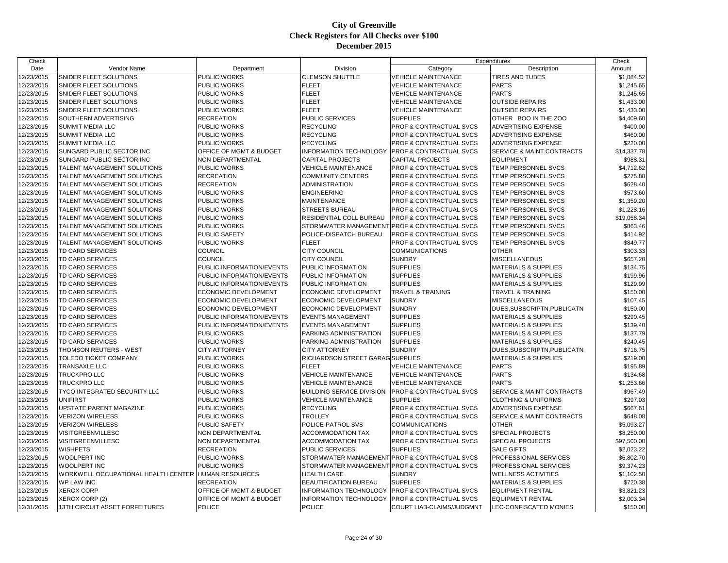# City of Greenville
## Check Registers for All Checks over $100
## December 2015

| Check Date | Vendor Name | Department | Division | Expenditures Category | Expenditures Description | Check Amount |
|---|---|---|---|---|---|---|
| 12/23/2015 | SNIDER FLEET SOLUTIONS | PUBLIC WORKS | CLEMSON SHUTTLE | VEHICLE MAINTENANCE | TIRES AND TUBES | $1,084.52 |
| 12/23/2015 | SNIDER FLEET SOLUTIONS | PUBLIC WORKS | FLEET | VEHICLE MAINTENANCE | PARTS | $1,245.65 |
| 12/23/2015 | SNIDER FLEET SOLUTIONS | PUBLIC WORKS | FLEET | VEHICLE MAINTENANCE | PARTS | $1,245.65 |
| 12/23/2015 | SNIDER FLEET SOLUTIONS | PUBLIC WORKS | FLEET | VEHICLE MAINTENANCE | OUTSIDE REPAIRS | $1,433.00 |
| 12/23/2015 | SNIDER FLEET SOLUTIONS | PUBLIC WORKS | FLEET | VEHICLE MAINTENANCE | OUTSIDE REPAIRS | $1,433.00 |
| 12/23/2015 | SOUTHERN ADVERTISING | RECREATION | PUBLIC SERVICES | SUPPLIES | OTHER BOO IN THE ZOO | $4,409.60 |
| 12/23/2015 | SUMMIT MEDIA LLC | PUBLIC WORKS | RECYCLING | PROF & CONTRACTUAL SVCS | ADVERTISING EXPENSE | $400.00 |
| 12/23/2015 | SUMMIT MEDIA LLC | PUBLIC WORKS | RECYCLING | PROF & CONTRACTUAL SVCS | ADVERTISING EXPENSE | $460.00 |
| 12/23/2015 | SUMMIT MEDIA LLC | PUBLIC WORKS | RECYCLING | PROF & CONTRACTUAL SVCS | ADVERTISING EXPENSE | $220.00 |
| 12/23/2015 | SUNGARD PUBLIC SECTOR INC | OFFICE OF MGMT & BUDGET | INFORMATION TECHNOLOGY | PROF & CONTRACTUAL SVCS | SERVICE & MAINT CONTRACTS | $14,337.78 |
| 12/23/2015 | SUNGARD PUBLIC SECTOR INC | NON DEPARTMENTAL | CAPITAL PROJECTS | CAPITAL PROJECTS | EQUIPMENT | $988.31 |
| 12/23/2015 | TALENT MANAGEMENT SOLUTIONS | PUBLIC WORKS | VEHICLE MAINTENANCE | PROF & CONTRACTUAL SVCS | TEMP PERSONNEL SVCS | $4,712.62 |
| 12/23/2015 | TALENT MANAGEMENT SOLUTIONS | RECREATION | COMMUNITY CENTERS | PROF & CONTRACTUAL SVCS | TEMP PERSONNEL SVCS | $275.88 |
| 12/23/2015 | TALENT MANAGEMENT SOLUTIONS | RECREATION | ADMINISTRATION | PROF & CONTRACTUAL SVCS | TEMP PERSONNEL SVCS | $628.40 |
| 12/23/2015 | TALENT MANAGEMENT SOLUTIONS | PUBLIC WORKS | ENGINEERING | PROF & CONTRACTUAL SVCS | TEMP PERSONNEL SVCS | $573.60 |
| 12/23/2015 | TALENT MANAGEMENT SOLUTIONS | PUBLIC WORKS | MAINTENANCE | PROF & CONTRACTUAL SVCS | TEMP PERSONNEL SVCS | $1,359.20 |
| 12/23/2015 | TALENT MANAGEMENT SOLUTIONS | PUBLIC WORKS | STREETS BUREAU | PROF & CONTRACTUAL SVCS | TEMP PERSONNEL SVCS | $1,228.16 |
| 12/23/2015 | TALENT MANAGEMENT SOLUTIONS | PUBLIC WORKS | RESIDENTIAL COLL BUREAU | PROF & CONTRACTUAL SVCS | TEMP PERSONNEL SVCS | $19,058.34 |
| 12/23/2015 | TALENT MANAGEMENT SOLUTIONS | PUBLIC WORKS | STORMWATER MANAGEMENT | PROF & CONTRACTUAL SVCS | TEMP PERSONNEL SVCS | $863.46 |
| 12/23/2015 | TALENT MANAGEMENT SOLUTIONS | PUBLIC SAFETY | POLICE-DISPATCH BUREAU | PROF & CONTRACTUAL SVCS | TEMP PERSONNEL SVCS | $414.92 |
| 12/23/2015 | TALENT MANAGEMENT SOLUTIONS | PUBLIC WORKS | FLEET | PROF & CONTRACTUAL SVCS | TEMP PERSONNEL SVCS | $849.77 |
| 12/23/2015 | TD CARD SERVICES | COUNCIL | CITY COUNCIL | COMMUNICATIONS | OTHER | $303.33 |
| 12/23/2015 | TD CARD SERVICES | COUNCIL | CITY COUNCIL | SUNDRY | MISCELLANEOUS | $657.20 |
| 12/23/2015 | TD CARD SERVICES | PUBLIC INFORMATION/EVENTS | PUBLIC INFORMATION | SUPPLIES | MATERIALS & SUPPLIES | $134.75 |
| 12/23/2015 | TD CARD SERVICES | PUBLIC INFORMATION/EVENTS | PUBLIC INFORMATION | SUPPLIES | MATERIALS & SUPPLIES | $199.96 |
| 12/23/2015 | TD CARD SERVICES | PUBLIC INFORMATION/EVENTS | PUBLIC INFORMATION | SUPPLIES | MATERIALS & SUPPLIES | $129.99 |
| 12/23/2015 | TD CARD SERVICES | ECONOMIC DEVELOPMENT | ECONOMIC DEVELOPMENT | TRAVEL & TRAINING | TRAVEL & TRAINING | $150.00 |
| 12/23/2015 | TD CARD SERVICES | ECONOMIC DEVELOPMENT | ECONOMIC DEVELOPMENT | SUNDRY | MISCELLANEOUS | $107.45 |
| 12/23/2015 | TD CARD SERVICES | ECONOMIC DEVELOPMENT | ECONOMIC DEVELOPMENT | SUNDRY | DUES,SUBSCRIPTN,PUBLICATN | $150.00 |
| 12/23/2015 | TD CARD SERVICES | PUBLIC INFORMATION/EVENTS | EVENTS MANAGEMENT | SUPPLIES | MATERIALS & SUPPLIES | $290.45 |
| 12/23/2015 | TD CARD SERVICES | PUBLIC INFORMATION/EVENTS | EVENTS MANAGEMENT | SUPPLIES | MATERIALS & SUPPLIES | $139.40 |
| 12/23/2015 | TD CARD SERVICES | PUBLIC WORKS | PARKING ADMINISTRATION | SUPPLIES | MATERIALS & SUPPLIES | $137.79 |
| 12/23/2015 | TD CARD SERVICES | PUBLIC WORKS | PARKING ADMINISTRATION | SUPPLIES | MATERIALS & SUPPLIES | $240.45 |
| 12/23/2015 | THOMSON REUTERS - WEST | CITY ATTORNEY | CITY ATTORNEY | SUNDRY | DUES,SUBSCRIPTN,PUBLICATN | $716.75 |
| 12/23/2015 | TOLEDO TICKET COMPANY | PUBLIC WORKS | RICHARDSON STREET GARAG | SUPPLIES | MATERIALS & SUPPLIES | $219.00 |
| 12/23/2015 | TRANSAXLE LLC | PUBLIC WORKS | FLEET | VEHICLE MAINTENANCE | PARTS | $195.89 |
| 12/23/2015 | TRUCKPRO LLC | PUBLIC WORKS | VEHICLE MAINTENANCE | VEHICLE MAINTENANCE | PARTS | $134.68 |
| 12/23/2015 | TRUCKPRO LLC | PUBLIC WORKS | VEHICLE MAINTENANCE | VEHICLE MAINTENANCE | PARTS | $1,253.66 |
| 12/23/2015 | TYCO INTEGRATED SECURITY LLC | PUBLIC WORKS | BUILDING SERVICE DIVISION | PROF & CONTRACTUAL SVCS | SERVICE & MAINT CONTRACTS | $967.49 |
| 12/23/2015 | UNIFIRST | PUBLIC WORKS | VEHICLE MAINTENANCE | SUPPLIES | CLOTHING & UNIFORMS | $297.03 |
| 12/23/2015 | UPSTATE PARENT MAGAZINE | PUBLIC WORKS | RECYCLING | PROF & CONTRACTUAL SVCS | ADVERTISING EXPENSE | $667.61 |
| 12/23/2015 | VERIZON WIRELESS | PUBLIC WORKS | TROLLEY | PROF & CONTRACTUAL SVCS | SERVICE & MAINT CONTRACTS | $648.08 |
| 12/23/2015 | VERIZON WIRELESS | PUBLIC SAFETY | POLICE-PATROL SVS | COMMUNICATIONS | OTHER | $5,093.27 |
| 12/23/2015 | VISITGREENVILLESC | NON DEPARTMENTAL | ACCOMMODATION TAX | PROF & CONTRACTUAL SVCS | SPECIAL PROJECTS | $8,250.00 |
| 12/23/2015 | VISITGREENVILLESC | NON DEPARTMENTAL | ACCOMMODATION TAX | PROF & CONTRACTUAL SVCS | SPECIAL PROJECTS | $97,500.00 |
| 12/23/2015 | WISHPETS | RECREATION | PUBLIC SERVICES | SUPPLIES | SALE GIFTS | $2,023.22 |
| 12/23/2015 | WOOLPERT INC | PUBLIC WORKS | STORMWATER MANAGEMENT | PROF & CONTRACTUAL SVCS | PROFESSIONAL SERVICES | $6,802.70 |
| 12/23/2015 | WOOLPERT INC | PUBLIC WORKS | STORMWATER MANAGEMENT | PROF & CONTRACTUAL SVCS | PROFESSIONAL SERVICES | $9,374.23 |
| 12/23/2015 | WORKWELL OCCUPATIONAL HEALTH CENTER | HUMAN RESOURCES | HEALTH CARE | SUNDRY | WELLNESS ACTIVITIES | $1,102.50 |
| 12/23/2015 | WP LAW INC | RECREATION | BEAUTIFICATION BUREAU | SUPPLIES | MATERIALS & SUPPLIES | $720.38 |
| 12/23/2015 | XEROX CORP | OFFICE OF MGMT & BUDGET | INFORMATION TECHNOLOGY | PROF & CONTRACTUAL SVCS | EQUIPMENT RENTAL | $3,821.23 |
| 12/23/2015 | XEROX CORP (2) | OFFICE OF MGMT & BUDGET | INFORMATION TECHNOLOGY | PROF & CONTRACTUAL SVCS | EQUIPMENT RENTAL | $2,003.34 |
| 12/31/2015 | 13TH CIRCUIT ASSET FORFEITURES | POLICE | POLICE | COURT LIAB-CLAIMS/JUDGMNT | LEC-CONFISCATED MONIES | $150.00 |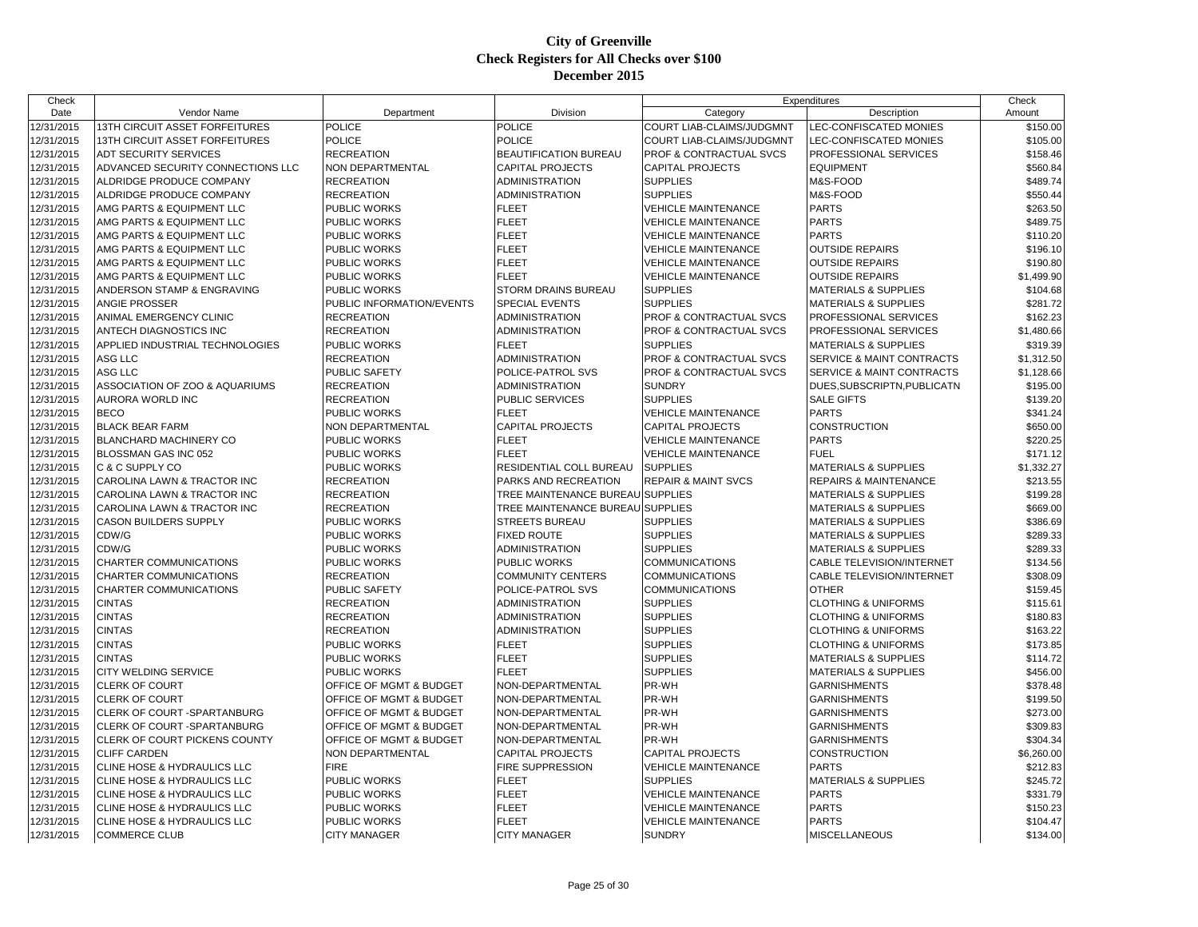# City of Greenville
## Check Registers for All Checks over $100
## December 2015

| Check Date | Vendor Name | Department | Division | Expenditures Category | Expenditures Description | Check Amount |
|---|---|---|---|---|---|---|
| 12/31/2015 | 13TH CIRCUIT ASSET FORFEITURES | POLICE | POLICE | COURT LIAB-CLAIMS/JUDGMNT | LEC-CONFISCATED MONIES | $150.00 |
| 12/31/2015 | 13TH CIRCUIT ASSET FORFEITURES | POLICE | POLICE | COURT LIAB-CLAIMS/JUDGMNT | LEC-CONFISCATED MONIES | $105.00 |
| 12/31/2015 | ADT SECURITY SERVICES | RECREATION | BEAUTIFICATION BUREAU | PROF & CONTRACTUAL SVCS | PROFESSIONAL SERVICES | $158.46 |
| 12/31/2015 | ADVANCED SECURITY CONNECTIONS LLC | NON DEPARTMENTAL | CAPITAL PROJECTS | CAPITAL PROJECTS | EQUIPMENT | $560.84 |
| 12/31/2015 | ALDRIDGE PRODUCE COMPANY | RECREATION | ADMINISTRATION | SUPPLIES | M&S-FOOD | $489.74 |
| 12/31/2015 | ALDRIDGE PRODUCE COMPANY | RECREATION | ADMINISTRATION | SUPPLIES | M&S-FOOD | $550.44 |
| 12/31/2015 | AMG PARTS & EQUIPMENT LLC | PUBLIC WORKS | FLEET | VEHICLE MAINTENANCE | PARTS | $263.50 |
| 12/31/2015 | AMG PARTS & EQUIPMENT LLC | PUBLIC WORKS | FLEET | VEHICLE MAINTENANCE | PARTS | $489.75 |
| 12/31/2015 | AMG PARTS & EQUIPMENT LLC | PUBLIC WORKS | FLEET | VEHICLE MAINTENANCE | PARTS | $110.20 |
| 12/31/2015 | AMG PARTS & EQUIPMENT LLC | PUBLIC WORKS | FLEET | VEHICLE MAINTENANCE | OUTSIDE REPAIRS | $196.10 |
| 12/31/2015 | AMG PARTS & EQUIPMENT LLC | PUBLIC WORKS | FLEET | VEHICLE MAINTENANCE | OUTSIDE REPAIRS | $190.80 |
| 12/31/2015 | AMG PARTS & EQUIPMENT LLC | PUBLIC WORKS | FLEET | VEHICLE MAINTENANCE | OUTSIDE REPAIRS | $1,499.90 |
| 12/31/2015 | ANDERSON STAMP & ENGRAVING | PUBLIC WORKS | STORM DRAINS BUREAU | SUPPLIES | MATERIALS & SUPPLIES | $104.68 |
| 12/31/2015 | ANGIE PROSSER | PUBLIC INFORMATION/EVENTS | SPECIAL EVENTS | SUPPLIES | MATERIALS & SUPPLIES | $281.72 |
| 12/31/2015 | ANIMAL EMERGENCY CLINIC | RECREATION | ADMINISTRATION | PROF & CONTRACTUAL SVCS | PROFESSIONAL SERVICES | $162.23 |
| 12/31/2015 | ANTECH DIAGNOSTICS INC | RECREATION | ADMINISTRATION | PROF & CONTRACTUAL SVCS | PROFESSIONAL SERVICES | $1,480.66 |
| 12/31/2015 | APPLIED INDUSTRIAL TECHNOLOGIES | PUBLIC WORKS | FLEET | SUPPLIES | MATERIALS & SUPPLIES | $319.39 |
| 12/31/2015 | ASG LLC | RECREATION | ADMINISTRATION | PROF & CONTRACTUAL SVCS | SERVICE & MAINT CONTRACTS | $1,312.50 |
| 12/31/2015 | ASG LLC | PUBLIC SAFETY | POLICE-PATROL SVS | PROF & CONTRACTUAL SVCS | SERVICE & MAINT CONTRACTS | $1,128.66 |
| 12/31/2015 | ASSOCIATION OF ZOO & AQUARIUMS | RECREATION | ADMINISTRATION | SUNDRY | DUES,SUBSCRIPTN,PUBLICATN | $195.00 |
| 12/31/2015 | AURORA WORLD INC | RECREATION | PUBLIC SERVICES | SUPPLIES | SALE GIFTS | $139.20 |
| 12/31/2015 | BECO | PUBLIC WORKS | FLEET | VEHICLE MAINTENANCE | PARTS | $341.24 |
| 12/31/2015 | BLACK BEAR FARM | NON DEPARTMENTAL | CAPITAL PROJECTS | CAPITAL PROJECTS | CONSTRUCTION | $650.00 |
| 12/31/2015 | BLANCHARD MACHINERY CO | PUBLIC WORKS | FLEET | VEHICLE MAINTENANCE | PARTS | $220.25 |
| 12/31/2015 | BLOSSMAN GAS INC 052 | PUBLIC WORKS | FLEET | VEHICLE MAINTENANCE | FUEL | $171.12 |
| 12/31/2015 | C & C SUPPLY CO | PUBLIC WORKS | RESIDENTIAL COLL BUREAU | SUPPLIES | MATERIALS & SUPPLIES | $1,332.27 |
| 12/31/2015 | CAROLINA LAWN & TRACTOR INC | RECREATION | PARKS AND RECREATION | REPAIR & MAINT SVCS | REPAIRS & MAINTENANCE | $213.55 |
| 12/31/2015 | CAROLINA LAWN & TRACTOR INC | RECREATION | TREE MAINTENANCE BUREAU | SUPPLIES | MATERIALS & SUPPLIES | $199.28 |
| 12/31/2015 | CAROLINA LAWN & TRACTOR INC | RECREATION | TREE MAINTENANCE BUREAU | SUPPLIES | MATERIALS & SUPPLIES | $669.00 |
| 12/31/2015 | CASON BUILDERS SUPPLY | PUBLIC WORKS | STREETS BUREAU | SUPPLIES | MATERIALS & SUPPLIES | $386.69 |
| 12/31/2015 | CDW/G | PUBLIC WORKS | FIXED ROUTE | SUPPLIES | MATERIALS & SUPPLIES | $289.33 |
| 12/31/2015 | CDW/G | PUBLIC WORKS | ADMINISTRATION | SUPPLIES | MATERIALS & SUPPLIES | $289.33 |
| 12/31/2015 | CHARTER COMMUNICATIONS | PUBLIC WORKS | PUBLIC WORKS | COMMUNICATIONS | CABLE TELEVISION/INTERNET | $134.56 |
| 12/31/2015 | CHARTER COMMUNICATIONS | RECREATION | COMMUNITY CENTERS | COMMUNICATIONS | CABLE TELEVISION/INTERNET | $308.09 |
| 12/31/2015 | CHARTER COMMUNICATIONS | PUBLIC SAFETY | POLICE-PATROL SVS | COMMUNICATIONS | OTHER | $159.45 |
| 12/31/2015 | CINTAS | RECREATION | ADMINISTRATION | SUPPLIES | CLOTHING & UNIFORMS | $115.61 |
| 12/31/2015 | CINTAS | RECREATION | ADMINISTRATION | SUPPLIES | CLOTHING & UNIFORMS | $180.83 |
| 12/31/2015 | CINTAS | RECREATION | ADMINISTRATION | SUPPLIES | CLOTHING & UNIFORMS | $163.22 |
| 12/31/2015 | CINTAS | PUBLIC WORKS | FLEET | SUPPLIES | CLOTHING & UNIFORMS | $173.85 |
| 12/31/2015 | CINTAS | PUBLIC WORKS | FLEET | SUPPLIES | MATERIALS & SUPPLIES | $114.72 |
| 12/31/2015 | CITY WELDING SERVICE | PUBLIC WORKS | FLEET | SUPPLIES | MATERIALS & SUPPLIES | $456.00 |
| 12/31/2015 | CLERK OF COURT | OFFICE OF MGMT & BUDGET | NON-DEPARTMENTAL | PR-WH | GARNISHMENTS | $378.48 |
| 12/31/2015 | CLERK OF COURT | OFFICE OF MGMT & BUDGET | NON-DEPARTMENTAL | PR-WH | GARNISHMENTS | $199.50 |
| 12/31/2015 | CLERK OF COURT -SPARTANBURG | OFFICE OF MGMT & BUDGET | NON-DEPARTMENTAL | PR-WH | GARNISHMENTS | $273.00 |
| 12/31/2015 | CLERK OF COURT -SPARTANBURG | OFFICE OF MGMT & BUDGET | NON-DEPARTMENTAL | PR-WH | GARNISHMENTS | $309.83 |
| 12/31/2015 | CLERK OF COURT PICKENS COUNTY | OFFICE OF MGMT & BUDGET | NON-DEPARTMENTAL | PR-WH | GARNISHMENTS | $304.34 |
| 12/31/2015 | CLIFF CARDEN | NON DEPARTMENTAL | CAPITAL PROJECTS | CAPITAL PROJECTS | CONSTRUCTION | $6,260.00 |
| 12/31/2015 | CLINE HOSE & HYDRAULICS LLC | FIRE | FIRE SUPPRESSION | VEHICLE MAINTENANCE | PARTS | $212.83 |
| 12/31/2015 | CLINE HOSE & HYDRAULICS LLC | PUBLIC WORKS | FLEET | SUPPLIES | MATERIALS & SUPPLIES | $245.72 |
| 12/31/2015 | CLINE HOSE & HYDRAULICS LLC | PUBLIC WORKS | FLEET | VEHICLE MAINTENANCE | PARTS | $331.79 |
| 12/31/2015 | CLINE HOSE & HYDRAULICS LLC | PUBLIC WORKS | FLEET | VEHICLE MAINTENANCE | PARTS | $150.23 |
| 12/31/2015 | CLINE HOSE & HYDRAULICS LLC | PUBLIC WORKS | FLEET | VEHICLE MAINTENANCE | PARTS | $104.47 |
| 12/31/2015 | COMMERCE CLUB | CITY MANAGER | CITY MANAGER | SUNDRY | MISCELLANEOUS | $134.00 |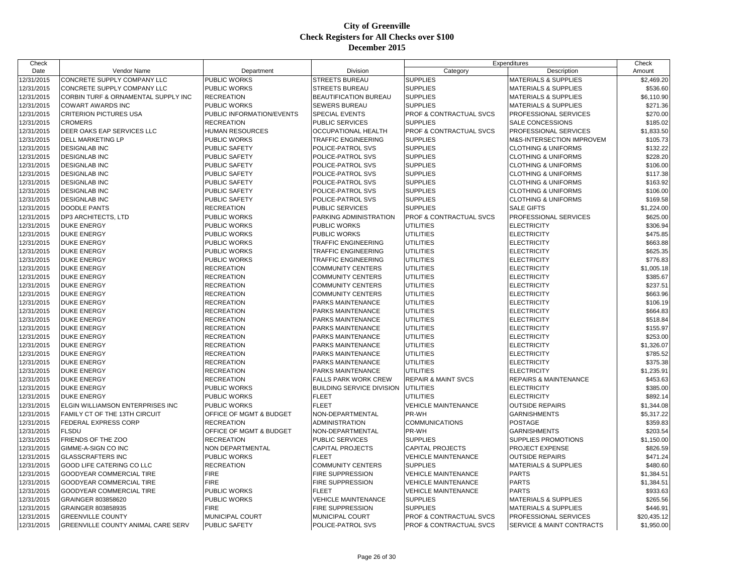# City of Greenville
## Check Registers for All Checks over $100
### December 2015

| Check Date | Vendor Name | Department | Division | Expenditures Category | Expenditures Description | Check Amount |
|---|---|---|---|---|---|---|
| 12/31/2015 | CONCRETE SUPPLY COMPANY LLC | PUBLIC WORKS | STREETS BUREAU | SUPPLIES | MATERIALS & SUPPLIES | $2,469.20 |
| 12/31/2015 | CONCRETE SUPPLY COMPANY LLC | PUBLIC WORKS | STREETS BUREAU | SUPPLIES | MATERIALS & SUPPLIES | $536.60 |
| 12/31/2015 | CORBIN TURF & ORNAMENTAL SUPPLY INC | RECREATION | BEAUTIFICATION BUREAU | SUPPLIES | MATERIALS & SUPPLIES | $6,110.90 |
| 12/31/2015 | COWART AWARDS INC | PUBLIC WORKS | SEWERS BUREAU | SUPPLIES | MATERIALS & SUPPLIES | $271.36 |
| 12/31/2015 | CRITERION PICTURES USA | PUBLIC INFORMATION/EVENTS | SPECIAL EVENTS | PROF & CONTRACTUAL SVCS | PROFESSIONAL SERVICES | $270.00 |
| 12/31/2015 | CROMERS | RECREATION | PUBLIC SERVICES | SUPPLIES | SALE CONCESSIONS | $185.02 |
| 12/31/2015 | DEER OAKS EAP SERVICES LLC | HUMAN RESOURCES | OCCUPATIONAL HEALTH | PROF & CONTRACTUAL SVCS | PROFESSIONAL SERVICES | $1,833.50 |
| 12/31/2015 | DELL MARKETING LP | PUBLIC WORKS | TRAFFIC ENGINEERING | SUPPLIES | M&S-INTERSECTION IMPROVEM | $105.73 |
| 12/31/2015 | DESIGNLAB INC | PUBLIC SAFETY | POLICE-PATROL SVS | SUPPLIES | CLOTHING & UNIFORMS | $132.22 |
| 12/31/2015 | DESIGNLAB INC | PUBLIC SAFETY | POLICE-PATROL SVS | SUPPLIES | CLOTHING & UNIFORMS | $228.20 |
| 12/31/2015 | DESIGNLAB INC | PUBLIC SAFETY | POLICE-PATROL SVS | SUPPLIES | CLOTHING & UNIFORMS | $106.00 |
| 12/31/2015 | DESIGNLAB INC | PUBLIC SAFETY | POLICE-PATROL SVS | SUPPLIES | CLOTHING & UNIFORMS | $117.38 |
| 12/31/2015 | DESIGNLAB INC | PUBLIC SAFETY | POLICE-PATROL SVS | SUPPLIES | CLOTHING & UNIFORMS | $163.92 |
| 12/31/2015 | DESIGNLAB INC | PUBLIC SAFETY | POLICE-PATROL SVS | SUPPLIES | CLOTHING & UNIFORMS | $106.00 |
| 12/31/2015 | DESIGNLAB INC | PUBLIC SAFETY | POLICE-PATROL SVS | SUPPLIES | CLOTHING & UNIFORMS | $169.58 |
| 12/31/2015 | DOODLE PANTS | RECREATION | PUBLIC SERVICES | SUPPLIES | SALE GIFTS | $1,224.00 |
| 12/31/2015 | DP3 ARCHITECTS, LTD | PUBLIC WORKS | PARKING ADMINISTRATION | PROF & CONTRACTUAL SVCS | PROFESSIONAL SERVICES | $625.00 |
| 12/31/2015 | DUKE ENERGY | PUBLIC WORKS | PUBLIC WORKS | UTILITIES | ELECTRICITY | $306.94 |
| 12/31/2015 | DUKE ENERGY | PUBLIC WORKS | PUBLIC WORKS | UTILITIES | ELECTRICITY | $475.85 |
| 12/31/2015 | DUKE ENERGY | PUBLIC WORKS | TRAFFIC ENGINEERING | UTILITIES | ELECTRICITY | $663.88 |
| 12/31/2015 | DUKE ENERGY | PUBLIC WORKS | TRAFFIC ENGINEERING | UTILITIES | ELECTRICITY | $625.35 |
| 12/31/2015 | DUKE ENERGY | PUBLIC WORKS | TRAFFIC ENGINEERING | UTILITIES | ELECTRICITY | $776.83 |
| 12/31/2015 | DUKE ENERGY | RECREATION | COMMUNITY CENTERS | UTILITIES | ELECTRICITY | $1,005.18 |
| 12/31/2015 | DUKE ENERGY | RECREATION | COMMUNITY CENTERS | UTILITIES | ELECTRICITY | $385.67 |
| 12/31/2015 | DUKE ENERGY | RECREATION | COMMUNITY CENTERS | UTILITIES | ELECTRICITY | $237.51 |
| 12/31/2015 | DUKE ENERGY | RECREATION | COMMUNITY CENTERS | UTILITIES | ELECTRICITY | $663.96 |
| 12/31/2015 | DUKE ENERGY | RECREATION | PARKS MAINTENANCE | UTILITIES | ELECTRICITY | $106.19 |
| 12/31/2015 | DUKE ENERGY | RECREATION | PARKS MAINTENANCE | UTILITIES | ELECTRICITY | $664.83 |
| 12/31/2015 | DUKE ENERGY | RECREATION | PARKS MAINTENANCE | UTILITIES | ELECTRICITY | $518.84 |
| 12/31/2015 | DUKE ENERGY | RECREATION | PARKS MAINTENANCE | UTILITIES | ELECTRICITY | $155.97 |
| 12/31/2015 | DUKE ENERGY | RECREATION | PARKS MAINTENANCE | UTILITIES | ELECTRICITY | $253.00 |
| 12/31/2015 | DUKE ENERGY | RECREATION | PARKS MAINTENANCE | UTILITIES | ELECTRICITY | $1,326.07 |
| 12/31/2015 | DUKE ENERGY | RECREATION | PARKS MAINTENANCE | UTILITIES | ELECTRICITY | $785.52 |
| 12/31/2015 | DUKE ENERGY | RECREATION | PARKS MAINTENANCE | UTILITIES | ELECTRICITY | $375.38 |
| 12/31/2015 | DUKE ENERGY | RECREATION | PARKS MAINTENANCE | UTILITIES | ELECTRICITY | $1,235.91 |
| 12/31/2015 | DUKE ENERGY | RECREATION | FALLS PARK WORK CREW | REPAIR & MAINT SVCS | REPAIRS & MAINTENANCE | $453.63 |
| 12/31/2015 | DUKE ENERGY | PUBLIC WORKS | BUILDING SERVICE DIVISION | UTILITIES | ELECTRICITY | $385.00 |
| 12/31/2015 | DUKE ENERGY | PUBLIC WORKS | FLEET | UTILITIES | ELECTRICITY | $892.14 |
| 12/31/2015 | ELGIN WILLIAMSON ENTERPRISES INC | PUBLIC WORKS | FLEET | VEHICLE MAINTENANCE | OUTSIDE REPAIRS | $1,344.08 |
| 12/31/2015 | FAMILY CT OF THE 13TH CIRCUIT | OFFICE OF MGMT & BUDGET | NON-DEPARTMENTAL | PR-WH | GARNISHMENTS | $5,317.22 |
| 12/31/2015 | FEDERAL EXPRESS CORP | RECREATION | ADMINISTRATION | COMMUNICATIONS | POSTAGE | $359.83 |
| 12/31/2015 | FLSDU | OFFICE OF MGMT & BUDGET | NON-DEPARTMENTAL | PR-WH | GARNISHMENTS | $203.54 |
| 12/31/2015 | FRIENDS OF THE ZOO | RECREATION | PUBLIC SERVICES | SUPPLIES | SUPPLIES PROMOTIONS | $1,150.00 |
| 12/31/2015 | GIMME-A-SIGN CO INC | NON DEPARTMENTAL | CAPITAL PROJECTS | CAPITAL PROJECTS | PROJECT EXPENSE | $826.59 |
| 12/31/2015 | GLASSCRAFTERS INC | PUBLIC WORKS | FLEET | VEHICLE MAINTENANCE | OUTSIDE REPAIRS | $471.24 |
| 12/31/2015 | GOOD LIFE CATERING CO LLC | RECREATION | COMMUNITY CENTERS | SUPPLIES | MATERIALS & SUPPLIES | $480.60 |
| 12/31/2015 | GOODYEAR COMMERCIAL TIRE | FIRE | FIRE SUPPRESSION | VEHICLE MAINTENANCE | PARTS | $1,384.51 |
| 12/31/2015 | GOODYEAR COMMERCIAL TIRE | FIRE | FIRE SUPPRESSION | VEHICLE MAINTENANCE | PARTS | $1,384.51 |
| 12/31/2015 | GOODYEAR COMMERCIAL TIRE | PUBLIC WORKS | FLEET | VEHICLE MAINTENANCE | PARTS | $933.63 |
| 12/31/2015 | GRAINGER 803858620 | PUBLIC WORKS | VEHICLE MAINTENANCE | SUPPLIES | MATERIALS & SUPPLIES | $265.56 |
| 12/31/2015 | GRAINGER 803858935 | FIRE | FIRE SUPPRESSION | SUPPLIES | MATERIALS & SUPPLIES | $446.91 |
| 12/31/2015 | GREENVILLE COUNTY | MUNICIPAL COURT | MUNICIPAL COURT | PROF & CONTRACTUAL SVCS | PROFESSIONAL SERVICES | $20,435.12 |
| 12/31/2015 | GREENVILLE COUNTY ANIMAL CARE SERV | PUBLIC SAFETY | POLICE-PATROL SVS | PROF & CONTRACTUAL SVCS | SERVICE & MAINT CONTRACTS | $1,950.00 |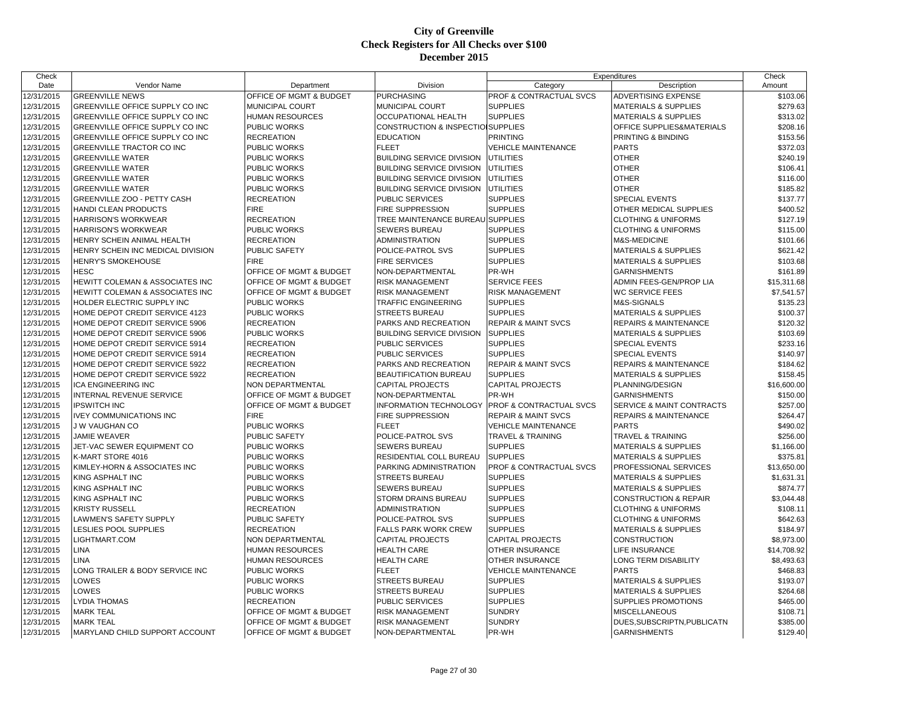# City of Greenville
## Check Registers for All Checks over $100
## December 2015

| Check Date | Vendor Name | Department | Division | Expenditures Category | Expenditures Description | Check Amount |
|---|---|---|---|---|---|---|
| 12/31/2015 | GREENVILLE NEWS | OFFICE OF MGMT & BUDGET | PURCHASING | PROF & CONTRACTUAL SVCS | ADVERTISING EXPENSE | $103.06 |
| 12/31/2015 | GREENVILLE OFFICE SUPPLY CO INC | MUNICIPAL COURT | MUNICIPAL COURT | SUPPLIES | MATERIALS & SUPPLIES | $279.63 |
| 12/31/2015 | GREENVILLE OFFICE SUPPLY CO INC | HUMAN RESOURCES | OCCUPATIONAL HEALTH | SUPPLIES | MATERIALS & SUPPLIES | $313.02 |
| 12/31/2015 | GREENVILLE OFFICE SUPPLY CO INC | PUBLIC WORKS | CONSTRUCTION & INSPECTIO | SUPPLIES | OFFICE SUPPLIES&MATERIALS | $208.16 |
| 12/31/2015 | GREENVILLE OFFICE SUPPLY CO INC | RECREATION | EDUCATION | PRINTING | PRINTING & BINDING | $153.56 |
| 12/31/2015 | GREENVILLE TRACTOR CO INC | PUBLIC WORKS | FLEET | VEHICLE MAINTENANCE | PARTS | $372.03 |
| 12/31/2015 | GREENVILLE WATER | PUBLIC WORKS | BUILDING SERVICE DIVISION | UTILITIES | OTHER | $240.19 |
| 12/31/2015 | GREENVILLE WATER | PUBLIC WORKS | BUILDING SERVICE DIVISION | UTILITIES | OTHER | $106.41 |
| 12/31/2015 | GREENVILLE WATER | PUBLIC WORKS | BUILDING SERVICE DIVISION | UTILITIES | OTHER | $116.00 |
| 12/31/2015 | GREENVILLE WATER | PUBLIC WORKS | BUILDING SERVICE DIVISION | UTILITIES | OTHER | $185.82 |
| 12/31/2015 | GREENVILLE ZOO - PETTY CASH | RECREATION | PUBLIC SERVICES | SUPPLIES | SPECIAL EVENTS | $137.77 |
| 12/31/2015 | HANDI CLEAN PRODUCTS | FIRE | FIRE SUPPRESSION | SUPPLIES | OTHER MEDICAL SUPPLIES | $400.52 |
| 12/31/2015 | HARRISON'S WORKWEAR | RECREATION | TREE MAINTENANCE BUREAU | SUPPLIES | CLOTHING & UNIFORMS | $127.19 |
| 12/31/2015 | HARRISON'S WORKWEAR | PUBLIC WORKS | SEWERS BUREAU | SUPPLIES | CLOTHING & UNIFORMS | $115.00 |
| 12/31/2015 | HENRY SCHEIN ANIMAL HEALTH | RECREATION | ADMINISTRATION | SUPPLIES | M&S-MEDICINE | $101.66 |
| 12/31/2015 | HENRY SCHEIN INC MEDICAL DIVISION | PUBLIC SAFETY | POLICE-PATROL SVS | SUPPLIES | MATERIALS & SUPPLIES | $621.42 |
| 12/31/2015 | HENRY'S SMOKEHOUSE | FIRE | FIRE SERVICES | SUPPLIES | MATERIALS & SUPPLIES | $103.68 |
| 12/31/2015 | HESC | OFFICE OF MGMT & BUDGET | NON-DEPARTMENTAL | PR-WH | GARNISHMENTS | $161.89 |
| 12/31/2015 | HEWITT COLEMAN & ASSOCIATES INC | OFFICE OF MGMT & BUDGET | RISK MANAGEMENT | SERVICE FEES | ADMIN FEES-GEN/PROP LIA | $15,311.68 |
| 12/31/2015 | HEWITT COLEMAN & ASSOCIATES INC | OFFICE OF MGMT & BUDGET | RISK MANAGEMENT | RISK MANAGEMENT | WC SERVICE FEES | $7,541.57 |
| 12/31/2015 | HOLDER ELECTRIC SUPPLY INC | PUBLIC WORKS | TRAFFIC ENGINEERING | SUPPLIES | M&S-SIGNALS | $135.23 |
| 12/31/2015 | HOME DEPOT CREDIT SERVICE 4123 | PUBLIC WORKS | STREETS BUREAU | SUPPLIES | MATERIALS & SUPPLIES | $100.37 |
| 12/31/2015 | HOME DEPOT CREDIT SERVICE 5906 | RECREATION | PARKS AND RECREATION | REPAIR & MAINT SVCS | REPAIRS & MAINTENANCE | $120.32 |
| 12/31/2015 | HOME DEPOT CREDIT SERVICE 5906 | PUBLIC WORKS | BUILDING SERVICE DIVISION | SUPPLIES | MATERIALS & SUPPLIES | $103.69 |
| 12/31/2015 | HOME DEPOT CREDIT SERVICE 5914 | RECREATION | PUBLIC SERVICES | SUPPLIES | SPECIAL EVENTS | $233.16 |
| 12/31/2015 | HOME DEPOT CREDIT SERVICE 5914 | RECREATION | PUBLIC SERVICES | SUPPLIES | SPECIAL EVENTS | $140.97 |
| 12/31/2015 | HOME DEPOT CREDIT SERVICE 5922 | RECREATION | PARKS AND RECREATION | REPAIR & MAINT SVCS | REPAIRS & MAINTENANCE | $184.62 |
| 12/31/2015 | HOME DEPOT CREDIT SERVICE 5922 | RECREATION | BEAUTIFICATION BUREAU | SUPPLIES | MATERIALS & SUPPLIES | $158.45 |
| 12/31/2015 | ICA ENGINEERING INC | NON DEPARTMENTAL | CAPITAL PROJECTS | CAPITAL PROJECTS | PLANNING/DESIGN | $16,600.00 |
| 12/31/2015 | INTERNAL REVENUE SERVICE | OFFICE OF MGMT & BUDGET | NON-DEPARTMENTAL | PR-WH | GARNISHMENTS | $150.00 |
| 12/31/2015 | IPSWITCH INC | OFFICE OF MGMT & BUDGET | INFORMATION TECHNOLOGY | PROF & CONTRACTUAL SVCS | SERVICE & MAINT CONTRACTS | $257.00 |
| 12/31/2015 | IVEY COMMUNICATIONS INC | FIRE | FIRE SUPPRESSION | REPAIR & MAINT SVCS | REPAIRS & MAINTENANCE | $264.47 |
| 12/31/2015 | J W VAUGHAN CO | PUBLIC WORKS | FLEET | VEHICLE MAINTENANCE | PARTS | $490.02 |
| 12/31/2015 | JAMIE WEAVER | PUBLIC SAFETY | POLICE-PATROL SVS | TRAVEL & TRAINING | TRAVEL & TRAINING | $256.00 |
| 12/31/2015 | JET-VAC SEWER EQUIPMENT CO | PUBLIC WORKS | SEWERS BUREAU | SUPPLIES | MATERIALS & SUPPLIES | $1,166.00 |
| 12/31/2015 | K-MART STORE 4016 | PUBLIC WORKS | RESIDENTIAL COLL BUREAU | SUPPLIES | MATERIALS & SUPPLIES | $375.81 |
| 12/31/2015 | KIMLEY-HORN & ASSOCIATES INC | PUBLIC WORKS | PARKING ADMINISTRATION | PROF & CONTRACTUAL SVCS | PROFESSIONAL SERVICES | $13,650.00 |
| 12/31/2015 | KING ASPHALT INC | PUBLIC WORKS | STREETS BUREAU | SUPPLIES | MATERIALS & SUPPLIES | $1,631.31 |
| 12/31/2015 | KING ASPHALT INC | PUBLIC WORKS | SEWERS BUREAU | SUPPLIES | MATERIALS & SUPPLIES | $874.77 |
| 12/31/2015 | KING ASPHALT INC | PUBLIC WORKS | STORM DRAINS BUREAU | SUPPLIES | CONSTRUCTION & REPAIR | $3,044.48 |
| 12/31/2015 | KRISTY RUSSELL | RECREATION | ADMINISTRATION | SUPPLIES | CLOTHING & UNIFORMS | $108.11 |
| 12/31/2015 | LAWMEN'S SAFETY SUPPLY | PUBLIC SAFETY | POLICE-PATROL SVS | SUPPLIES | CLOTHING & UNIFORMS | $642.63 |
| 12/31/2015 | LESLIES POOL SUPPLIES | RECREATION | FALLS PARK WORK CREW | SUPPLIES | MATERIALS & SUPPLIES | $184.97 |
| 12/31/2015 | LIGHTMART.COM | NON DEPARTMENTAL | CAPITAL PROJECTS | CAPITAL PROJECTS | CONSTRUCTION | $8,973.00 |
| 12/31/2015 | LINA | HUMAN RESOURCES | HEALTH CARE | OTHER INSURANCE | LIFE INSURANCE | $14,708.92 |
| 12/31/2015 | LINA | HUMAN RESOURCES | HEALTH CARE | OTHER INSURANCE | LONG TERM DISABILITY | $8,493.63 |
| 12/31/2015 | LONG TRAILER & BODY SERVICE INC | PUBLIC WORKS | FLEET | VEHICLE MAINTENANCE | PARTS | $468.83 |
| 12/31/2015 | LOWES | PUBLIC WORKS | STREETS BUREAU | SUPPLIES | MATERIALS & SUPPLIES | $193.07 |
| 12/31/2015 | LOWES | PUBLIC WORKS | STREETS BUREAU | SUPPLIES | MATERIALS & SUPPLIES | $264.68 |
| 12/31/2015 | LYDIA THOMAS | RECREATION | PUBLIC SERVICES | SUPPLIES | SUPPLIES PROMOTIONS | $465.00 |
| 12/31/2015 | MARK TEAL | OFFICE OF MGMT & BUDGET | RISK MANAGEMENT | SUNDRY | MISCELLANEOUS | $108.71 |
| 12/31/2015 | MARK TEAL | OFFICE OF MGMT & BUDGET | RISK MANAGEMENT | SUNDRY | DUES,SUBSCRIPTN,PUBLICATN | $385.00 |
| 12/31/2015 | MARYLAND CHILD SUPPORT ACCOUNT | OFFICE OF MGMT & BUDGET | NON-DEPARTMENTAL | PR-WH | GARNISHMENTS | $129.40 |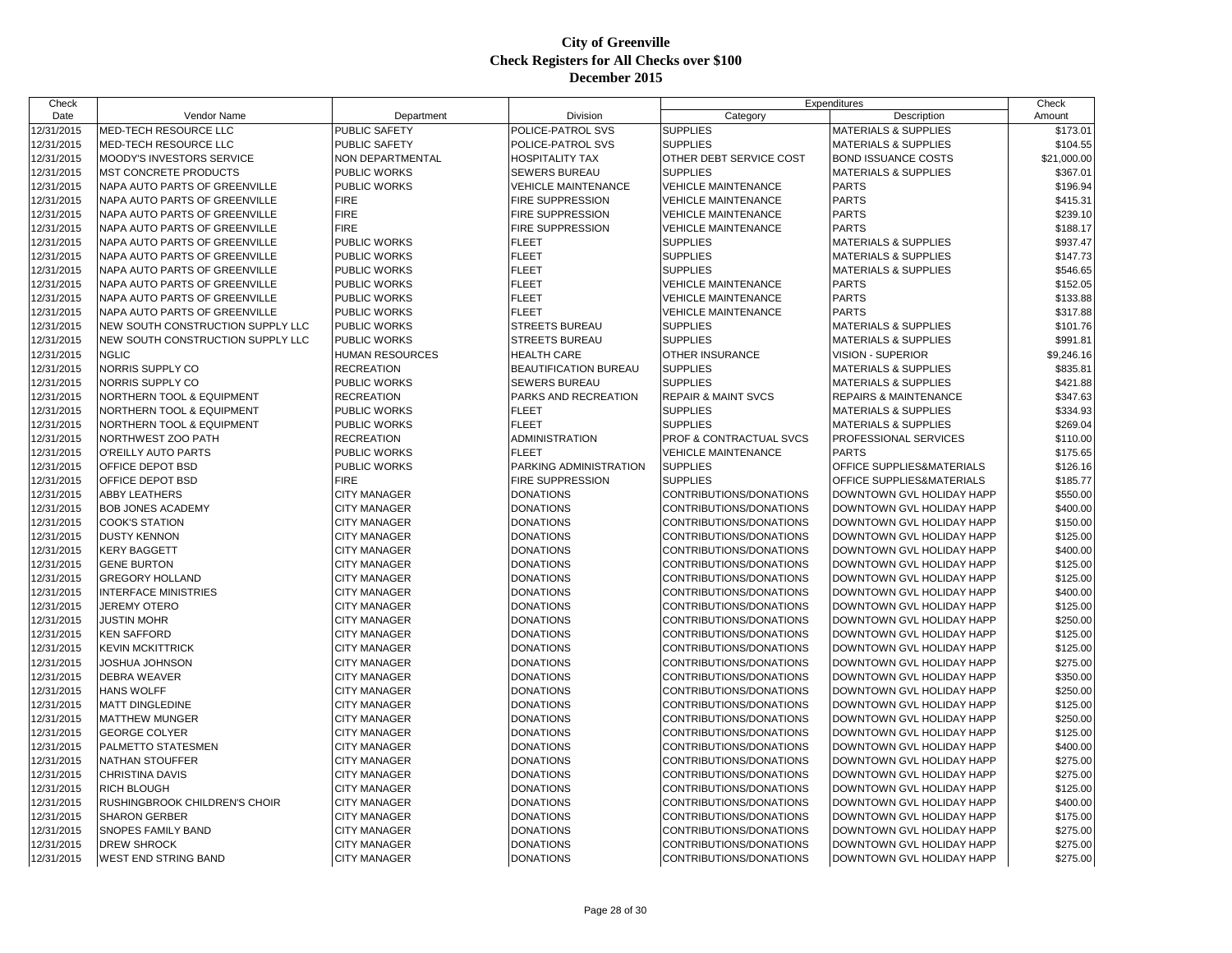# City of Greenville
## Check Registers for All Checks over $100
## December 2015

| Check Date | Vendor Name | Department | Division | Expenditures Category | Expenditures Description | Check Amount |
|---|---|---|---|---|---|---|
| 12/31/2015 | MED-TECH RESOURCE LLC | PUBLIC SAFETY | POLICE-PATROL SVS | SUPPLIES | MATERIALS & SUPPLIES | $173.01 |
| 12/31/2015 | MED-TECH RESOURCE LLC | PUBLIC SAFETY | POLICE-PATROL SVS | SUPPLIES | MATERIALS & SUPPLIES | $104.55 |
| 12/31/2015 | MOODY'S INVESTORS SERVICE | NON DEPARTMENTAL | HOSPITALITY TAX | OTHER DEBT SERVICE COST | BOND ISSUANCE COSTS | $21,000.00 |
| 12/31/2015 | MST CONCRETE PRODUCTS | PUBLIC WORKS | SEWERS BUREAU | SUPPLIES | MATERIALS & SUPPLIES | $367.01 |
| 12/31/2015 | NAPA AUTO PARTS OF GREENVILLE | PUBLIC WORKS | VEHICLE MAINTENANCE | VEHICLE MAINTENANCE | PARTS | $196.94 |
| 12/31/2015 | NAPA AUTO PARTS OF GREENVILLE | FIRE | FIRE SUPPRESSION | VEHICLE MAINTENANCE | PARTS | $415.31 |
| 12/31/2015 | NAPA AUTO PARTS OF GREENVILLE | FIRE | FIRE SUPPRESSION | VEHICLE MAINTENANCE | PARTS | $239.10 |
| 12/31/2015 | NAPA AUTO PARTS OF GREENVILLE | FIRE | FIRE SUPPRESSION | VEHICLE MAINTENANCE | PARTS | $188.17 |
| 12/31/2015 | NAPA AUTO PARTS OF GREENVILLE | PUBLIC WORKS | FLEET | SUPPLIES | MATERIALS & SUPPLIES | $937.47 |
| 12/31/2015 | NAPA AUTO PARTS OF GREENVILLE | PUBLIC WORKS | FLEET | SUPPLIES | MATERIALS & SUPPLIES | $147.73 |
| 12/31/2015 | NAPA AUTO PARTS OF GREENVILLE | PUBLIC WORKS | FLEET | SUPPLIES | MATERIALS & SUPPLIES | $546.65 |
| 12/31/2015 | NAPA AUTO PARTS OF GREENVILLE | PUBLIC WORKS | FLEET | VEHICLE MAINTENANCE | PARTS | $152.05 |
| 12/31/2015 | NAPA AUTO PARTS OF GREENVILLE | PUBLIC WORKS | FLEET | VEHICLE MAINTENANCE | PARTS | $133.88 |
| 12/31/2015 | NAPA AUTO PARTS OF GREENVILLE | PUBLIC WORKS | FLEET | VEHICLE MAINTENANCE | PARTS | $317.88 |
| 12/31/2015 | NEW SOUTH CONSTRUCTION SUPPLY LLC | PUBLIC WORKS | STREETS BUREAU | SUPPLIES | MATERIALS & SUPPLIES | $101.76 |
| 12/31/2015 | NEW SOUTH CONSTRUCTION SUPPLY LLC | PUBLIC WORKS | STREETS BUREAU | SUPPLIES | MATERIALS & SUPPLIES | $991.81 |
| 12/31/2015 | NGLIC | HUMAN RESOURCES | HEALTH CARE | OTHER INSURANCE | VISION - SUPERIOR | $9,246.16 |
| 12/31/2015 | NORRIS SUPPLY CO | RECREATION | BEAUTIFICATION BUREAU | SUPPLIES | MATERIALS & SUPPLIES | $835.81 |
| 12/31/2015 | NORRIS SUPPLY CO | PUBLIC WORKS | SEWERS BUREAU | SUPPLIES | MATERIALS & SUPPLIES | $421.88 |
| 12/31/2015 | NORTHERN TOOL & EQUIPMENT | RECREATION | PARKS AND RECREATION | REPAIR & MAINT SVCS | REPAIRS & MAINTENANCE | $347.63 |
| 12/31/2015 | NORTHERN TOOL & EQUIPMENT | PUBLIC WORKS | FLEET | SUPPLIES | MATERIALS & SUPPLIES | $334.93 |
| 12/31/2015 | NORTHERN TOOL & EQUIPMENT | PUBLIC WORKS | FLEET | SUPPLIES | MATERIALS & SUPPLIES | $269.04 |
| 12/31/2015 | NORTHWEST ZOO PATH | RECREATION | ADMINISTRATION | PROF & CONTRACTUAL SVCS | PROFESSIONAL SERVICES | $110.00 |
| 12/31/2015 | O'REILLY AUTO PARTS | PUBLIC WORKS | FLEET | VEHICLE MAINTENANCE | PARTS | $175.65 |
| 12/31/2015 | OFFICE DEPOT BSD | PUBLIC WORKS | PARKING ADMINISTRATION | SUPPLIES | OFFICE SUPPLIES&MATERIALS | $126.16 |
| 12/31/2015 | OFFICE DEPOT BSD | FIRE | FIRE SUPPRESSION | SUPPLIES | OFFICE SUPPLIES&MATERIALS | $185.77 |
| 12/31/2015 | ABBY LEATHERS | CITY MANAGER | DONATIONS | CONTRIBUTIONS/DONATIONS | DOWNTOWN GVL HOLIDAY HAPP | $550.00 |
| 12/31/2015 | BOB JONES ACADEMY | CITY MANAGER | DONATIONS | CONTRIBUTIONS/DONATIONS | DOWNTOWN GVL HOLIDAY HAPP | $400.00 |
| 12/31/2015 | COOK'S STATION | CITY MANAGER | DONATIONS | CONTRIBUTIONS/DONATIONS | DOWNTOWN GVL HOLIDAY HAPP | $150.00 |
| 12/31/2015 | DUSTY KENNON | CITY MANAGER | DONATIONS | CONTRIBUTIONS/DONATIONS | DOWNTOWN GVL HOLIDAY HAPP | $125.00 |
| 12/31/2015 | KERY BAGGETT | CITY MANAGER | DONATIONS | CONTRIBUTIONS/DONATIONS | DOWNTOWN GVL HOLIDAY HAPP | $400.00 |
| 12/31/2015 | GENE BURTON | CITY MANAGER | DONATIONS | CONTRIBUTIONS/DONATIONS | DOWNTOWN GVL HOLIDAY HAPP | $125.00 |
| 12/31/2015 | GREGORY HOLLAND | CITY MANAGER | DONATIONS | CONTRIBUTIONS/DONATIONS | DOWNTOWN GVL HOLIDAY HAPP | $125.00 |
| 12/31/2015 | INTERFACE MINISTRIES | CITY MANAGER | DONATIONS | CONTRIBUTIONS/DONATIONS | DOWNTOWN GVL HOLIDAY HAPP | $400.00 |
| 12/31/2015 | JEREMY OTERO | CITY MANAGER | DONATIONS | CONTRIBUTIONS/DONATIONS | DOWNTOWN GVL HOLIDAY HAPP | $125.00 |
| 12/31/2015 | JUSTIN MOHR | CITY MANAGER | DONATIONS | CONTRIBUTIONS/DONATIONS | DOWNTOWN GVL HOLIDAY HAPP | $250.00 |
| 12/31/2015 | KEN SAFFORD | CITY MANAGER | DONATIONS | CONTRIBUTIONS/DONATIONS | DOWNTOWN GVL HOLIDAY HAPP | $125.00 |
| 12/31/2015 | KEVIN MCKITTRICK | CITY MANAGER | DONATIONS | CONTRIBUTIONS/DONATIONS | DOWNTOWN GVL HOLIDAY HAPP | $125.00 |
| 12/31/2015 | JOSHUA JOHNSON | CITY MANAGER | DONATIONS | CONTRIBUTIONS/DONATIONS | DOWNTOWN GVL HOLIDAY HAPP | $275.00 |
| 12/31/2015 | DEBRA WEAVER | CITY MANAGER | DONATIONS | CONTRIBUTIONS/DONATIONS | DOWNTOWN GVL HOLIDAY HAPP | $350.00 |
| 12/31/2015 | HANS WOLFF | CITY MANAGER | DONATIONS | CONTRIBUTIONS/DONATIONS | DOWNTOWN GVL HOLIDAY HAPP | $250.00 |
| 12/31/2015 | MATT DINGLEDINE | CITY MANAGER | DONATIONS | CONTRIBUTIONS/DONATIONS | DOWNTOWN GVL HOLIDAY HAPP | $125.00 |
| 12/31/2015 | MATTHEW MUNGER | CITY MANAGER | DONATIONS | CONTRIBUTIONS/DONATIONS | DOWNTOWN GVL HOLIDAY HAPP | $250.00 |
| 12/31/2015 | GEORGE COLYER | CITY MANAGER | DONATIONS | CONTRIBUTIONS/DONATIONS | DOWNTOWN GVL HOLIDAY HAPP | $125.00 |
| 12/31/2015 | PALMETTO STATESMEN | CITY MANAGER | DONATIONS | CONTRIBUTIONS/DONATIONS | DOWNTOWN GVL HOLIDAY HAPP | $400.00 |
| 12/31/2015 | NATHAN STOUFFER | CITY MANAGER | DONATIONS | CONTRIBUTIONS/DONATIONS | DOWNTOWN GVL HOLIDAY HAPP | $275.00 |
| 12/31/2015 | CHRISTINA DAVIS | CITY MANAGER | DONATIONS | CONTRIBUTIONS/DONATIONS | DOWNTOWN GVL HOLIDAY HAPP | $275.00 |
| 12/31/2015 | RICH BLOUGH | CITY MANAGER | DONATIONS | CONTRIBUTIONS/DONATIONS | DOWNTOWN GVL HOLIDAY HAPP | $125.00 |
| 12/31/2015 | RUSHINGBROOK CHILDREN'S CHOIR | CITY MANAGER | DONATIONS | CONTRIBUTIONS/DONATIONS | DOWNTOWN GVL HOLIDAY HAPP | $400.00 |
| 12/31/2015 | SHARON GERBER | CITY MANAGER | DONATIONS | CONTRIBUTIONS/DONATIONS | DOWNTOWN GVL HOLIDAY HAPP | $175.00 |
| 12/31/2015 | SNOPES FAMILY BAND | CITY MANAGER | DONATIONS | CONTRIBUTIONS/DONATIONS | DOWNTOWN GVL HOLIDAY HAPP | $275.00 |
| 12/31/2015 | DREW SHROCK | CITY MANAGER | DONATIONS | CONTRIBUTIONS/DONATIONS | DOWNTOWN GVL HOLIDAY HAPP | $275.00 |
| 12/31/2015 | WEST END STRING BAND | CITY MANAGER | DONATIONS | CONTRIBUTIONS/DONATIONS | DOWNTOWN GVL HOLIDAY HAPP | $275.00 |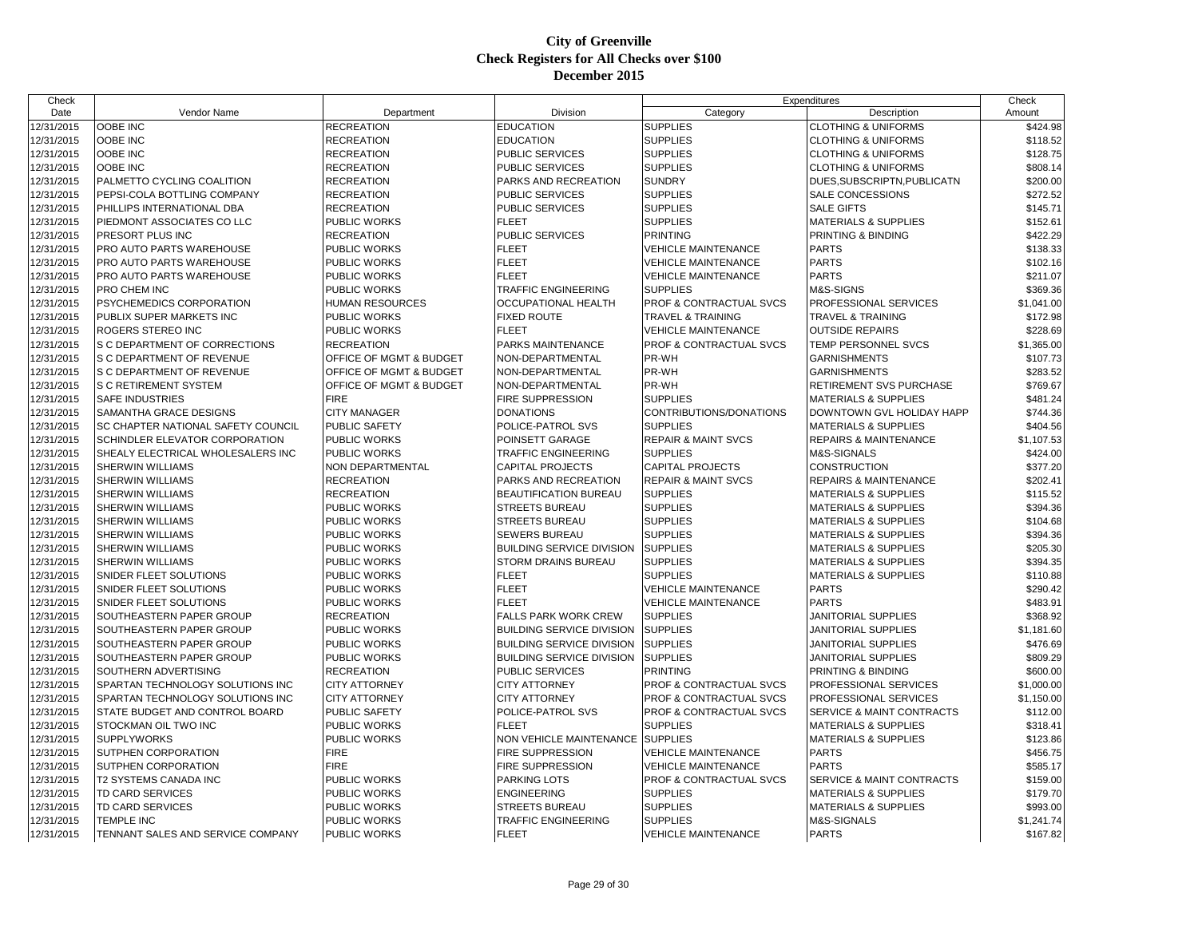# City of Greenville
## Check Registers for All Checks over $100
## December 2015

| Check Date | Vendor Name | Department | Division | Expenditures Category | Description | Check Amount |
|---|---|---|---|---|---|---|
| 12/31/2015 | OOBE INC | RECREATION | EDUCATION | SUPPLIES | CLOTHING & UNIFORMS | $424.98 |
| 12/31/2015 | OOBE INC | RECREATION | EDUCATION | SUPPLIES | CLOTHING & UNIFORMS | $118.52 |
| 12/31/2015 | OOBE INC | RECREATION | PUBLIC SERVICES | SUPPLIES | CLOTHING & UNIFORMS | $128.75 |
| 12/31/2015 | OOBE INC | RECREATION | PUBLIC SERVICES | SUPPLIES | CLOTHING & UNIFORMS | $808.14 |
| 12/31/2015 | PALMETTO CYCLING COALITION | RECREATION | PARKS AND RECREATION | SUNDRY | DUES,SUBSCRIPTN,PUBLICATN | $200.00 |
| 12/31/2015 | PEPSI-COLA BOTTLING COMPANY | RECREATION | PUBLIC SERVICES | SUPPLIES | SALE CONCESSIONS | $272.52 |
| 12/31/2015 | PHILLIPS INTERNATIONAL DBA | RECREATION | PUBLIC SERVICES | SUPPLIES | SALE GIFTS | $145.71 |
| 12/31/2015 | PIEDMONT ASSOCIATES CO LLC | PUBLIC WORKS | FLEET | SUPPLIES | MATERIALS & SUPPLIES | $152.61 |
| 12/31/2015 | PRESORT PLUS INC | RECREATION | PUBLIC SERVICES | PRINTING | PRINTING & BINDING | $422.29 |
| 12/31/2015 | PRO AUTO PARTS WAREHOUSE | PUBLIC WORKS | FLEET | VEHICLE MAINTENANCE | PARTS | $138.33 |
| 12/31/2015 | PRO AUTO PARTS WAREHOUSE | PUBLIC WORKS | FLEET | VEHICLE MAINTENANCE | PARTS | $102.16 |
| 12/31/2015 | PRO AUTO PARTS WAREHOUSE | PUBLIC WORKS | FLEET | VEHICLE MAINTENANCE | PARTS | $211.07 |
| 12/31/2015 | PRO CHEM INC | PUBLIC WORKS | TRAFFIC ENGINEERING | SUPPLIES | M&S-SIGNS | $369.36 |
| 12/31/2015 | PSYCHEMEDICS CORPORATION | HUMAN RESOURCES | OCCUPATIONAL HEALTH | PROF & CONTRACTUAL SVCS | PROFESSIONAL SERVICES | $1,041.00 |
| 12/31/2015 | PUBLIX SUPER MARKETS INC | PUBLIC WORKS | FIXED ROUTE | TRAVEL & TRAINING | TRAVEL & TRAINING | $172.98 |
| 12/31/2015 | ROGERS STEREO INC | PUBLIC WORKS | FLEET | VEHICLE MAINTENANCE | OUTSIDE REPAIRS | $228.69 |
| 12/31/2015 | S C DEPARTMENT OF CORRECTIONS | RECREATION | PARKS MAINTENANCE | PROF & CONTRACTUAL SVCS | TEMP PERSONNEL SVCS | $1,365.00 |
| 12/31/2015 | S C DEPARTMENT OF REVENUE | OFFICE OF MGMT & BUDGET | NON-DEPARTMENTAL | PR-WH | GARNISHMENTS | $107.73 |
| 12/31/2015 | S C DEPARTMENT OF REVENUE | OFFICE OF MGMT & BUDGET | NON-DEPARTMENTAL | PR-WH | GARNISHMENTS | $283.52 |
| 12/31/2015 | S C RETIREMENT SYSTEM | OFFICE OF MGMT & BUDGET | NON-DEPARTMENTAL | PR-WH | RETIREMENT SVS PURCHASE | $769.67 |
| 12/31/2015 | SAFE INDUSTRIES | FIRE | FIRE SUPPRESSION | SUPPLIES | MATERIALS & SUPPLIES | $481.24 |
| 12/31/2015 | SAMANTHA GRACE DESIGNS | CITY MANAGER | DONATIONS | CONTRIBUTIONS/DONATIONS | DOWNTOWN GVL HOLIDAY HAPP | $744.36 |
| 12/31/2015 | SC CHAPTER NATIONAL SAFETY COUNCIL | PUBLIC SAFETY | POLICE-PATROL SVS | SUPPLIES | MATERIALS & SUPPLIES | $404.56 |
| 12/31/2015 | SCHINDLER ELEVATOR CORPORATION | PUBLIC WORKS | POINSETT GARAGE | REPAIR & MAINT SVCS | REPAIRS & MAINTENANCE | $1,107.53 |
| 12/31/2015 | SHEALY ELECTRICAL WHOLESALERS INC | PUBLIC WORKS | TRAFFIC ENGINEERING | SUPPLIES | M&S-SIGNALS | $424.00 |
| 12/31/2015 | SHERWIN WILLIAMS | NON DEPARTMENTAL | CAPITAL PROJECTS | CAPITAL PROJECTS | CONSTRUCTION | $377.20 |
| 12/31/2015 | SHERWIN WILLIAMS | RECREATION | PARKS AND RECREATION | REPAIR & MAINT SVCS | REPAIRS & MAINTENANCE | $202.41 |
| 12/31/2015 | SHERWIN WILLIAMS | RECREATION | BEAUTIFICATION BUREAU | SUPPLIES | MATERIALS & SUPPLIES | $115.52 |
| 12/31/2015 | SHERWIN WILLIAMS | PUBLIC WORKS | STREETS BUREAU | SUPPLIES | MATERIALS & SUPPLIES | $394.36 |
| 12/31/2015 | SHERWIN WILLIAMS | PUBLIC WORKS | STREETS BUREAU | SUPPLIES | MATERIALS & SUPPLIES | $104.68 |
| 12/31/2015 | SHERWIN WILLIAMS | PUBLIC WORKS | SEWERS BUREAU | SUPPLIES | MATERIALS & SUPPLIES | $394.36 |
| 12/31/2015 | SHERWIN WILLIAMS | PUBLIC WORKS | BUILDING SERVICE DIVISION | SUPPLIES | MATERIALS & SUPPLIES | $205.30 |
| 12/31/2015 | SHERWIN WILLIAMS | PUBLIC WORKS | STORM DRAINS BUREAU | SUPPLIES | MATERIALS & SUPPLIES | $394.35 |
| 12/31/2015 | SNIDER FLEET SOLUTIONS | PUBLIC WORKS | FLEET | SUPPLIES | MATERIALS & SUPPLIES | $110.88 |
| 12/31/2015 | SNIDER FLEET SOLUTIONS | PUBLIC WORKS | FLEET | VEHICLE MAINTENANCE | PARTS | $290.42 |
| 12/31/2015 | SNIDER FLEET SOLUTIONS | PUBLIC WORKS | FLEET | VEHICLE MAINTENANCE | PARTS | $483.91 |
| 12/31/2015 | SOUTHEASTERN PAPER GROUP | RECREATION | FALLS PARK WORK CREW | SUPPLIES | JANITORIAL SUPPLIES | $368.92 |
| 12/31/2015 | SOUTHEASTERN PAPER GROUP | PUBLIC WORKS | BUILDING SERVICE DIVISION | SUPPLIES | JANITORIAL SUPPLIES | $1,181.60 |
| 12/31/2015 | SOUTHEASTERN PAPER GROUP | PUBLIC WORKS | BUILDING SERVICE DIVISION | SUPPLIES | JANITORIAL SUPPLIES | $476.69 |
| 12/31/2015 | SOUTHEASTERN PAPER GROUP | PUBLIC WORKS | BUILDING SERVICE DIVISION | SUPPLIES | JANITORIAL SUPPLIES | $809.29 |
| 12/31/2015 | SOUTHERN ADVERTISING | RECREATION | PUBLIC SERVICES | PRINTING | PRINTING & BINDING | $600.00 |
| 12/31/2015 | SPARTAN TECHNOLOGY SOLUTIONS INC | CITY ATTORNEY | CITY ATTORNEY | PROF & CONTRACTUAL SVCS | PROFESSIONAL SERVICES | $1,000.00 |
| 12/31/2015 | SPARTAN TECHNOLOGY SOLUTIONS INC | CITY ATTORNEY | CITY ATTORNEY | PROF & CONTRACTUAL SVCS | PROFESSIONAL SERVICES | $1,150.00 |
| 12/31/2015 | STATE BUDGET AND CONTROL BOARD | PUBLIC SAFETY | POLICE-PATROL SVS | PROF & CONTRACTUAL SVCS | SERVICE & MAINT CONTRACTS | $112.00 |
| 12/31/2015 | STOCKMAN OIL TWO INC | PUBLIC WORKS | FLEET | SUPPLIES | MATERIALS & SUPPLIES | $318.41 |
| 12/31/2015 | SUPPLYWORKS | PUBLIC WORKS | NON VEHICLE MAINTENANCE | SUPPLIES | MATERIALS & SUPPLIES | $123.86 |
| 12/31/2015 | SUTPHEN CORPORATION | FIRE | FIRE SUPPRESSION | VEHICLE MAINTENANCE | PARTS | $456.75 |
| 12/31/2015 | SUTPHEN CORPORATION | FIRE | FIRE SUPPRESSION | VEHICLE MAINTENANCE | PARTS | $585.17 |
| 12/31/2015 | T2 SYSTEMS CANADA INC | PUBLIC WORKS | PARKING LOTS | PROF & CONTRACTUAL SVCS | SERVICE & MAINT CONTRACTS | $159.00 |
| 12/31/2015 | TD CARD SERVICES | PUBLIC WORKS | ENGINEERING | SUPPLIES | MATERIALS & SUPPLIES | $179.70 |
| 12/31/2015 | TD CARD SERVICES | PUBLIC WORKS | STREETS BUREAU | SUPPLIES | MATERIALS & SUPPLIES | $993.00 |
| 12/31/2015 | TEMPLE INC | PUBLIC WORKS | TRAFFIC ENGINEERING | SUPPLIES | M&S-SIGNALS | $1,241.74 |
| 12/31/2015 | TENNANT SALES AND SERVICE COMPANY | PUBLIC WORKS | FLEET | VEHICLE MAINTENANCE | PARTS | $167.82 |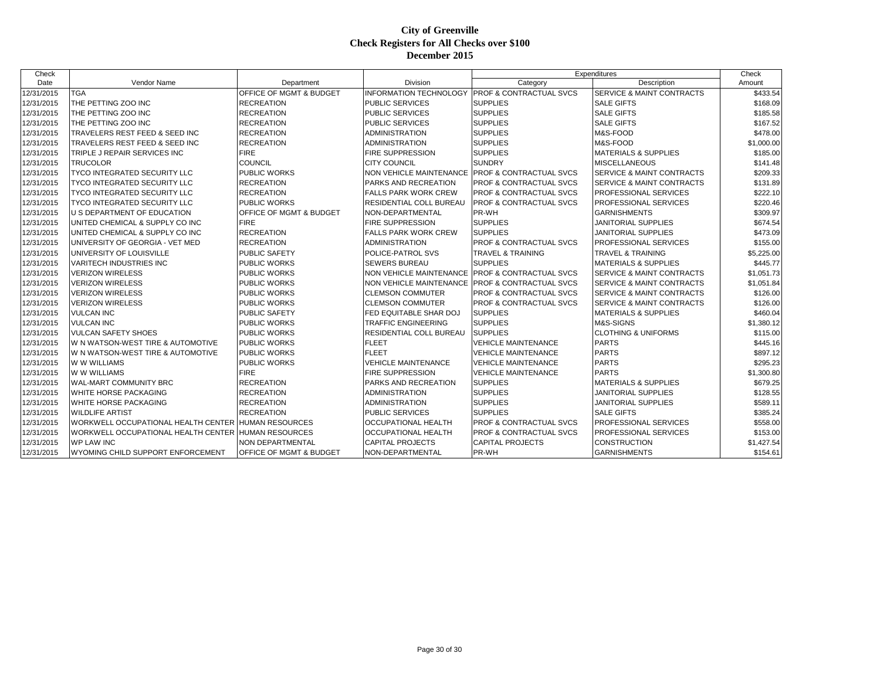# City of Greenville
## Check Registers for All Checks over $100
## December 2015

| Check Date | Vendor Name | Department | Division | Expenditures Category | Description | Check Amount |
|---|---|---|---|---|---|---|
| 12/31/2015 | TGA | OFFICE OF MGMT & BUDGET | INFORMATION TECHNOLOGY | PROF & CONTRACTUAL SVCS | SERVICE & MAINT CONTRACTS | $433.54 |
| 12/31/2015 | THE PETTING ZOO INC | RECREATION | PUBLIC SERVICES | SUPPLIES | SALE GIFTS | $168.09 |
| 12/31/2015 | THE PETTING ZOO INC | RECREATION | PUBLIC SERVICES | SUPPLIES | SALE GIFTS | $185.58 |
| 12/31/2015 | THE PETTING ZOO INC | RECREATION | PUBLIC SERVICES | SUPPLIES | SALE GIFTS | $167.52 |
| 12/31/2015 | TRAVELERS REST FEED & SEED INC | RECREATION | ADMINISTRATION | SUPPLIES | M&S-FOOD | $478.00 |
| 12/31/2015 | TRAVELERS REST FEED & SEED INC | RECREATION | ADMINISTRATION | SUPPLIES | M&S-FOOD | $1,000.00 |
| 12/31/2015 | TRIPLE J REPAIR SERVICES INC | FIRE | FIRE SUPPRESSION | SUPPLIES | MATERIALS & SUPPLIES | $185.00 |
| 12/31/2015 | TRUCOLOR | COUNCIL | CITY COUNCIL | SUNDRY | MISCELLANEOUS | $141.48 |
| 12/31/2015 | TYCO INTEGRATED SECURITY LLC | PUBLIC WORKS | NON VEHICLE MAINTENANCE | PROF & CONTRACTUAL SVCS | SERVICE & MAINT CONTRACTS | $209.33 |
| 12/31/2015 | TYCO INTEGRATED SECURITY LLC | RECREATION | PARKS AND RECREATION | PROF & CONTRACTUAL SVCS | SERVICE & MAINT CONTRACTS | $131.89 |
| 12/31/2015 | TYCO INTEGRATED SECURITY LLC | RECREATION | FALLS PARK WORK CREW | PROF & CONTRACTUAL SVCS | PROFESSIONAL SERVICES | $222.10 |
| 12/31/2015 | TYCO INTEGRATED SECURITY LLC | PUBLIC WORKS | RESIDENTIAL COLL BUREAU | PROF & CONTRACTUAL SVCS | PROFESSIONAL SERVICES | $220.46 |
| 12/31/2015 | U S DEPARTMENT OF EDUCATION | OFFICE OF MGMT & BUDGET | NON-DEPARTMENTAL | PR-WH | GARNISHMENTS | $309.97 |
| 12/31/2015 | UNITED CHEMICAL & SUPPLY CO INC | FIRE | FIRE SUPPRESSION | SUPPLIES | JANITORIAL SUPPLIES | $674.54 |
| 12/31/2015 | UNITED CHEMICAL & SUPPLY CO INC | RECREATION | FALLS PARK WORK CREW | SUPPLIES | JANITORIAL SUPPLIES | $473.09 |
| 12/31/2015 | UNIVERSITY OF GEORGIA - VET MED | RECREATION | ADMINISTRATION | PROF & CONTRACTUAL SVCS | PROFESSIONAL SERVICES | $155.00 |
| 12/31/2015 | UNIVERSITY OF LOUISVILLE | PUBLIC SAFETY | POLICE-PATROL SVS | TRAVEL & TRAINING | TRAVEL & TRAINING | $5,225.00 |
| 12/31/2015 | VARITECH INDUSTRIES INC | PUBLIC WORKS | SEWERS BUREAU | SUPPLIES | MATERIALS & SUPPLIES | $445.77 |
| 12/31/2015 | VERIZON WIRELESS | PUBLIC WORKS | NON VEHICLE MAINTENANCE | PROF & CONTRACTUAL SVCS | SERVICE & MAINT CONTRACTS | $1,051.73 |
| 12/31/2015 | VERIZON WIRELESS | PUBLIC WORKS | NON VEHICLE MAINTENANCE | PROF & CONTRACTUAL SVCS | SERVICE & MAINT CONTRACTS | $1,051.84 |
| 12/31/2015 | VERIZON WIRELESS | PUBLIC WORKS | CLEMSON COMMUTER | PROF & CONTRACTUAL SVCS | SERVICE & MAINT CONTRACTS | $126.00 |
| 12/31/2015 | VERIZON WIRELESS | PUBLIC WORKS | CLEMSON COMMUTER | PROF & CONTRACTUAL SVCS | SERVICE & MAINT CONTRACTS | $126.00 |
| 12/31/2015 | VULCAN INC | PUBLIC SAFETY | FED EQUITABLE SHAR DOJ | SUPPLIES | MATERIALS & SUPPLIES | $460.04 |
| 12/31/2015 | VULCAN INC | PUBLIC WORKS | TRAFFIC ENGINEERING | SUPPLIES | M&S-SIGNS | $1,380.12 |
| 12/31/2015 | VULCAN SAFETY SHOES | PUBLIC WORKS | RESIDENTIAL COLL BUREAU | SUPPLIES | CLOTHING & UNIFORMS | $115.00 |
| 12/31/2015 | W N WATSON-WEST TIRE & AUTOMOTIVE | PUBLIC WORKS | FLEET | VEHICLE MAINTENANCE | PARTS | $445.16 |
| 12/31/2015 | W N WATSON-WEST TIRE & AUTOMOTIVE | PUBLIC WORKS | FLEET | VEHICLE MAINTENANCE | PARTS | $897.12 |
| 12/31/2015 | W W WILLIAMS | PUBLIC WORKS | VEHICLE MAINTENANCE | VEHICLE MAINTENANCE | PARTS | $295.23 |
| 12/31/2015 | W W WILLIAMS | FIRE | FIRE SUPPRESSION | VEHICLE MAINTENANCE | PARTS | $1,300.80 |
| 12/31/2015 | WAL-MART COMMUNITY BRC | RECREATION | PARKS AND RECREATION | SUPPLIES | MATERIALS & SUPPLIES | $679.25 |
| 12/31/2015 | WHITE HORSE PACKAGING | RECREATION | ADMINISTRATION | SUPPLIES | JANITORIAL SUPPLIES | $128.55 |
| 12/31/2015 | WHITE HORSE PACKAGING | RECREATION | ADMINISTRATION | SUPPLIES | JANITORIAL SUPPLIES | $589.11 |
| 12/31/2015 | WILDLIFE ARTIST | RECREATION | PUBLIC SERVICES | SUPPLIES | SALE GIFTS | $385.24 |
| 12/31/2015 | WORKWELL OCCUPATIONAL HEALTH CENTER | HUMAN RESOURCES | OCCUPATIONAL HEALTH | PROF & CONTRACTUAL SVCS | PROFESSIONAL SERVICES | $558.00 |
| 12/31/2015 | WORKWELL OCCUPATIONAL HEALTH CENTER | HUMAN RESOURCES | OCCUPATIONAL HEALTH | PROF & CONTRACTUAL SVCS | PROFESSIONAL SERVICES | $153.00 |
| 12/31/2015 | WP LAW INC | NON DEPARTMENTAL | CAPITAL PROJECTS | CAPITAL PROJECTS | CONSTRUCTION | $1,427.54 |
| 12/31/2015 | WYOMING CHILD SUPPORT ENFORCEMENT | OFFICE OF MGMT & BUDGET | NON-DEPARTMENTAL | PR-WH | GARNISHMENTS | $154.61 |